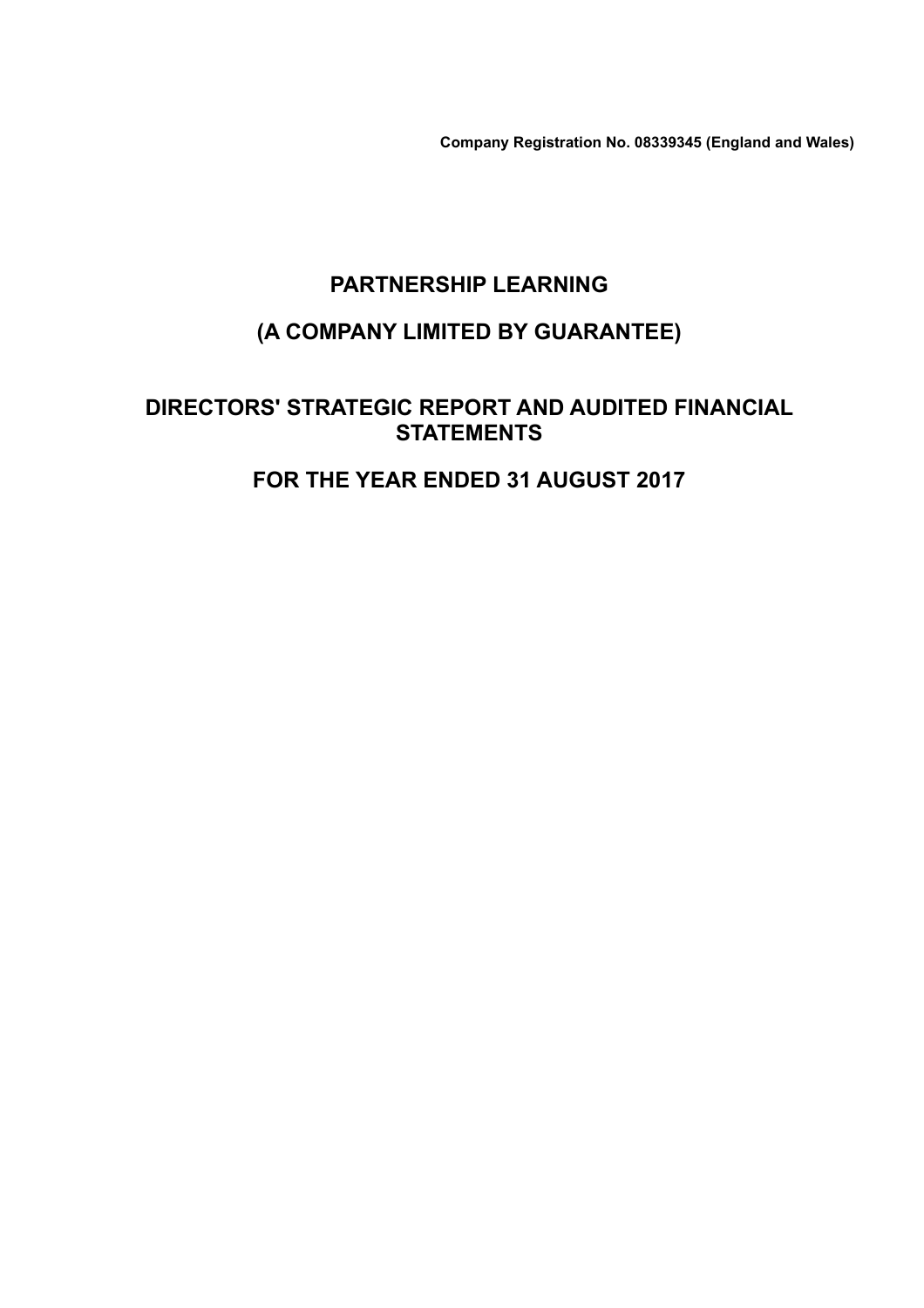**Company Registration No. 08339345 (England and Wales)**

# PARTNERSHIP LEARNING

## (A COMPANY LIMITED BY GUARANTEE)

## DIRECTORS' STRATEGIC REPORT AND AUDITED FINANCIAL STATEMENTS

## FOR THE YEAR ENDED 31 AUGUST 2017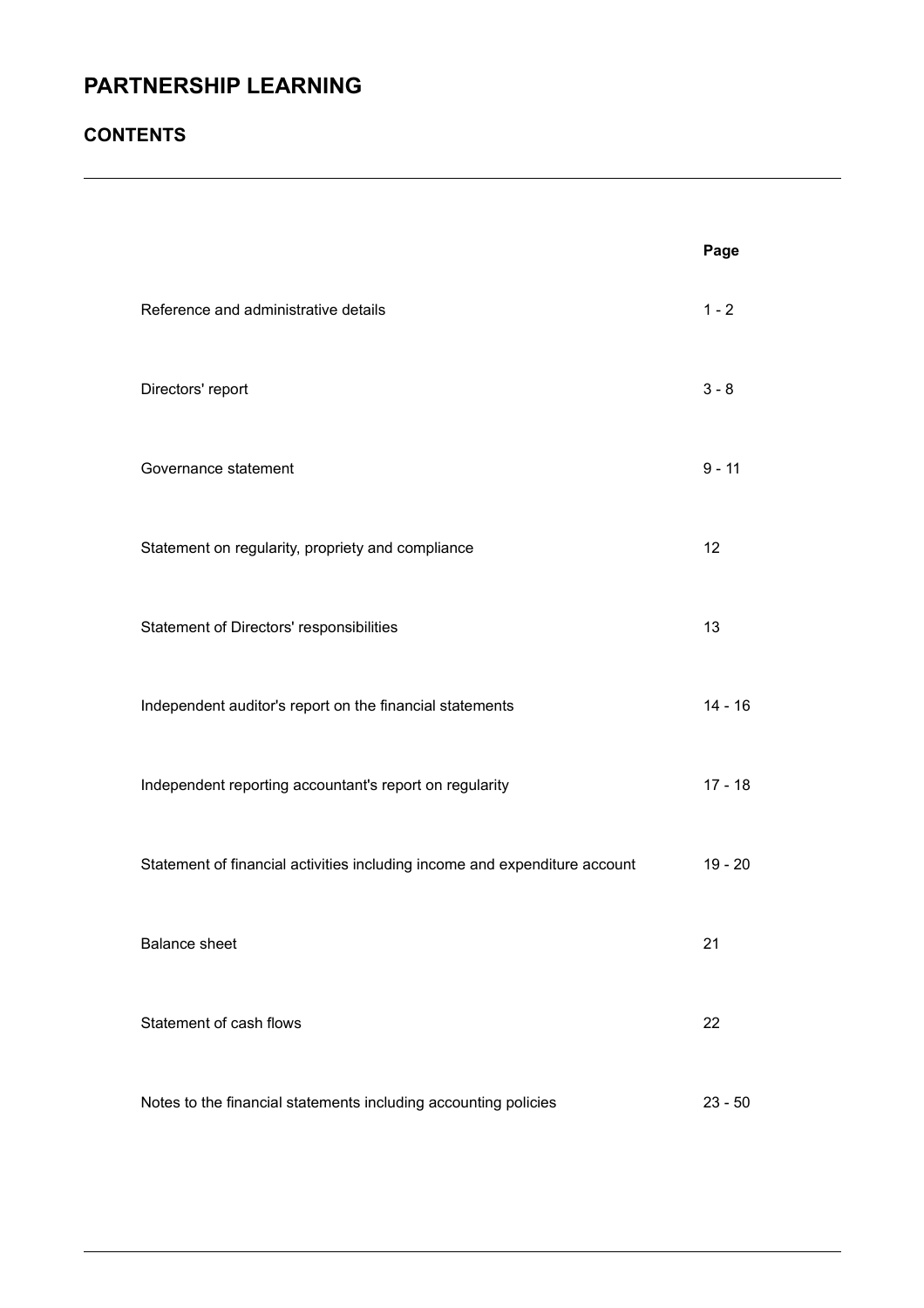# PARTNERSHIP LEARNING

## CONTENTS

| | Page |
|---|---|
| Reference and administrative details | 1 - 2 |
| Directors' report | 3 - 8 |
| Governance statement | 9 - 11 |
| Statement on regularity, propriety and compliance | 12 |
| Statement of Directors' responsibilities | 13 |
| Independent auditor's report on the financial statements | 14 - 16 |
| Independent reporting accountant's report on regularity | 17 - 18 |
| Statement of financial activities including income and expenditure account | 19 - 20 |
| Balance sheet | 21 |
| Statement of cash flows | 22 |
| Notes to the financial statements including accounting policies | 23 - 50 |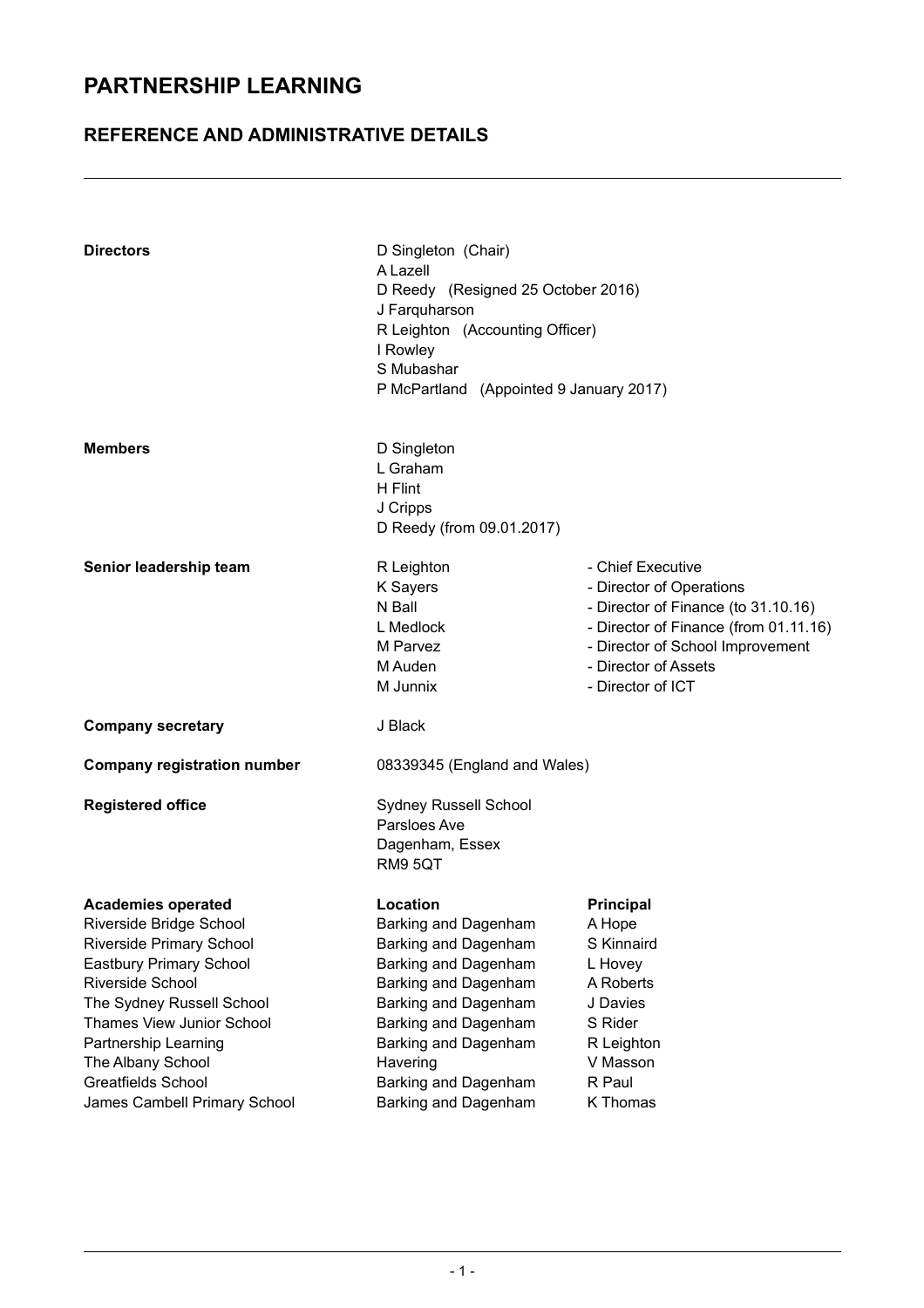# PARTNERSHIP LEARNING

## REFERENCE AND ADMINISTRATIVE DETAILS

**Directors**

D Singleton (Chair)
A Lazell
D Reedy (Resigned 25 October 2016)
J Farquharson
R Leighton (Accounting Officer)
I Rowley
S Mubashar
P McPartland (Appointed 9 January 2017)

**Members**

D Singleton
L Graham
H Flint
J Cripps
D Reedy (from 09.01.2017)

**Senior leadership team**

| | |
|---|---|
| R Leighton | - Chief Executive |
| K Sayers | - Director of Operations |
| N Ball | - Director of Finance (to 31.10.16) |
| L Medlock | - Director of Finance (from 01.11.16) |
| M Parvez | - Director of School Improvement |
| M Auden | - Director of Assets |
| M Junnix | - Director of ICT |

**Company secretary**

J Black

**Company registration number**

08339345 (England and Wales)

**Registered office**

Sydney Russell School
Parsloes Ave
Dagenham, Essex
RM9 5QT

| **Academies operated** | **Location** | **Principal** |
|---|---|---|
| Riverside Bridge School | Barking and Dagenham | A Hope |
| Riverside Primary School | Barking and Dagenham | S Kinnaird |
| Eastbury Primary School | Barking and Dagenham | L Hovey |
| Riverside School | Barking and Dagenham | A Roberts |
| The Sydney Russell School | Barking and Dagenham | J Davies |
| Thames View Junior School | Barking and Dagenham | S Rider |
| Partnership Learning | Barking and Dagenham | R Leighton |
| The Albany School | Havering | V Masson |
| Greatfields School | Barking and Dagenham | R Paul |
| James Cambell Primary School | Barking and Dagenham | K Thomas |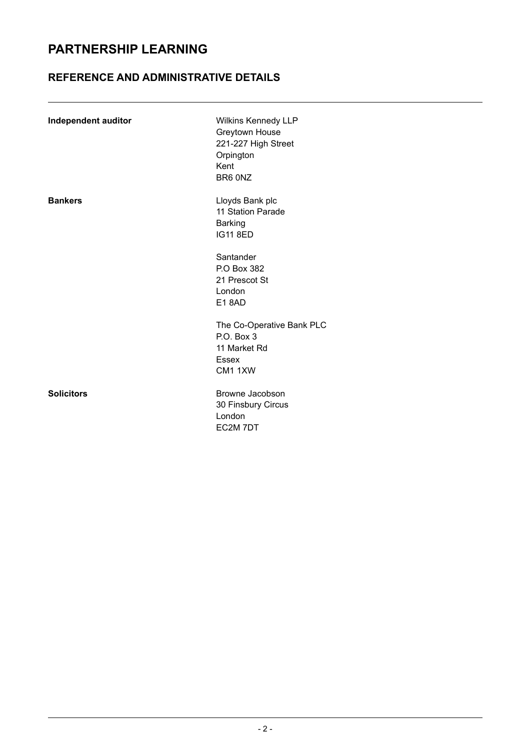# PARTNERSHIP LEARNING

## REFERENCE AND ADMINISTRATIVE DETAILS

---

| | |
|---|---|
| **Independent auditor** | Wilkins Kennedy LLP<br>Greytown House<br>221-227 High Street<br>Orpington<br>Kent<br>BR6 0NZ |
| **Bankers** | Lloyds Bank plc<br>11 Station Parade<br>Barking<br>IG11 8ED<br><br>Santander<br>P.O Box 382<br>21 Prescot St<br>London<br>E1 8AD<br><br>The Co-Operative Bank PLC<br>P.O. Box 3<br>11 Market Rd<br>Essex<br>CM1 1XW |
| **Solicitors** | Browne Jacobson<br>30 Finsbury Circus<br>London<br>EC2M 7DT |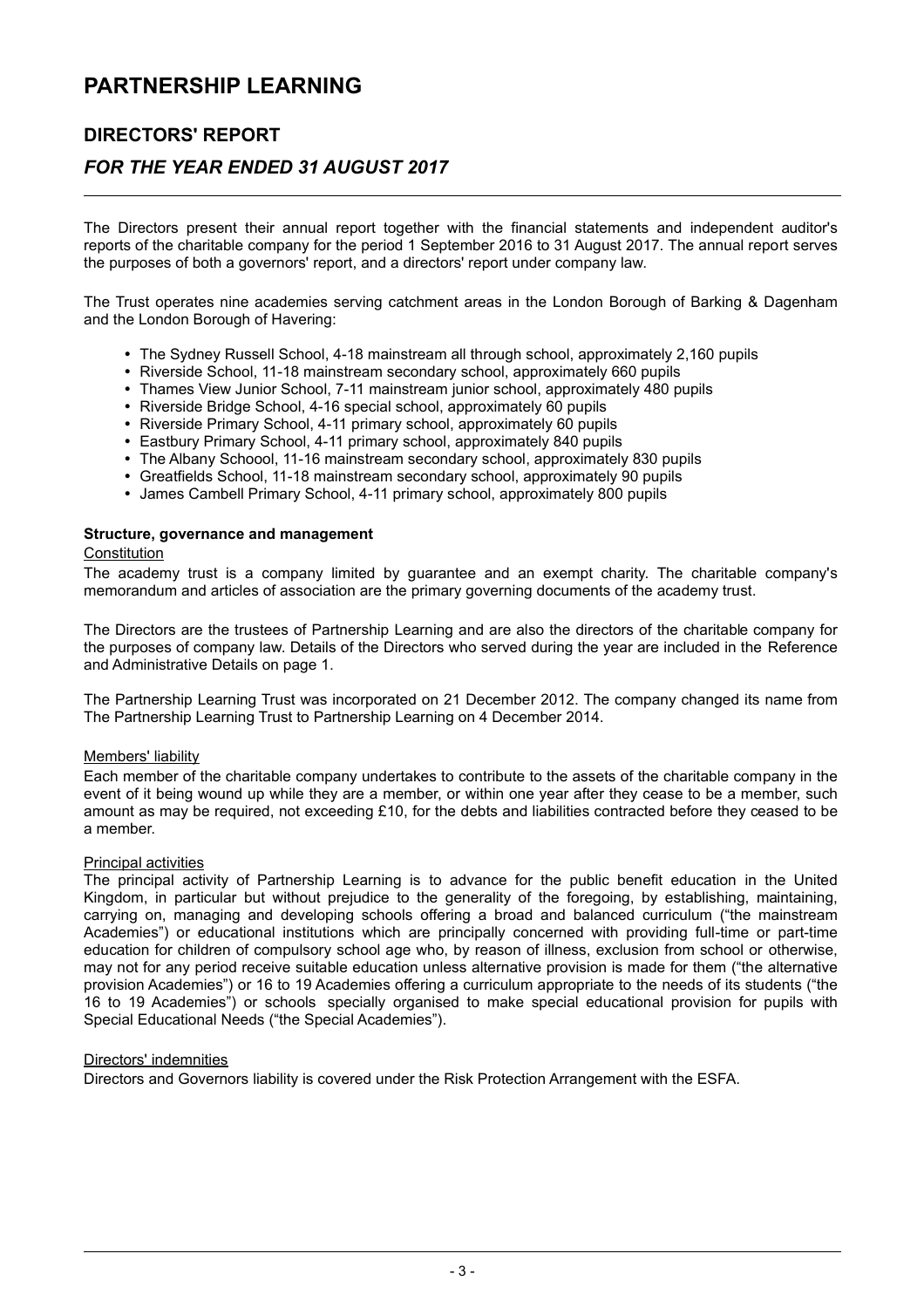# PARTNERSHIP LEARNING

## DIRECTORS' REPORT

### *FOR THE YEAR ENDED 31 AUGUST 2017*

The Directors present their annual report together with the financial statements and independent auditor's reports of the charitable company for the period 1 September 2016 to 31 August 2017. The annual report serves the purposes of both a governors' report, and a directors' report under company law.

The Trust operates nine academies serving catchment areas in the London Borough of Barking & Dagenham and the London Borough of Havering:

- The Sydney Russell School, 4-18 mainstream all through school, approximately 2,160 pupils
- Riverside School, 11-18 mainstream secondary school, approximately 660 pupils
- Thames View Junior School, 7-11 mainstream junior school, approximately 480 pupils
- Riverside Bridge School, 4-16 special school, approximately 60 pupils
- Riverside Primary School, 4-11 primary school, approximately 60 pupils
- Eastbury Primary School, 4-11 primary school, approximately 840 pupils
- The Albany Schoool, 11-16 mainstream secondary school, approximately 830 pupils
- Greatfields School, 11-18 mainstream secondary school, approximately 90 pupils
- James Cambell Primary School, 4-11 primary school, approximately 800 pupils

**Structure, governance and management**

Constitution

The academy trust is a company limited by guarantee and an exempt charity. The charitable company's memorandum and articles of association are the primary governing documents of the academy trust.

The Directors are the trustees of Partnership Learning and are also the directors of the charitable company for the purposes of company law. Details of the Directors who served during the year are included in the Reference and Administrative Details on page 1.

The Partnership Learning Trust was incorporated on 21 December 2012. The company changed its name from The Partnership Learning Trust to Partnership Learning on 4 December 2014.

Members' liability

Each member of the charitable company undertakes to contribute to the assets of the charitable company in the event of it being wound up while they are a member, or within one year after they cease to be a member, such amount as may be required, not exceeding £10, for the debts and liabilities contracted before they ceased to be a member.

Principal activities

The principal activity of Partnership Learning is to advance for the public benefit education in the United Kingdom, in particular but without prejudice to the generality of the foregoing, by establishing, maintaining, carrying on, managing and developing schools offering a broad and balanced curriculum ("the mainstream Academies") or educational institutions which are principally concerned with providing full-time or part-time education for children of compulsory school age who, by reason of illness, exclusion from school or otherwise, may not for any period receive suitable education unless alternative provision is made for them ("the alternative provision Academies") or 16 to 19 Academies offering a curriculum appropriate to the needs of its students ("the 16 to 19 Academies") or schools specially organised to make special educational provision for pupils with Special Educational Needs ("the Special Academies").

Directors' indemnities

Directors and Governors liability is covered under the Risk Protection Arrangement with the ESFA.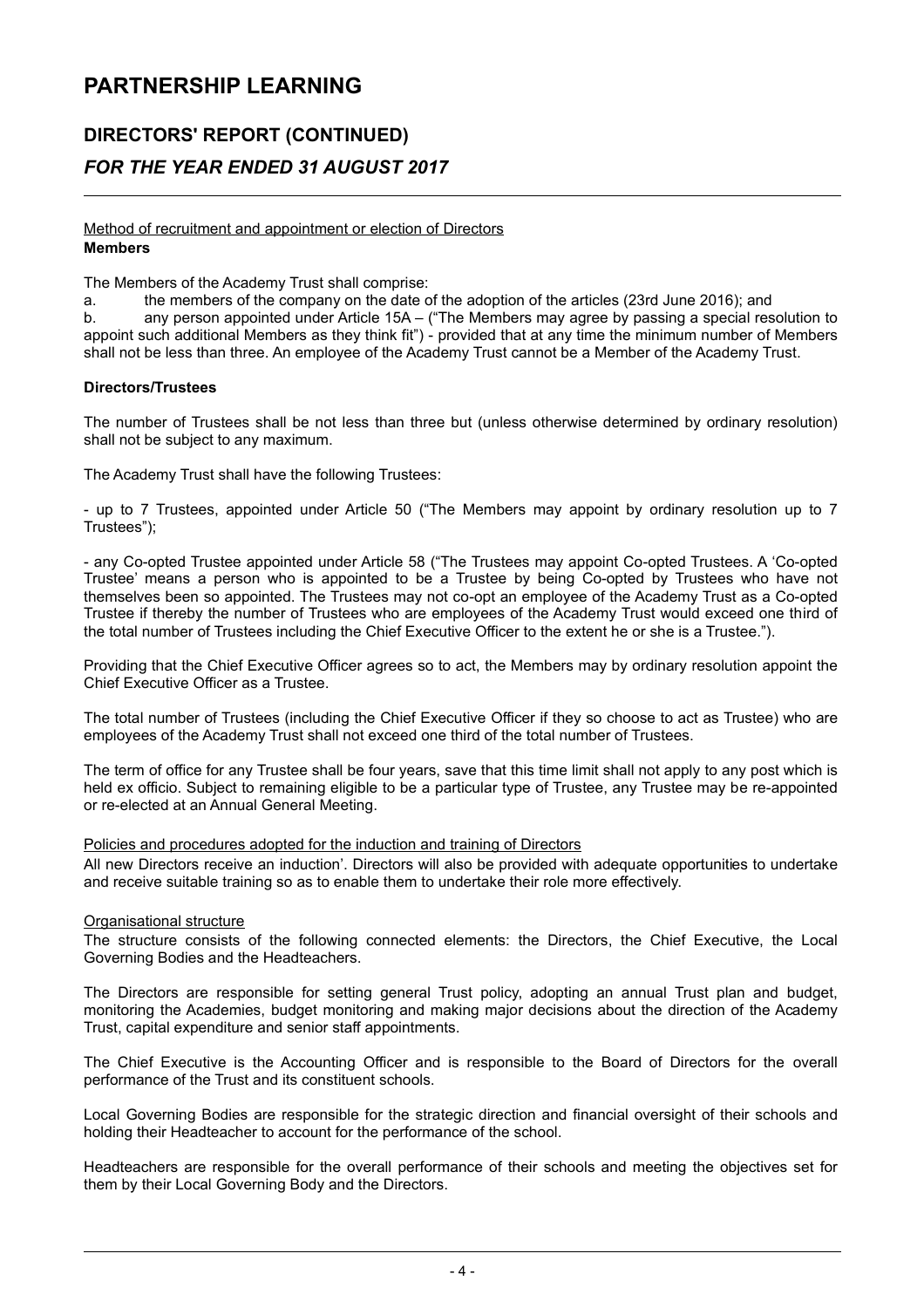# PARTNERSHIP LEARNING

## DIRECTORS' REPORT (CONTINUED)

### *FOR THE YEAR ENDED 31 AUGUST 2017*

Method of recruitment and appointment or election of Directors

**Members**

The Members of the Academy Trust shall comprise:

a. the members of the company on the date of the adoption of the articles (23rd June 2016); and

b. any person appointed under Article 15A – ("The Members may agree by passing a special resolution to appoint such additional Members as they think fit") - provided that at any time the minimum number of Members shall not be less than three. An employee of the Academy Trust cannot be a Member of the Academy Trust.

**Directors/Trustees**

The number of Trustees shall be not less than three but (unless otherwise determined by ordinary resolution) shall not be subject to any maximum.

The Academy Trust shall have the following Trustees:

- up to 7 Trustees, appointed under Article 50 ("The Members may appoint by ordinary resolution up to 7 Trustees");

- any Co-opted Trustee appointed under Article 58 ("The Trustees may appoint Co-opted Trustees. A 'Co-opted Trustee' means a person who is appointed to be a Trustee by being Co-opted by Trustees who have not themselves been so appointed. The Trustees may not co-opt an employee of the Academy Trust as a Co-opted Trustee if thereby the number of Trustees who are employees of the Academy Trust would exceed one third of the total number of Trustees including the Chief Executive Officer to the extent he or she is a Trustee.").

Providing that the Chief Executive Officer agrees so to act, the Members may by ordinary resolution appoint the Chief Executive Officer as a Trustee.

The total number of Trustees (including the Chief Executive Officer if they so choose to act as Trustee) who are employees of the Academy Trust shall not exceed one third of the total number of Trustees.

The term of office for any Trustee shall be four years, save that this time limit shall not apply to any post which is held ex officio. Subject to remaining eligible to be a particular type of Trustee, any Trustee may be re-appointed or re-elected at an Annual General Meeting.

Policies and procedures adopted for the induction and training of Directors

All new Directors receive an induction'. Directors will also be provided with adequate opportunities to undertake and receive suitable training so as to enable them to undertake their role more effectively.

Organisational structure

The structure consists of the following connected elements: the Directors, the Chief Executive, the Local Governing Bodies and the Headteachers.

The Directors are responsible for setting general Trust policy, adopting an annual Trust plan and budget, monitoring the Academies, budget monitoring and making major decisions about the direction of the Academy Trust, capital expenditure and senior staff appointments.

The Chief Executive is the Accounting Officer and is responsible to the Board of Directors for the overall performance of the Trust and its constituent schools.

Local Governing Bodies are responsible for the strategic direction and financial oversight of their schools and holding their Headteacher to account for the performance of the school.

Headteachers are responsible for the overall performance of their schools and meeting the objectives set for them by their Local Governing Body and the Directors.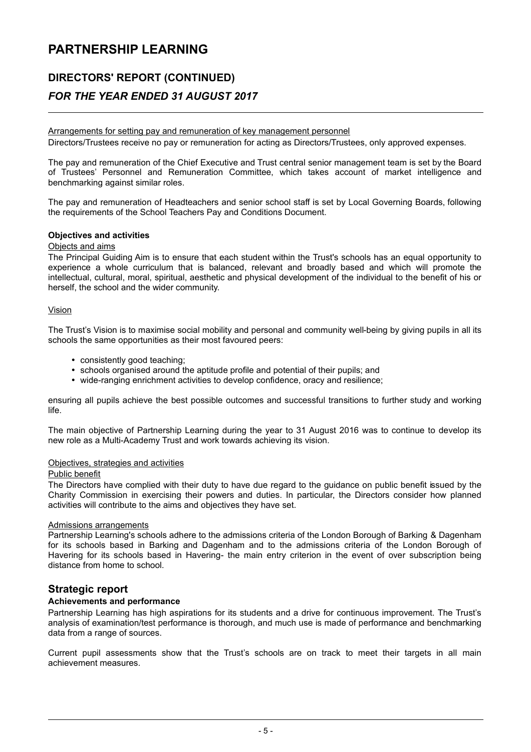# PARTNERSHIP LEARNING

## DIRECTORS' REPORT (CONTINUED)

### *FOR THE YEAR ENDED 31 AUGUST 2017*

Arrangements for setting pay and remuneration of key management personnel

Directors/Trustees receive no pay or remuneration for acting as Directors/Trustees, only approved expenses.

The pay and remuneration of the Chief Executive and Trust central senior management team is set by the Board of Trustees' Personnel and Remuneration Committee, which takes account of market intelligence and benchmarking against similar roles.

The pay and remuneration of Headteachers and senior school staff is set by Local Governing Boards, following the requirements of the School Teachers Pay and Conditions Document.

**Objectives and activities**

Objects and aims

The Principal Guiding Aim is to ensure that each student within the Trust's schools has an equal opportunity to experience a whole curriculum that is balanced, relevant and broadly based and which will promote the intellectual, cultural, moral, spiritual, aesthetic and physical development of the individual to the benefit of his or herself, the school and the wider community.

Vision

The Trust's Vision is to maximise social mobility and personal and community well-being by giving pupils in all its schools the same opportunities as their most favoured peers:

- consistently good teaching;
- schools organised around the aptitude profile and potential of their pupils; and
- wide-ranging enrichment activities to develop confidence, oracy and resilience;

ensuring all pupils achieve the best possible outcomes and successful transitions to further study and working life.

The main objective of Partnership Learning during the year to 31 August 2016 was to continue to develop its new role as a Multi-Academy Trust and work towards achieving its vision.

Objectives, strategies and activities

Public benefit

The Directors have complied with their duty to have due regard to the guidance on public benefit issued by the Charity Commission in exercising their powers and duties. In particular, the Directors consider how planned activities will contribute to the aims and objectives they have set.

Admissions arrangements

Partnership Learning's schools adhere to the admissions criteria of the London Borough of Barking & Dagenham for its schools based in Barking and Dagenham and to the admissions criteria of the London Borough of Havering for its schools based in Havering- the main entry criterion in the event of over subscription being distance from home to school.

## Strategic report

**Achievements and performance**

Partnership Learning has high aspirations for its students and a drive for continuous improvement. The Trust's analysis of examination/test performance is thorough, and much use is made of performance and benchmarking data from a range of sources.

Current pupil assessments show that the Trust's schools are on track to meet their targets in all main achievement measures.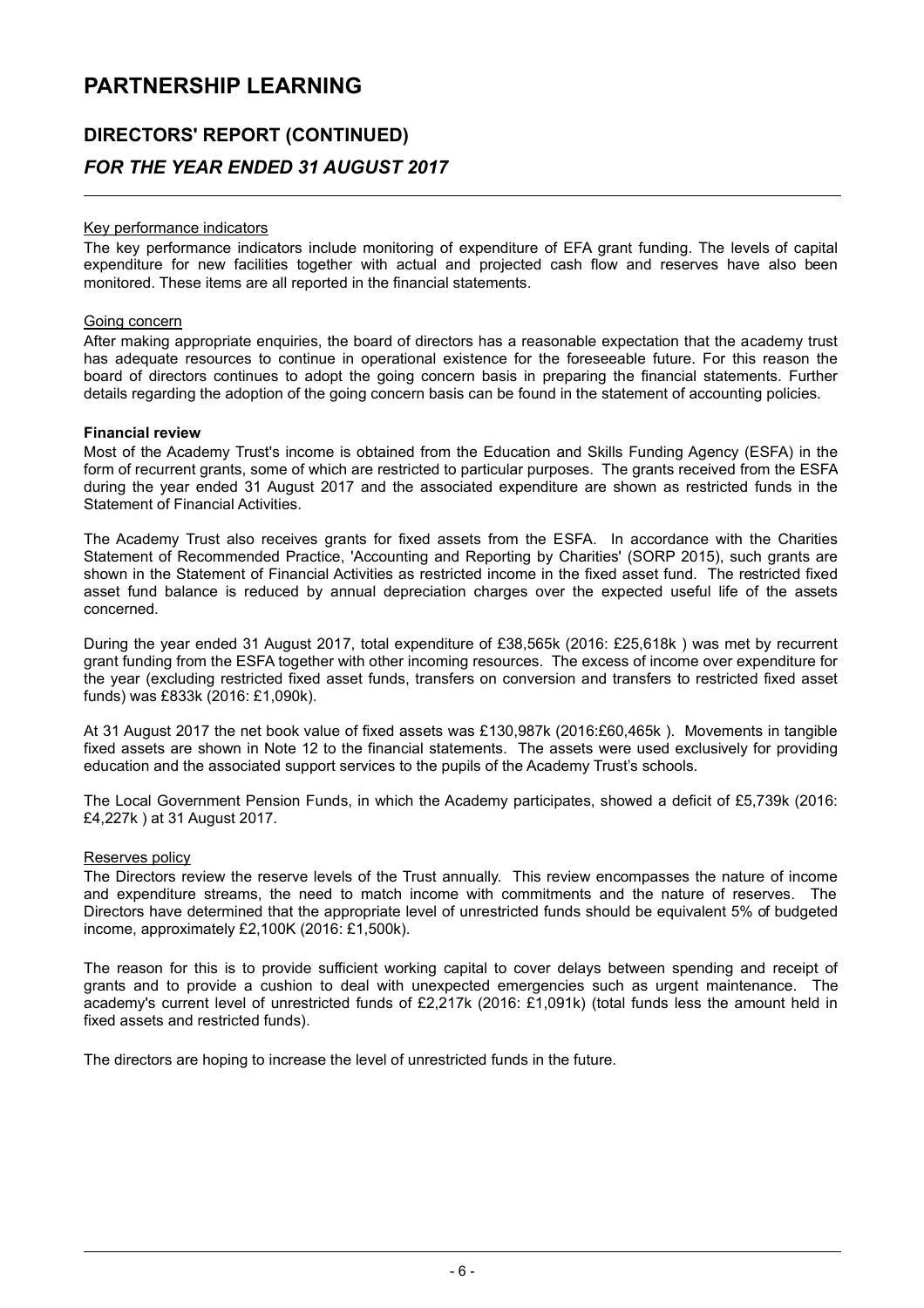# PARTNERSHIP LEARNING

## DIRECTORS' REPORT (CONTINUED)

### *FOR THE YEAR ENDED 31 AUGUST 2017*

Key performance indicators

The key performance indicators include monitoring of expenditure of EFA grant funding. The levels of capital expenditure for new facilities together with actual and projected cash flow and reserves have also been monitored. These items are all reported in the financial statements.

Going concern

After making appropriate enquiries, the board of directors has a reasonable expectation that the academy trust has adequate resources to continue in operational existence for the foreseeable future. For this reason the board of directors continues to adopt the going concern basis in preparing the financial statements. Further details regarding the adoption of the going concern basis can be found in the statement of accounting policies.

**Financial review**

Most of the Academy Trust's income is obtained from the Education and Skills Funding Agency (ESFA) in the form of recurrent grants, some of which are restricted to particular purposes. The grants received from the ESFA during the year ended 31 August 2017 and the associated expenditure are shown as restricted funds in the Statement of Financial Activities.

The Academy Trust also receives grants for fixed assets from the ESFA. In accordance with the Charities Statement of Recommended Practice, 'Accounting and Reporting by Charities' (SORP 2015), such grants are shown in the Statement of Financial Activities as restricted income in the fixed asset fund. The restricted fixed asset fund balance is reduced by annual depreciation charges over the expected useful life of the assets concerned.

During the year ended 31 August 2017, total expenditure of £38,565k (2016: £25,618k ) was met by recurrent grant funding from the ESFA together with other incoming resources. The excess of income over expenditure for the year (excluding restricted fixed asset funds, transfers on conversion and transfers to restricted fixed asset funds) was £833k (2016: £1,090k).

At 31 August 2017 the net book value of fixed assets was £130,987k (2016:£60,465k ). Movements in tangible fixed assets are shown in Note 12 to the financial statements. The assets were used exclusively for providing education and the associated support services to the pupils of the Academy Trust's schools.

The Local Government Pension Funds, in which the Academy participates, showed a deficit of £5,739k (2016: £4,227k ) at 31 August 2017.

Reserves policy

The Directors review the reserve levels of the Trust annually. This review encompasses the nature of income and expenditure streams, the need to match income with commitments and the nature of reserves. The Directors have determined that the appropriate level of unrestricted funds should be equivalent 5% of budgeted income, approximately £2,100K (2016: £1,500k).

The reason for this is to provide sufficient working capital to cover delays between spending and receipt of grants and to provide a cushion to deal with unexpected emergencies such as urgent maintenance. The academy's current level of unrestricted funds of £2,217k (2016: £1,091k) (total funds less the amount held in fixed assets and restricted funds).

The directors are hoping to increase the level of unrestricted funds in the future.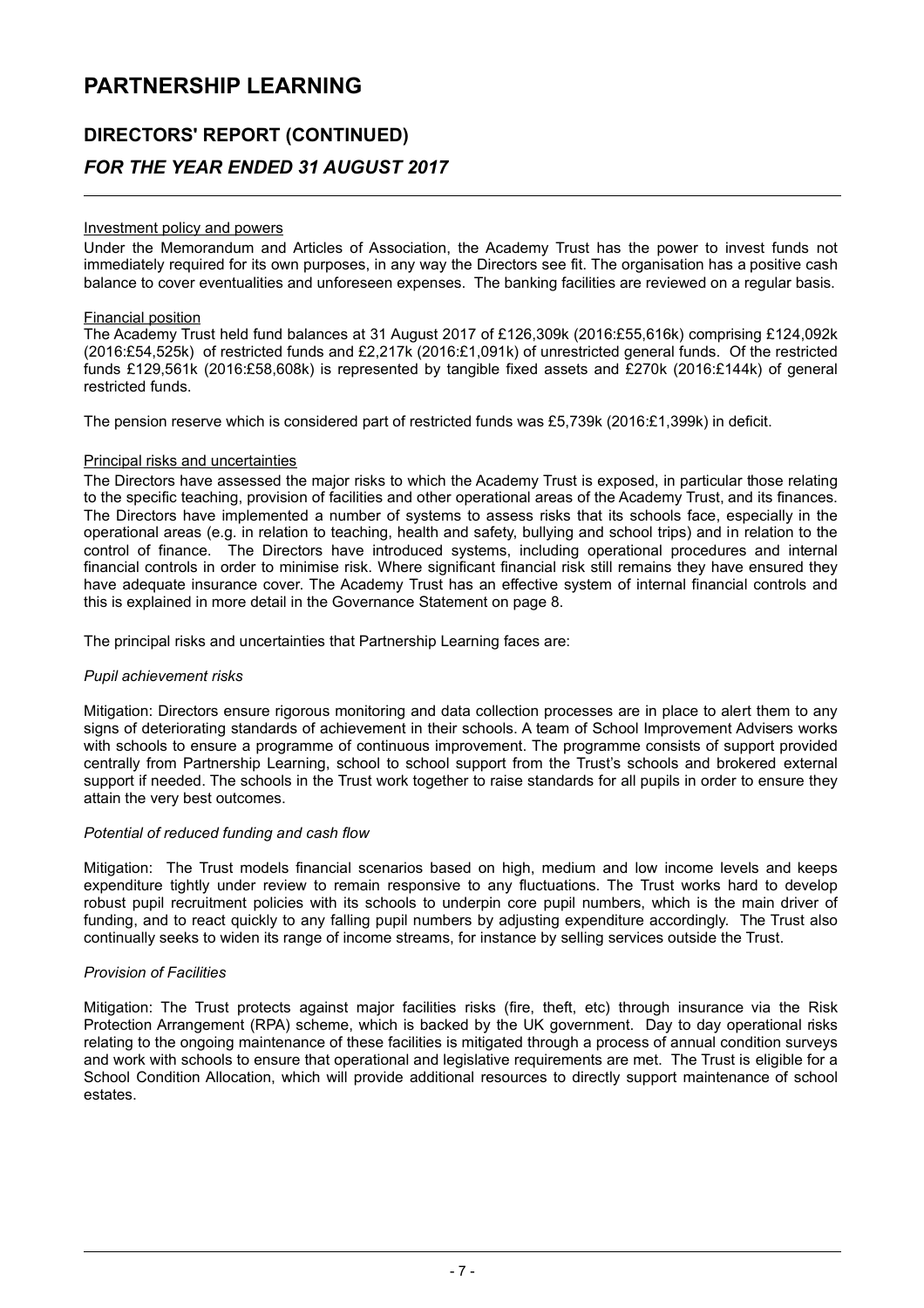# PARTNERSHIP LEARNING

## DIRECTORS' REPORT (CONTINUED)

### *FOR THE YEAR ENDED 31 AUGUST 2017*

Investment policy and powers

Under the Memorandum and Articles of Association, the Academy Trust has the power to invest funds not immediately required for its own purposes, in any way the Directors see fit. The organisation has a positive cash balance to cover eventualities and unforeseen expenses. The banking facilities are reviewed on a regular basis.

Financial position

The Academy Trust held fund balances at 31 August 2017 of £126,309k (2016:£55,616k) comprising £124,092k (2016:£54,525k) of restricted funds and £2,217k (2016:£1,091k) of unrestricted general funds. Of the restricted funds £129,561k (2016:£58,608k) is represented by tangible fixed assets and £270k (2016:£144k) of general restricted funds.

The pension reserve which is considered part of restricted funds was £5,739k (2016:£1,399k) in deficit.

Principal risks and uncertainties

The Directors have assessed the major risks to which the Academy Trust is exposed, in particular those relating to the specific teaching, provision of facilities and other operational areas of the Academy Trust, and its finances. The Directors have implemented a number of systems to assess risks that its schools face, especially in the operational areas (e.g. in relation to teaching, health and safety, bullying and school trips) and in relation to the control of finance. The Directors have introduced systems, including operational procedures and internal financial controls in order to minimise risk. Where significant financial risk still remains they have ensured they have adequate insurance cover. The Academy Trust has an effective system of internal financial controls and this is explained in more detail in the Governance Statement on page 8.

The principal risks and uncertainties that Partnership Learning faces are:

*Pupil achievement risks*

Mitigation: Directors ensure rigorous monitoring and data collection processes are in place to alert them to any signs of deteriorating standards of achievement in their schools. A team of School Improvement Advisers works with schools to ensure a programme of continuous improvement. The programme consists of support provided centrally from Partnership Learning, school to school support from the Trust's schools and brokered external support if needed. The schools in the Trust work together to raise standards for all pupils in order to ensure they attain the very best outcomes.

*Potential of reduced funding and cash flow*

Mitigation: The Trust models financial scenarios based on high, medium and low income levels and keeps expenditure tightly under review to remain responsive to any fluctuations. The Trust works hard to develop robust pupil recruitment policies with its schools to underpin core pupil numbers, which is the main driver of funding, and to react quickly to any falling pupil numbers by adjusting expenditure accordingly. The Trust also continually seeks to widen its range of income streams, for instance by selling services outside the Trust.

*Provision of Facilities*

Mitigation: The Trust protects against major facilities risks (fire, theft, etc) through insurance via the Risk Protection Arrangement (RPA) scheme, which is backed by the UK government. Day to day operational risks relating to the ongoing maintenance of these facilities is mitigated through a process of annual condition surveys and work with schools to ensure that operational and legislative requirements are met. The Trust is eligible for a School Condition Allocation, which will provide additional resources to directly support maintenance of school estates.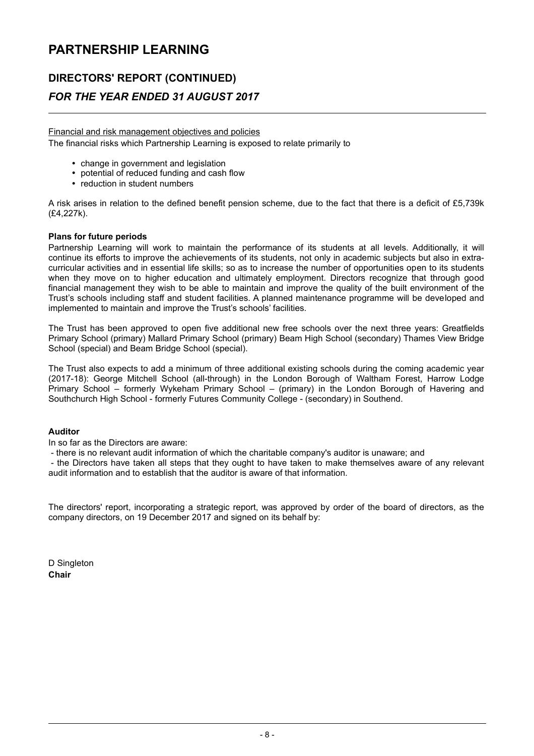Financial and risk management objectives and policies

The financial risks which Partnership Learning is exposed to relate primarily to

- change in government and legislation
- potential of reduced funding and cash flow
- reduction in student numbers

A risk arises in relation to the defined benefit pension scheme, due to the fact that there is a deficit of £5,739k (£4,227k).

**Plans for future periods**

Partnership Learning will work to maintain the performance of its students at all levels. Additionally, it will continue its efforts to improve the achievements of its students, not only in academic subjects but also in extra-curricular activities and in essential life skills; so as to increase the number of opportunities open to its students when they move on to higher education and ultimately employment. Directors recognize that through good financial management they wish to be able to maintain and improve the quality of the built environment of the Trust's schools including staff and student facilities. A planned maintenance programme will be developed and implemented to maintain and improve the Trust's schools' facilities.

The Trust has been approved to open five additional new free schools over the next three years: Greatfields Primary School (primary) Mallard Primary School (primary) Beam High School (secondary) Thames View Bridge School (special) and Beam Bridge School (special).

The Trust also expects to add a minimum of three additional existing schools during the coming academic year (2017-18): George Mitchell School (all-through) in the London Borough of Waltham Forest, Harrow Lodge Primary School – formerly Wykeham Primary School – (primary) in the London Borough of Havering and Southchurch High School - formerly Futures Community College - (secondary) in Southend.

**Auditor**

In so far as the Directors are aware:

- there is no relevant audit information of which the charitable company's auditor is unaware; and
- the Directors have taken all steps that they ought to have taken to make themselves aware of any relevant audit information and to establish that the auditor is aware of that information.

The directors' report, incorporating a strategic report, was approved by order of the board of directors, as the company directors, on 19 December 2017 and signed on its behalf by:

D Singleton
**Chair**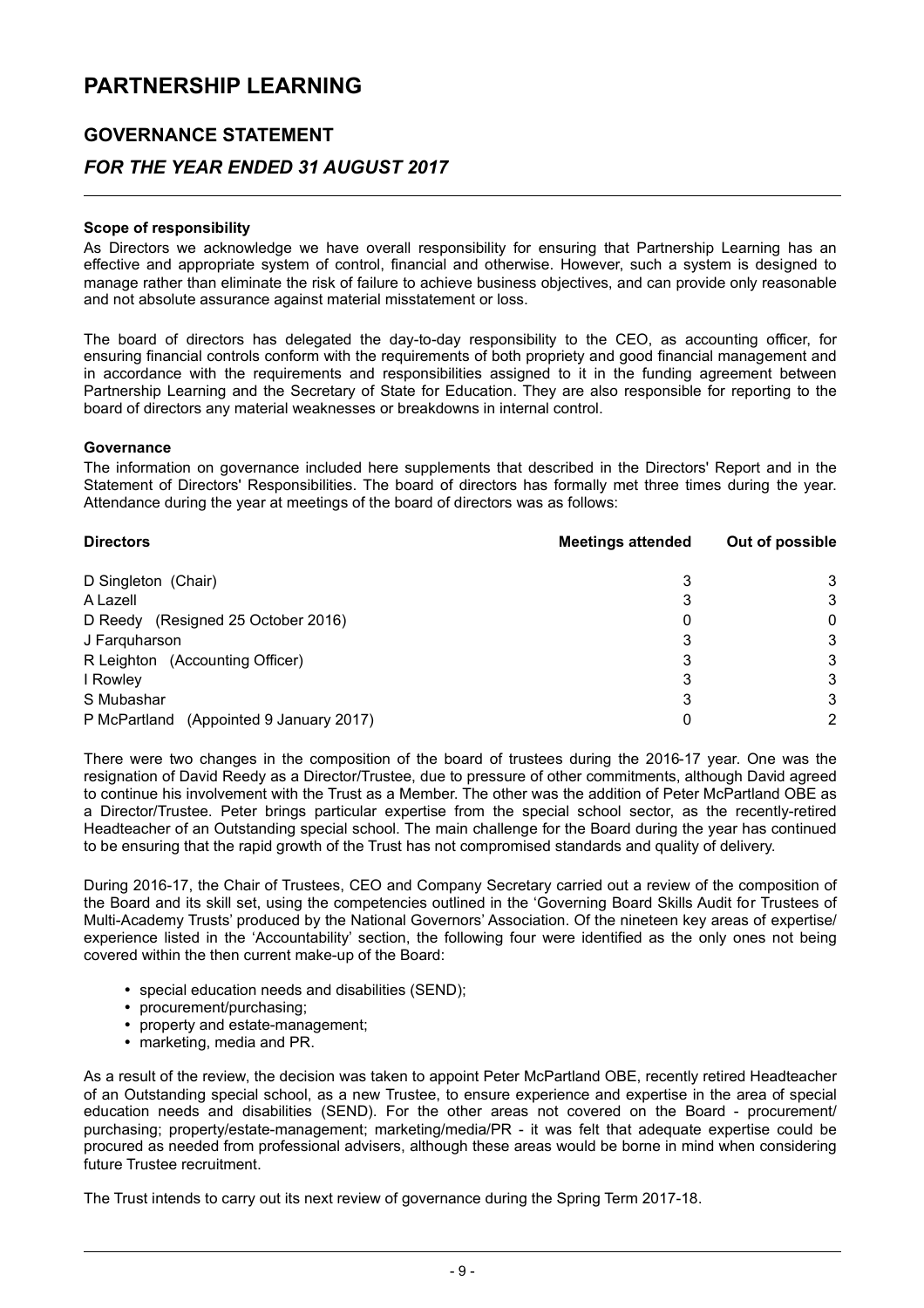# PARTNERSHIP LEARNING

## GOVERNANCE STATEMENT

## *FOR THE YEAR ENDED 31 AUGUST 2017*

**Scope of responsibility**

As Directors we acknowledge we have overall responsibility for ensuring that Partnership Learning has an effective and appropriate system of control, financial and otherwise. However, such a system is designed to manage rather than eliminate the risk of failure to achieve business objectives, and can provide only reasonable and not absolute assurance against material misstatement or loss.

The board of directors has delegated the day-to-day responsibility to the CEO, as accounting officer, for ensuring financial controls conform with the requirements of both propriety and good financial management and in accordance with the requirements and responsibilities assigned to it in the funding agreement between Partnership Learning and the Secretary of State for Education. They are also responsible for reporting to the board of directors any material weaknesses or breakdowns in internal control.

**Governance**

The information on governance included here supplements that described in the Directors' Report and in the Statement of Directors' Responsibilities. The board of directors has formally met three times during the year. Attendance during the year at meetings of the board of directors was as follows:

| **Directors** | **Meetings attended** | **Out of possible** |
|---|---|---|
| D Singleton (Chair) | 3 | 3 |
| A Lazell | 3 | 3 |
| D Reedy (Resigned 25 October 2016) | 0 | 0 |
| J Farquharson | 3 | 3 |
| R Leighton (Accounting Officer) | 3 | 3 |
| I Rowley | 3 | 3 |
| S Mubashar | 3 | 3 |
| P McPartland (Appointed 9 January 2017) | 0 | 2 |

There were two changes in the composition of the board of trustees during the 2016-17 year. One was the resignation of David Reedy as a Director/Trustee, due to pressure of other commitments, although David agreed to continue his involvement with the Trust as a Member. The other was the addition of Peter McPartland OBE as a Director/Trustee. Peter brings particular expertise from the special school sector, as the recently-retired Headteacher of an Outstanding special school. The main challenge for the Board during the year has continued to be ensuring that the rapid growth of the Trust has not compromised standards and quality of delivery.

During 2016-17, the Chair of Trustees, CEO and Company Secretary carried out a review of the composition of the Board and its skill set, using the competencies outlined in the 'Governing Board Skills Audit for Trustees of Multi-Academy Trusts' produced by the National Governors' Association. Of the nineteen key areas of expertise/ experience listed in the 'Accountability' section, the following four were identified as the only ones not being covered within the then current make-up of the Board:

- special education needs and disabilities (SEND);
- procurement/purchasing;
- property and estate-management;
- marketing, media and PR.

As a result of the review, the decision was taken to appoint Peter McPartland OBE, recently retired Headteacher of an Outstanding special school, as a new Trustee, to ensure experience and expertise in the area of special education needs and disabilities (SEND). For the other areas not covered on the Board - procurement/ purchasing; property/estate-management; marketing/media/PR - it was felt that adequate expertise could be procured as needed from professional advisers, although these areas would be borne in mind when considering future Trustee recruitment.

The Trust intends to carry out its next review of governance during the Spring Term 2017-18.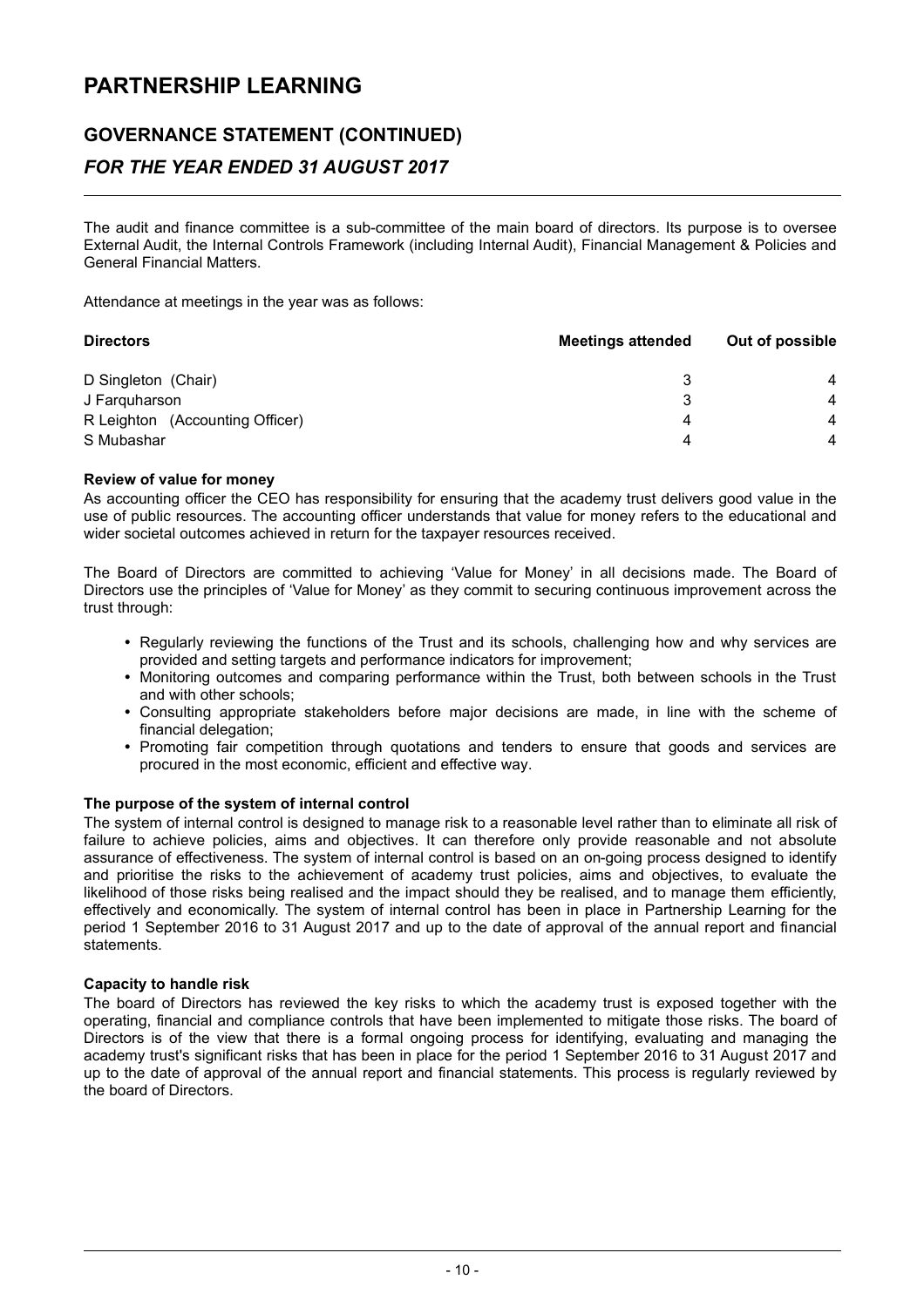# PARTNERSHIP LEARNING

## GOVERNANCE STATEMENT (CONTINUED)

### *FOR THE YEAR ENDED 31 AUGUST 2017*

The audit and finance committee is a sub-committee of the main board of directors. Its purpose is to oversee External Audit, the Internal Controls Framework (including Internal Audit), Financial Management & Policies and General Financial Matters.

Attendance at meetings in the year was as follows:

| Directors | Meetings attended | Out of possible |
|---|---|---|
| D Singleton (Chair) | 3 | 4 |
| J Farquharson | 3 | 4 |
| R Leighton (Accounting Officer) | 4 | 4 |
| S Mubashar | 4 | 4 |

**Review of value for money**

As accounting officer the CEO has responsibility for ensuring that the academy trust delivers good value in the use of public resources. The accounting officer understands that value for money refers to the educational and wider societal outcomes achieved in return for the taxpayer resources received.

The Board of Directors are committed to achieving 'Value for Money' in all decisions made. The Board of Directors use the principles of 'Value for Money' as they commit to securing continuous improvement across the trust through:

- Regularly reviewing the functions of the Trust and its schools, challenging how and why services are provided and setting targets and performance indicators for improvement;
- Monitoring outcomes and comparing performance within the Trust, both between schools in the Trust and with other schools;
- Consulting appropriate stakeholders before major decisions are made, in line with the scheme of financial delegation;
- Promoting fair competition through quotations and tenders to ensure that goods and services are procured in the most economic, efficient and effective way.

**The purpose of the system of internal control**

The system of internal control is designed to manage risk to a reasonable level rather than to eliminate all risk of failure to achieve policies, aims and objectives. It can therefore only provide reasonable and not absolute assurance of effectiveness. The system of internal control is based on an on-going process designed to identify and prioritise the risks to the achievement of academy trust policies, aims and objectives, to evaluate the likelihood of those risks being realised and the impact should they be realised, and to manage them efficiently, effectively and economically. The system of internal control has been in place in Partnership Learning for the period 1 September 2016 to 31 August 2017 and up to the date of approval of the annual report and financial statements.

**Capacity to handle risk**

The board of Directors has reviewed the key risks to which the academy trust is exposed together with the operating, financial and compliance controls that have been implemented to mitigate those risks. The board of Directors is of the view that there is a formal ongoing process for identifying, evaluating and managing the academy trust's significant risks that has been in place for the period 1 September 2016 to 31 August 2017 and up to the date of approval of the annual report and financial statements. This process is regularly reviewed by the board of Directors.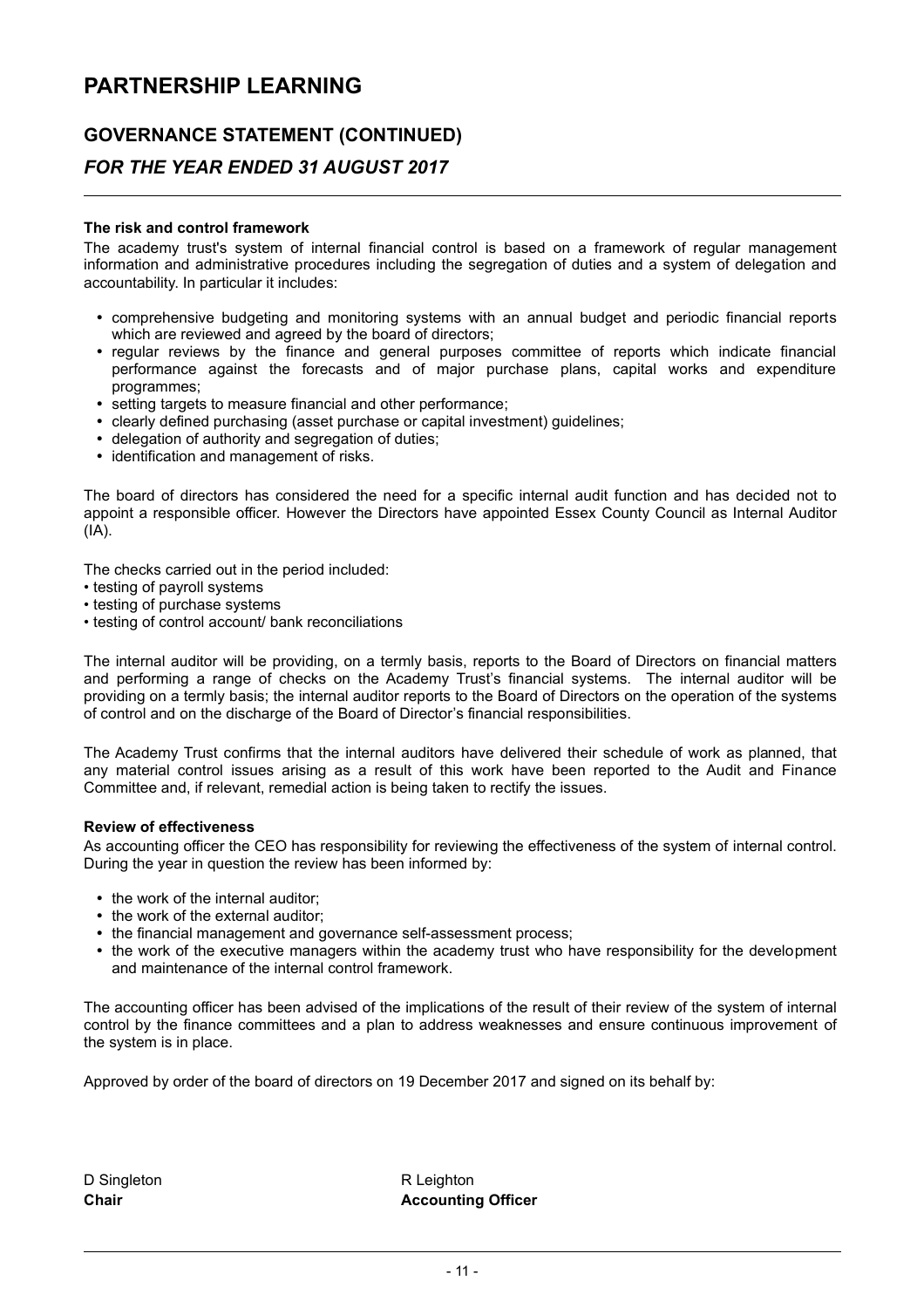# PARTNERSHIP LEARNING

## GOVERNANCE STATEMENT (CONTINUED)

### *FOR THE YEAR ENDED 31 AUGUST 2017*

**The risk and control framework**

The academy trust's system of internal financial control is based on a framework of regular management information and administrative procedures including the segregation of duties and a system of delegation and accountability. In particular it includes:

- comprehensive budgeting and monitoring systems with an annual budget and periodic financial reports which are reviewed and agreed by the board of directors;
- regular reviews by the finance and general purposes committee of reports which indicate financial performance against the forecasts and of major purchase plans, capital works and expenditure programmes;
- setting targets to measure financial and other performance;
- clearly defined purchasing (asset purchase or capital investment) guidelines;
- delegation of authority and segregation of duties;
- identification and management of risks.

The board of directors has considered the need for a specific internal audit function and has decided not to appoint a responsible officer. However the Directors have appointed Essex County Council as Internal Auditor (IA).

The checks carried out in the period included:

- testing of payroll systems
- testing of purchase systems
- testing of control account/ bank reconciliations

The internal auditor will be providing, on a termly basis, reports to the Board of Directors on financial matters and performing a range of checks on the Academy Trust's financial systems. The internal auditor will be providing on a termly basis; the internal auditor reports to the Board of Directors on the operation of the systems of control and on the discharge of the Board of Director's financial responsibilities.

The Academy Trust confirms that the internal auditors have delivered their schedule of work as planned, that any material control issues arising as a result of this work have been reported to the Audit and Finance Committee and, if relevant, remedial action is being taken to rectify the issues.

**Review of effectiveness**

As accounting officer the CEO has responsibility for reviewing the effectiveness of the system of internal control. During the year in question the review has been informed by:

- the work of the internal auditor;
- the work of the external auditor;
- the financial management and governance self-assessment process;
- the work of the executive managers within the academy trust who have responsibility for the development and maintenance of the internal control framework.

The accounting officer has been advised of the implications of the result of their review of the system of internal control by the finance committees and a plan to address weaknesses and ensure continuous improvement of the system is in place.

Approved by order of the board of directors on 19 December 2017 and signed on its behalf by:

D Singleton
**Chair**

R Leighton
**Accounting Officer**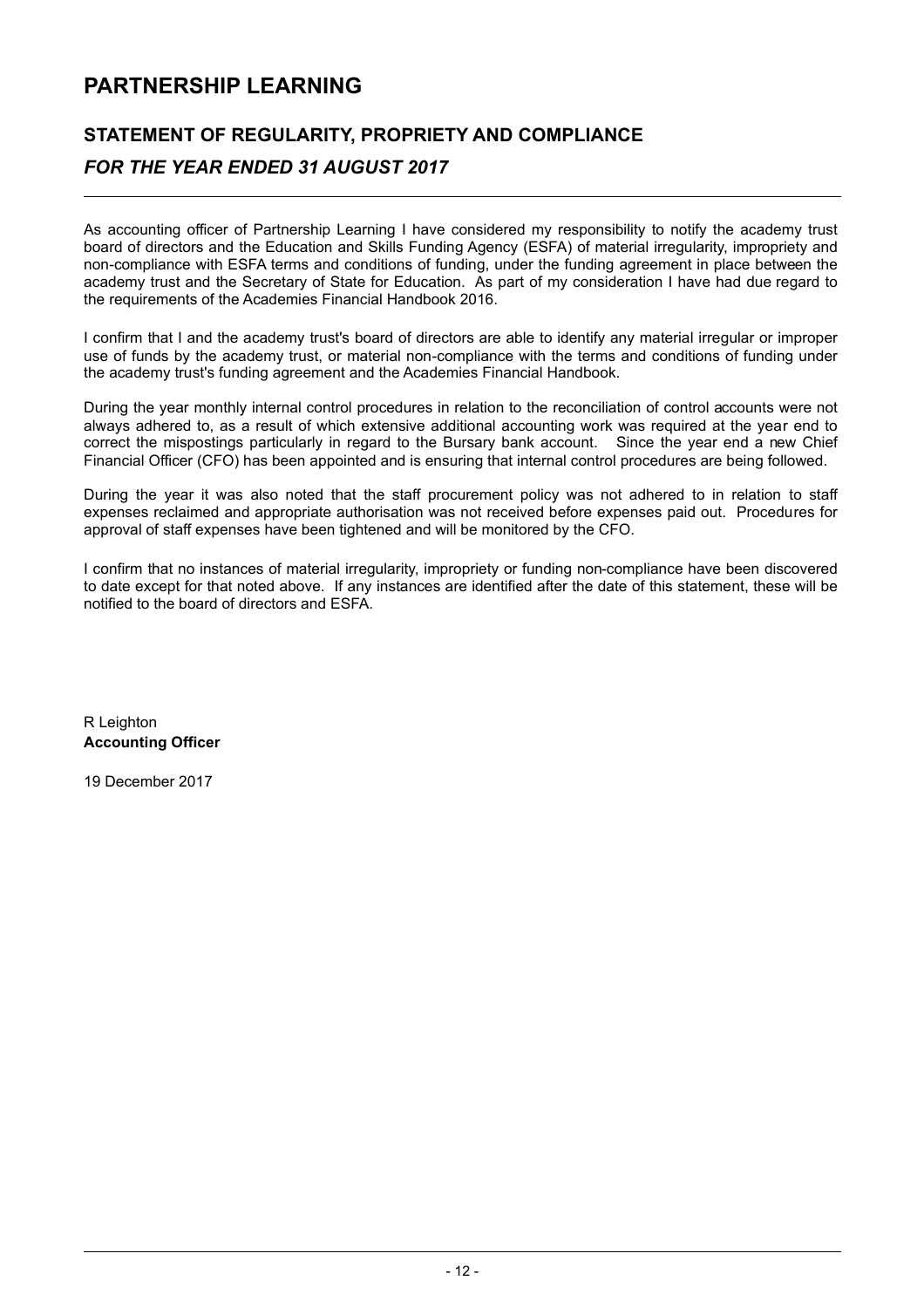# PARTNERSHIP LEARNING

## STATEMENT OF REGULARITY, PROPRIETY AND COMPLIANCE

### *FOR THE YEAR ENDED 31 AUGUST 2017*

As accounting officer of Partnership Learning I have considered my responsibility to notify the academy trust board of directors and the Education and Skills Funding Agency (ESFA) of material irregularity, impropriety and non-compliance with ESFA terms and conditions of funding, under the funding agreement in place between the academy trust and the Secretary of State for Education. As part of my consideration I have had due regard to the requirements of the Academies Financial Handbook 2016.

I confirm that I and the academy trust's board of directors are able to identify any material irregular or improper use of funds by the academy trust, or material non-compliance with the terms and conditions of funding under the academy trust's funding agreement and the Academies Financial Handbook.

During the year monthly internal control procedures in relation to the reconciliation of control accounts were not always adhered to, as a result of which extensive additional accounting work was required at the year end to correct the mispostings particularly in regard to the Bursary bank account. Since the year end a new Chief Financial Officer (CFO) has been appointed and is ensuring that internal control procedures are being followed.

During the year it was also noted that the staff procurement policy was not adhered to in relation to staff expenses reclaimed and appropriate authorisation was not received before expenses paid out. Procedures for approval of staff expenses have been tightened and will be monitored by the CFO.

I confirm that no instances of material irregularity, impropriety or funding non-compliance have been discovered to date except for that noted above. If any instances are identified after the date of this statement, these will be notified to the board of directors and ESFA.

R Leighton
**Accounting Officer**

19 December 2017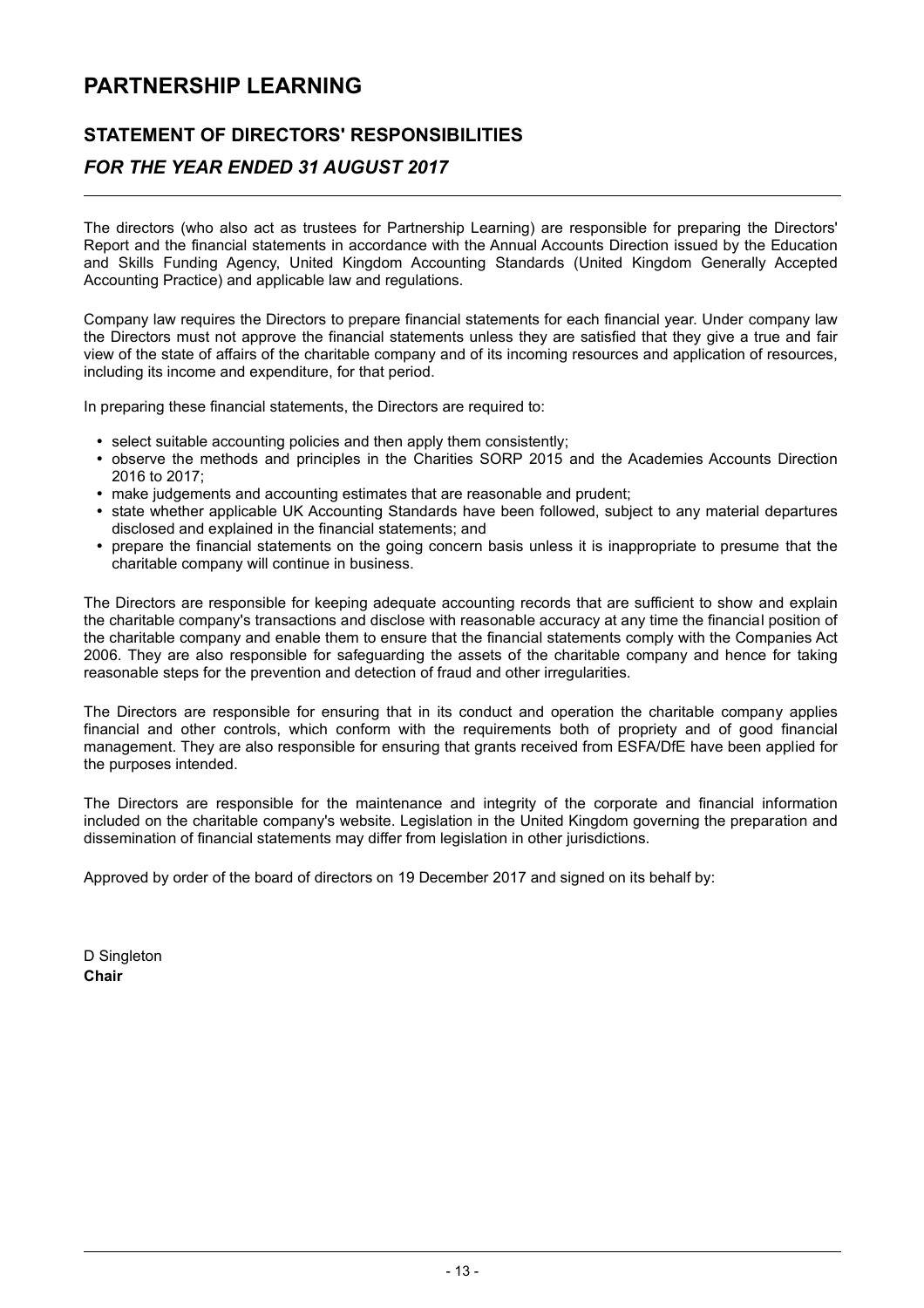# PARTNERSHIP LEARNING

## STATEMENT OF DIRECTORS' RESPONSIBILITIES

### *FOR THE YEAR ENDED 31 AUGUST 2017*

The directors (who also act as trustees for Partnership Learning) are responsible for preparing the Directors' Report and the financial statements in accordance with the Annual Accounts Direction issued by the Education and Skills Funding Agency, United Kingdom Accounting Standards (United Kingdom Generally Accepted Accounting Practice) and applicable law and regulations.

Company law requires the Directors to prepare financial statements for each financial year. Under company law the Directors must not approve the financial statements unless they are satisfied that they give a true and fair view of the state of affairs of the charitable company and of its incoming resources and application of resources, including its income and expenditure, for that period.

In preparing these financial statements, the Directors are required to:

- select suitable accounting policies and then apply them consistently;
- observe the methods and principles in the Charities SORP 2015 and the Academies Accounts Direction 2016 to 2017;
- make judgements and accounting estimates that are reasonable and prudent;
- state whether applicable UK Accounting Standards have been followed, subject to any material departures disclosed and explained in the financial statements; and
- prepare the financial statements on the going concern basis unless it is inappropriate to presume that the charitable company will continue in business.

The Directors are responsible for keeping adequate accounting records that are sufficient to show and explain the charitable company's transactions and disclose with reasonable accuracy at any time the financial position of the charitable company and enable them to ensure that the financial statements comply with the Companies Act 2006. They are also responsible for safeguarding the assets of the charitable company and hence for taking reasonable steps for the prevention and detection of fraud and other irregularities.

The Directors are responsible for ensuring that in its conduct and operation the charitable company applies financial and other controls, which conform with the requirements both of propriety and of good financial management. They are also responsible for ensuring that grants received from ESFA/DfE have been applied for the purposes intended.

The Directors are responsible for the maintenance and integrity of the corporate and financial information included on the charitable company's website. Legislation in the United Kingdom governing the preparation and dissemination of financial statements may differ from legislation in other jurisdictions.

Approved by order of the board of directors on 19 December 2017 and signed on its behalf by:

D Singleton
**Chair**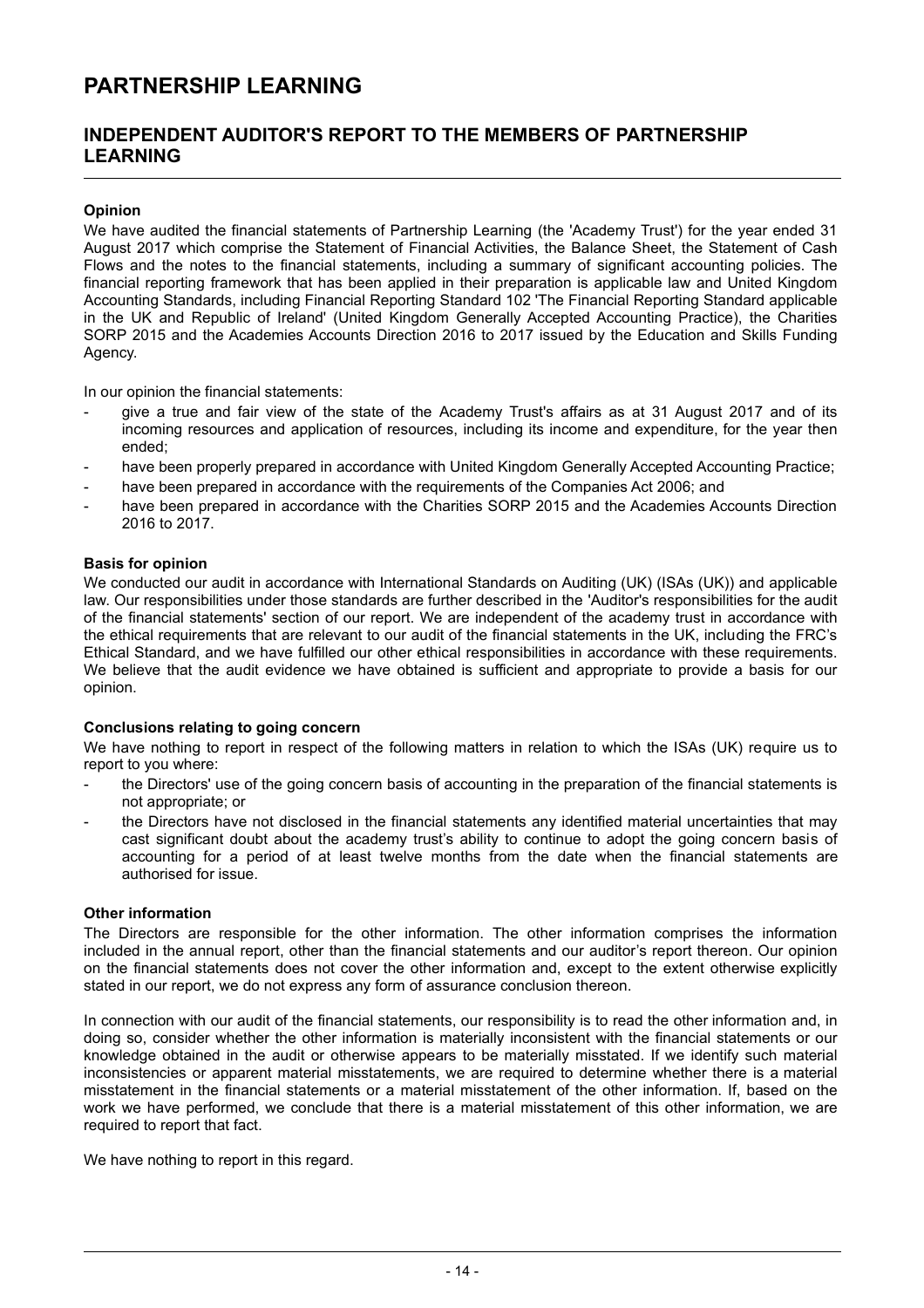# PARTNERSHIP LEARNING

## INDEPENDENT AUDITOR'S REPORT TO THE MEMBERS OF PARTNERSHIP LEARNING

### Opinion

We have audited the financial statements of Partnership Learning (the 'Academy Trust') for the year ended 31 August 2017 which comprise the Statement of Financial Activities, the Balance Sheet, the Statement of Cash Flows and the notes to the financial statements, including a summary of significant accounting policies. The financial reporting framework that has been applied in their preparation is applicable law and United Kingdom Accounting Standards, including Financial Reporting Standard 102 'The Financial Reporting Standard applicable in the UK and Republic of Ireland' (United Kingdom Generally Accepted Accounting Practice), the Charities SORP 2015 and the Academies Accounts Direction 2016 to 2017 issued by the Education and Skills Funding Agency.

In our opinion the financial statements:

- give a true and fair view of the state of the Academy Trust's affairs as at 31 August 2017 and of its incoming resources and application of resources, including its income and expenditure, for the year then ended;
- have been properly prepared in accordance with United Kingdom Generally Accepted Accounting Practice;
- have been prepared in accordance with the requirements of the Companies Act 2006; and
- have been prepared in accordance with the Charities SORP 2015 and the Academies Accounts Direction 2016 to 2017.

### Basis for opinion

We conducted our audit in accordance with International Standards on Auditing (UK) (ISAs (UK)) and applicable law. Our responsibilities under those standards are further described in the 'Auditor's responsibilities for the audit of the financial statements' section of our report. We are independent of the academy trust in accordance with the ethical requirements that are relevant to our audit of the financial statements in the UK, including the FRC's Ethical Standard, and we have fulfilled our other ethical responsibilities in accordance with these requirements. We believe that the audit evidence we have obtained is sufficient and appropriate to provide a basis for our opinion.

### Conclusions relating to going concern

We have nothing to report in respect of the following matters in relation to which the ISAs (UK) require us to report to you where:

- the Directors' use of the going concern basis of accounting in the preparation of the financial statements is not appropriate; or
- the Directors have not disclosed in the financial statements any identified material uncertainties that may cast significant doubt about the academy trust's ability to continue to adopt the going concern basis of accounting for a period of at least twelve months from the date when the financial statements are authorised for issue.

### Other information

The Directors are responsible for the other information. The other information comprises the information included in the annual report, other than the financial statements and our auditor's report thereon. Our opinion on the financial statements does not cover the other information and, except to the extent otherwise explicitly stated in our report, we do not express any form of assurance conclusion thereon.

In connection with our audit of the financial statements, our responsibility is to read the other information and, in doing so, consider whether the other information is materially inconsistent with the financial statements or our knowledge obtained in the audit or otherwise appears to be materially misstated. If we identify such material inconsistencies or apparent material misstatements, we are required to determine whether there is a material misstatement in the financial statements or a material misstatement of the other information. If, based on the work we have performed, we conclude that there is a material misstatement of this other information, we are required to report that fact.

We have nothing to report in this regard.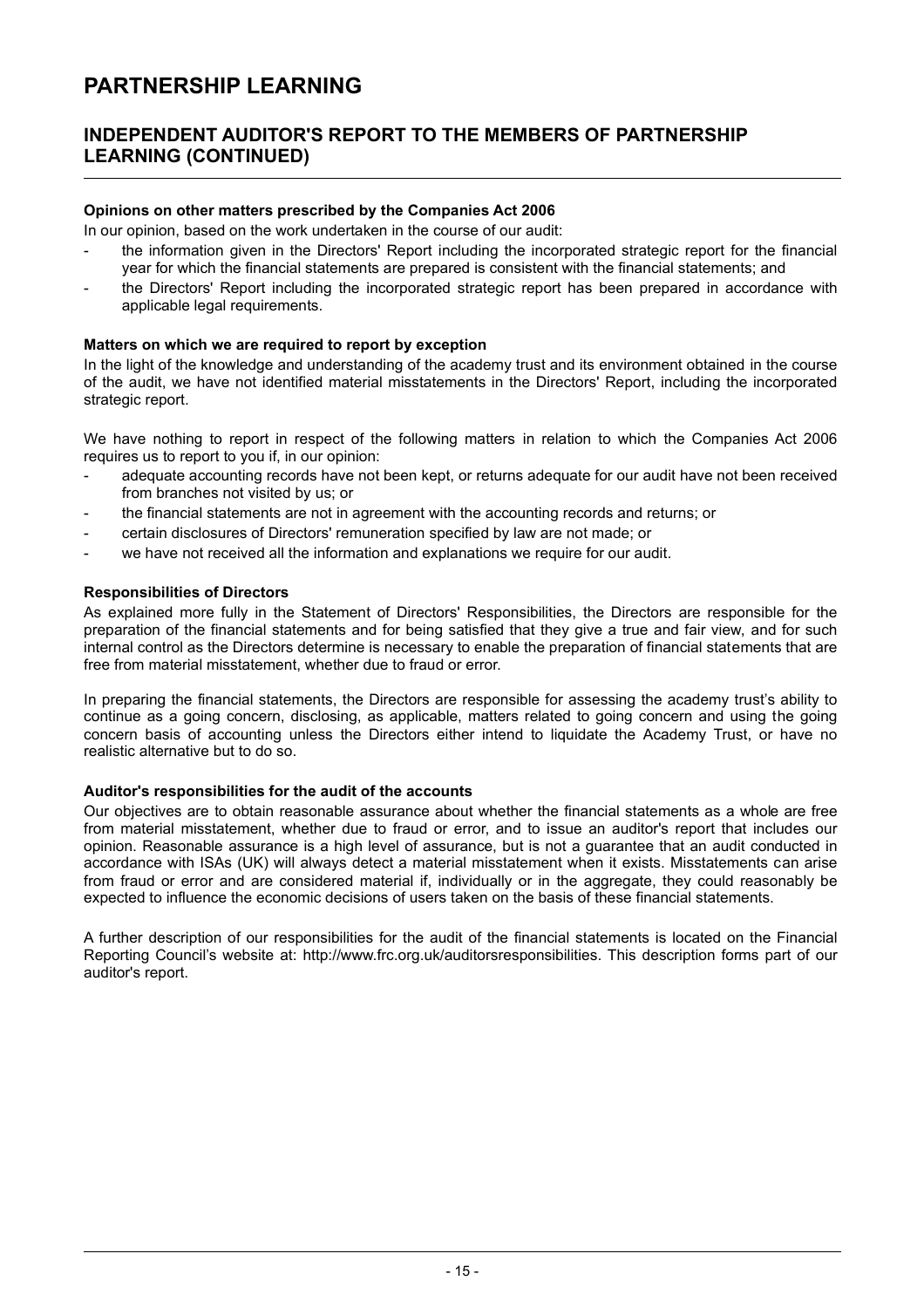# PARTNERSHIP LEARNING

## INDEPENDENT AUDITOR'S REPORT TO THE MEMBERS OF PARTNERSHIP LEARNING (CONTINUED)

**Opinions on other matters prescribed by the Companies Act 2006**

In our opinion, based on the work undertaken in the course of our audit:

- the information given in the Directors' Report including the incorporated strategic report for the financial year for which the financial statements are prepared is consistent with the financial statements; and
- the Directors' Report including the incorporated strategic report has been prepared in accordance with applicable legal requirements.

**Matters on which we are required to report by exception**

In the light of the knowledge and understanding of the academy trust and its environment obtained in the course of the audit, we have not identified material misstatements in the Directors' Report, including the incorporated strategic report.

We have nothing to report in respect of the following matters in relation to which the Companies Act 2006 requires us to report to you if, in our opinion:

- adequate accounting records have not been kept, or returns adequate for our audit have not been received from branches not visited by us; or
- the financial statements are not in agreement with the accounting records and returns; or
- certain disclosures of Directors' remuneration specified by law are not made; or
- we have not received all the information and explanations we require for our audit.

**Responsibilities of Directors**

As explained more fully in the Statement of Directors' Responsibilities, the Directors are responsible for the preparation of the financial statements and for being satisfied that they give a true and fair view, and for such internal control as the Directors determine is necessary to enable the preparation of financial statements that are free from material misstatement, whether due to fraud or error.

In preparing the financial statements, the Directors are responsible for assessing the academy trust's ability to continue as a going concern, disclosing, as applicable, matters related to going concern and using the going concern basis of accounting unless the Directors either intend to liquidate the Academy Trust, or have no realistic alternative but to do so.

**Auditor's responsibilities for the audit of the accounts**

Our objectives are to obtain reasonable assurance about whether the financial statements as a whole are free from material misstatement, whether due to fraud or error, and to issue an auditor's report that includes our opinion. Reasonable assurance is a high level of assurance, but is not a guarantee that an audit conducted in accordance with ISAs (UK) will always detect a material misstatement when it exists. Misstatements can arise from fraud or error and are considered material if, individually or in the aggregate, they could reasonably be expected to influence the economic decisions of users taken on the basis of these financial statements.

A further description of our responsibilities for the audit of the financial statements is located on the Financial Reporting Council's website at: http://www.frc.org.uk/auditorsresponsibilities. This description forms part of our auditor's report.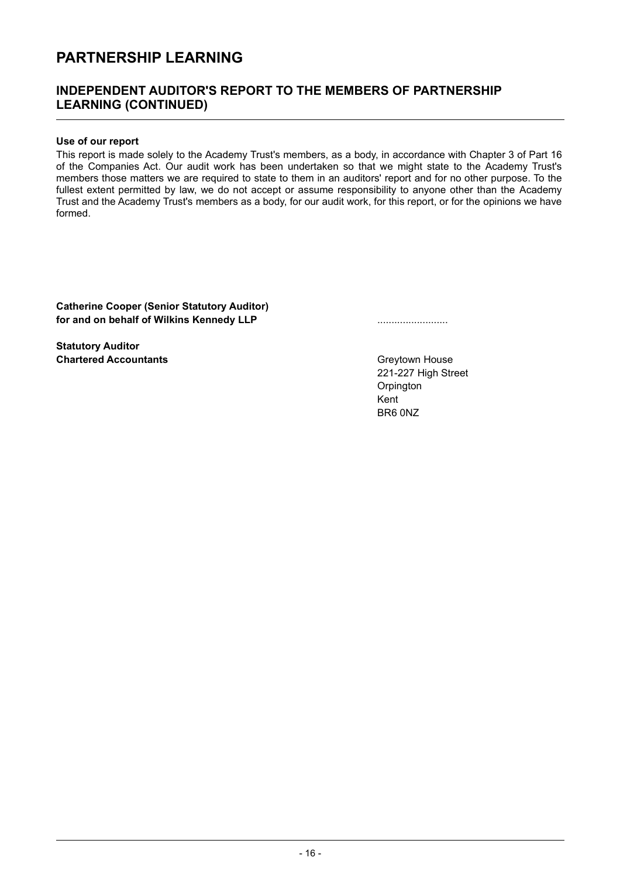# PARTNERSHIP LEARNING

## INDEPENDENT AUDITOR'S REPORT TO THE MEMBERS OF PARTNERSHIP LEARNING (CONTINUED)

### Use of our report

This report is made solely to the Academy Trust's members, as a body, in accordance with Chapter 3 of Part 16 of the Companies Act. Our audit work has been undertaken so that we might state to the Academy Trust's members those matters we are required to state to them in an auditors' report and for no other purpose. To the fullest extent permitted by law, we do not accept or assume responsibility to anyone other than the Academy Trust and the Academy Trust's members as a body, for our audit work, for this report, or for the opinions we have formed.

**Catherine Cooper (Senior Statutory Auditor)**
**for and on behalf of Wilkins Kennedy LLP**

.........................

**Statutory Auditor**
**Chartered Accountants**

Greytown House
221-227 High Street
Orpington
Kent
BR6 0NZ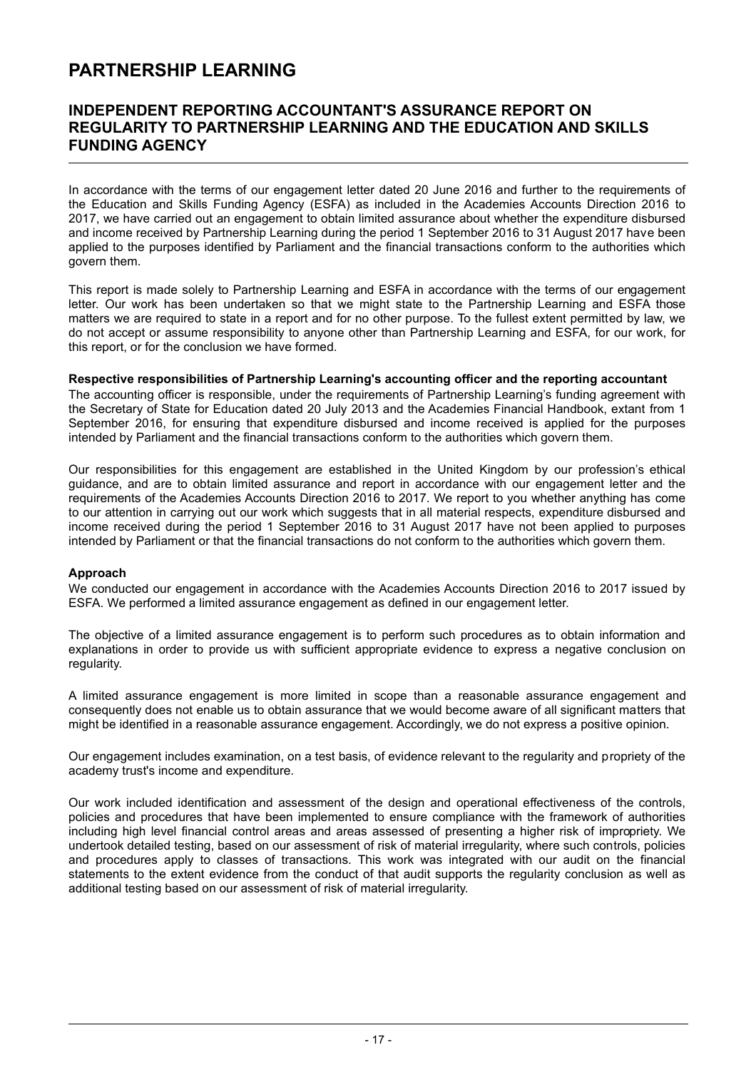# PARTNERSHIP LEARNING

## INDEPENDENT REPORTING ACCOUNTANT'S ASSURANCE REPORT ON REGULARITY TO PARTNERSHIP LEARNING AND THE EDUCATION AND SKILLS FUNDING AGENCY

In accordance with the terms of our engagement letter dated 20 June 2016 and further to the requirements of the Education and Skills Funding Agency (ESFA) as included in the Academies Accounts Direction 2016 to 2017, we have carried out an engagement to obtain limited assurance about whether the expenditure disbursed and income received by Partnership Learning during the period 1 September 2016 to 31 August 2017 have been applied to the purposes identified by Parliament and the financial transactions conform to the authorities which govern them.

This report is made solely to Partnership Learning and ESFA in accordance with the terms of our engagement letter. Our work has been undertaken so that we might state to the Partnership Learning and ESFA those matters we are required to state in a report and for no other purpose. To the fullest extent permitted by law, we do not accept or assume responsibility to anyone other than Partnership Learning and ESFA, for our work, for this report, or for the conclusion we have formed.

**Respective responsibilities of Partnership Learning's accounting officer and the reporting accountant**

The accounting officer is responsible, under the requirements of Partnership Learning's funding agreement with the Secretary of State for Education dated 20 July 2013 and the Academies Financial Handbook, extant from 1 September 2016, for ensuring that expenditure disbursed and income received is applied for the purposes intended by Parliament and the financial transactions conform to the authorities which govern them.

Our responsibilities for this engagement are established in the United Kingdom by our profession's ethical guidance, and are to obtain limited assurance and report in accordance with our engagement letter and the requirements of the Academies Accounts Direction 2016 to 2017. We report to you whether anything has come to our attention in carrying out our work which suggests that in all material respects, expenditure disbursed and income received during the period 1 September 2016 to 31 August 2017 have not been applied to purposes intended by Parliament or that the financial transactions do not conform to the authorities which govern them.

**Approach**

We conducted our engagement in accordance with the Academies Accounts Direction 2016 to 2017 issued by ESFA. We performed a limited assurance engagement as defined in our engagement letter.

The objective of a limited assurance engagement is to perform such procedures as to obtain information and explanations in order to provide us with sufficient appropriate evidence to express a negative conclusion on regularity.

A limited assurance engagement is more limited in scope than a reasonable assurance engagement and consequently does not enable us to obtain assurance that we would become aware of all significant matters that might be identified in a reasonable assurance engagement. Accordingly, we do not express a positive opinion.

Our engagement includes examination, on a test basis, of evidence relevant to the regularity and propriety of the academy trust's income and expenditure.

Our work included identification and assessment of the design and operational effectiveness of the controls, policies and procedures that have been implemented to ensure compliance with the framework of authorities including high level financial control areas and areas assessed of presenting a higher risk of impropriety. We undertook detailed testing, based on our assessment of risk of material irregularity, where such controls, policies and procedures apply to classes of transactions. This work was integrated with our audit on the financial statements to the extent evidence from the conduct of that audit supports the regularity conclusion as well as additional testing based on our assessment of risk of material irregularity.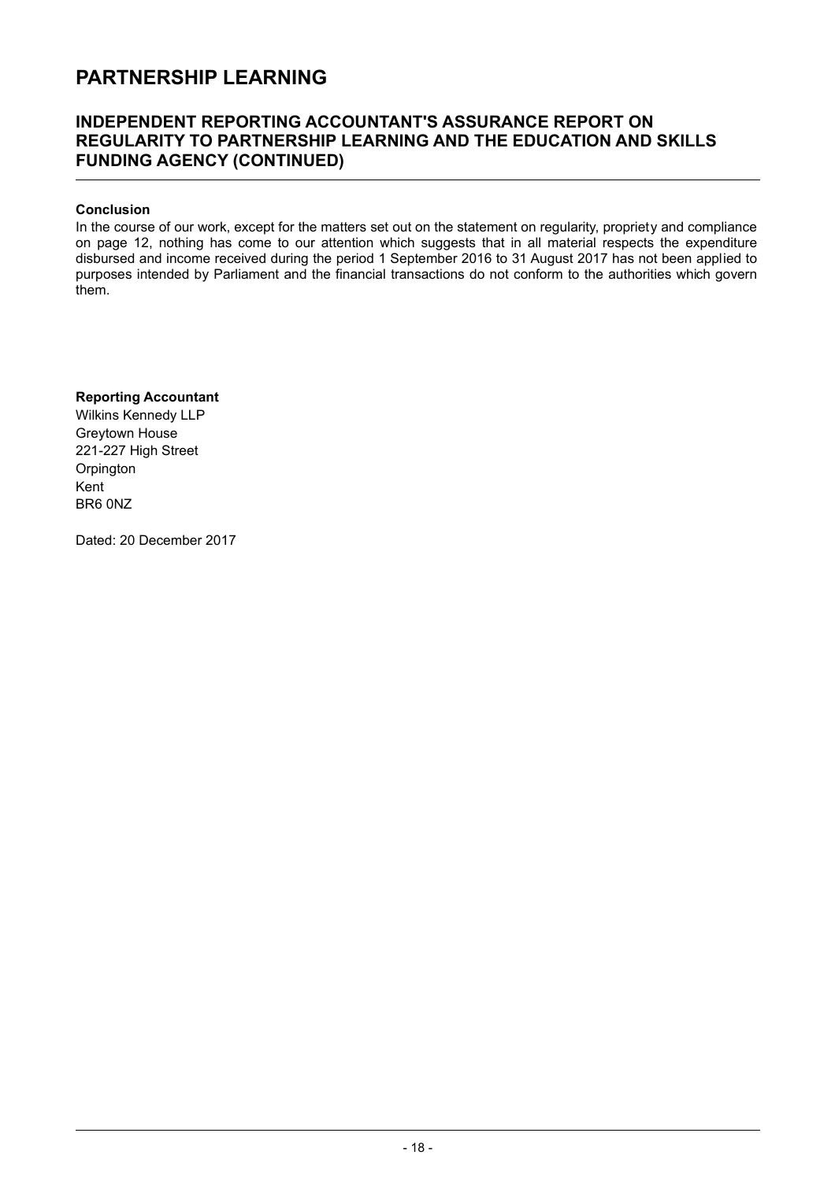# PARTNERSHIP LEARNING

## INDEPENDENT REPORTING ACCOUNTANT'S ASSURANCE REPORT ON REGULARITY TO PARTNERSHIP LEARNING AND THE EDUCATION AND SKILLS FUNDING AGENCY (CONTINUED)

**Conclusion**

In the course of our work, except for the matters set out on the statement on regularity, propriety and compliance on page 12, nothing has come to our attention which suggests that in all material respects the expenditure disbursed and income received during the period 1 September 2016 to 31 August 2017 has not been applied to purposes intended by Parliament and the financial transactions do not conform to the authorities which govern them.

**Reporting Accountant**
Wilkins Kennedy LLP
Greytown House
221-227 High Street
Orpington
Kent
BR6 0NZ

Dated: 20 December 2017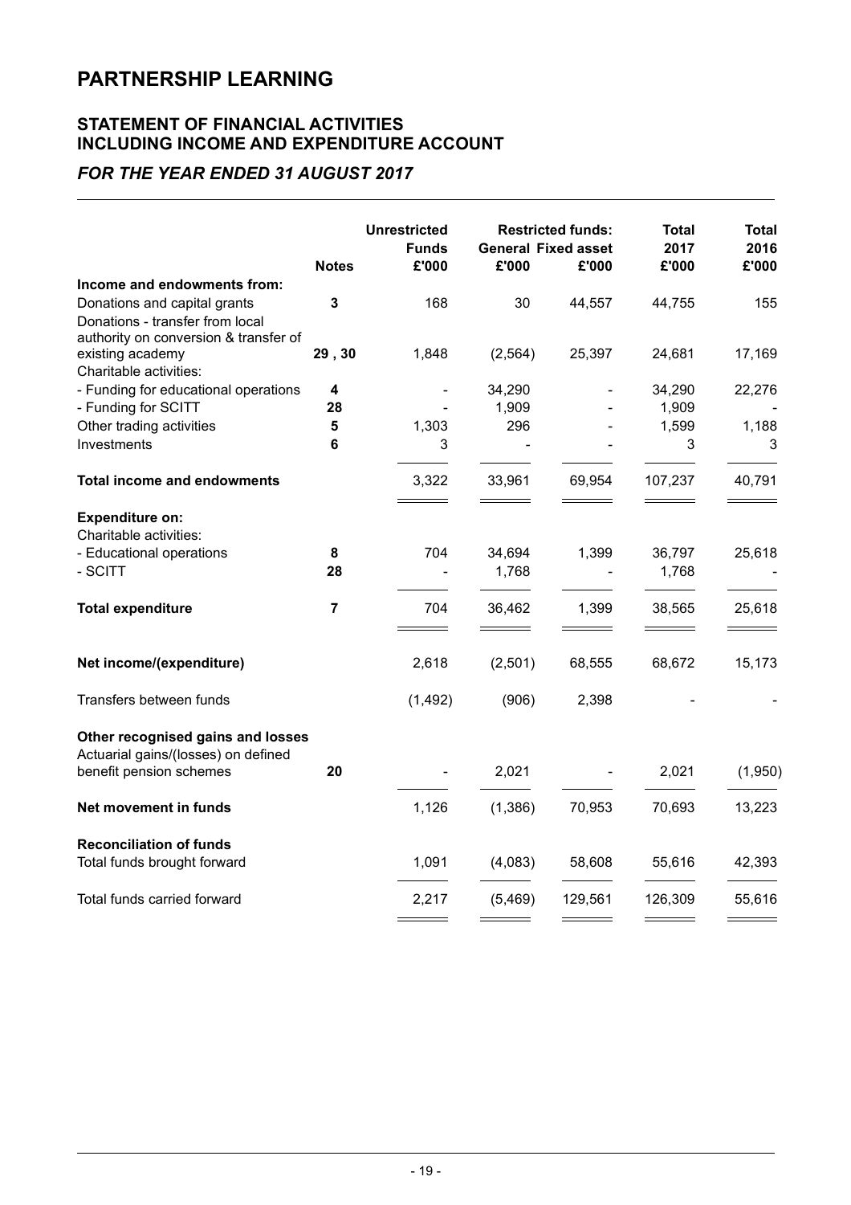# PARTNERSHIP LEARNING

## STATEMENT OF FINANCIAL ACTIVITIES INCLUDING INCOME AND EXPENDITURE ACCOUNT

### *FOR THE YEAR ENDED 31 AUGUST 2017*

| | Notes | Unrestricted Funds £'000 | Restricted funds: General £'000 | Restricted funds: Fixed asset £'000 | Total 2017 £'000 | Total 2016 £'000 |
|---|---|---|---|---|---|---|
| **Income and endowments from:** | | | | | | |
| Donations and capital grants | 3 | 168 | 30 | 44,557 | 44,755 | 155 |
| Donations - transfer from local authority on conversion & transfer of existing academy | 29 , 30 | 1,848 | (2,564) | 25,397 | 24,681 | 17,169 |
| Charitable activities: | | | | | | |
| - Funding for educational operations | 4 | - | 34,290 | - | 34,290 | 22,276 |
| - Funding for SCITT | 28 | - | 1,909 | - | 1,909 | - |
| Other trading activities | 5 | 1,303 | 296 | - | 1,599 | 1,188 |
| Investments | 6 | 3 | - | - | 3 | 3 |
| **Total income and endowments** | | 3,322 | 33,961 | 69,954 | 107,237 | 40,791 |
| **Expenditure on:** | | | | | | |
| Charitable activities: | | | | | | |
| - Educational operations | 8 | 704 | 34,694 | 1,399 | 36,797 | 25,618 |
| - SCITT | 28 | - | 1,768 | - | 1,768 | - |
| **Total expenditure** | 7 | 704 | 36,462 | 1,399 | 38,565 | 25,618 |
| **Net income/(expenditure)** | | 2,618 | (2,501) | 68,555 | 68,672 | 15,173 |
| Transfers between funds | | (1,492) | (906) | 2,398 | - | - |
| **Other recognised gains and losses** | | | | | | |
| Actuarial gains/(losses) on defined benefit pension schemes | 20 | - | 2,021 | - | 2,021 | (1,950) |
| **Net movement in funds** | | 1,126 | (1,386) | 70,953 | 70,693 | 13,223 |
| **Reconciliation of funds** | | | | | | |
| Total funds brought forward | | 1,091 | (4,083) | 58,608 | 55,616 | 42,393 |
| Total funds carried forward | | 2,217 | (5,469) | 129,561 | 126,309 | 55,616 |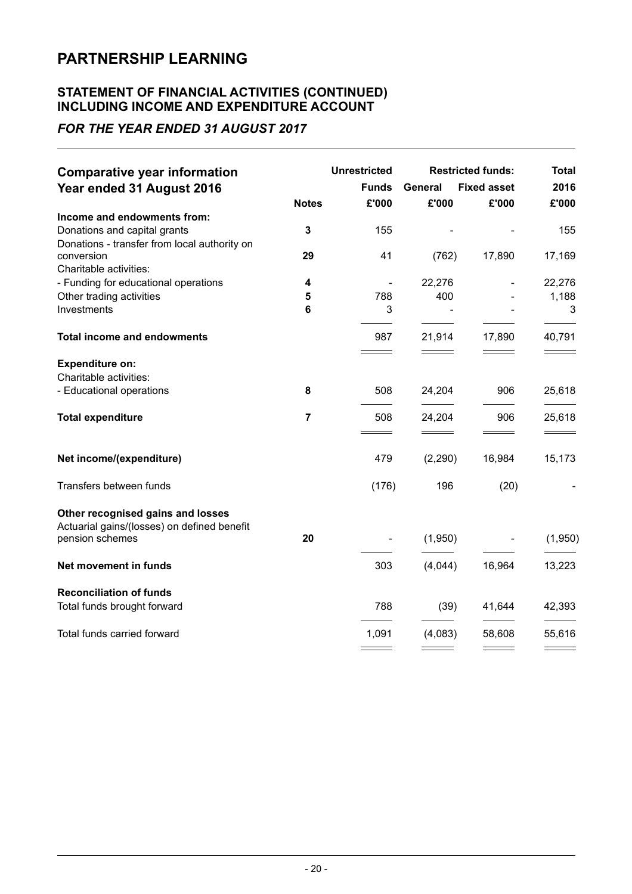# PARTNERSHIP LEARNING

## STATEMENT OF FINANCIAL ACTIVITIES (CONTINUED) INCLUDING INCOME AND EXPENDITURE ACCOUNT

### *FOR THE YEAR ENDED 31 AUGUST 2017*

| Comparative year information Year ended 31 August 2016 | Notes | Unrestricted Funds £'000 | Restricted funds: General £'000 | Restricted funds: Fixed asset £'000 | Total 2016 £'000 |
|---|---|---|---|---|---|
| **Income and endowments from:** | | | | | |
| Donations and capital grants | 3 | 155 | - | - | 155 |
| Donations - transfer from local authority on conversion | 29 | 41 | (762) | 17,890 | 17,169 |
| Charitable activities: | | | | | |
| - Funding for educational operations | 4 | - | 22,276 | - | 22,276 |
| Other trading activities | 5 | 788 | 400 | - | 1,188 |
| Investments | 6 | 3 | - | - | 3 |
| **Total income and endowments** | | 987 | 21,914 | 17,890 | 40,791 |
| **Expenditure on:** | | | | | |
| Charitable activities: | | | | | |
| - Educational operations | 8 | 508 | 24,204 | 906 | 25,618 |
| **Total expenditure** | 7 | 508 | 24,204 | 906 | 25,618 |
| **Net income/(expenditure)** | | 479 | (2,290) | 16,984 | 15,173 |
| Transfers between funds | | (176) | 196 | (20) | - |
| **Other recognised gains and losses** | | | | | |
| Actuarial gains/(losses) on defined benefit pension schemes | 20 | - | (1,950) | - | (1,950) |
| **Net movement in funds** | | 303 | (4,044) | 16,964 | 13,223 |
| **Reconciliation of funds** | | | | | |
| Total funds brought forward | | 788 | (39) | 41,644 | 42,393 |
| Total funds carried forward | | 1,091 | (4,083) | 58,608 | 55,616 |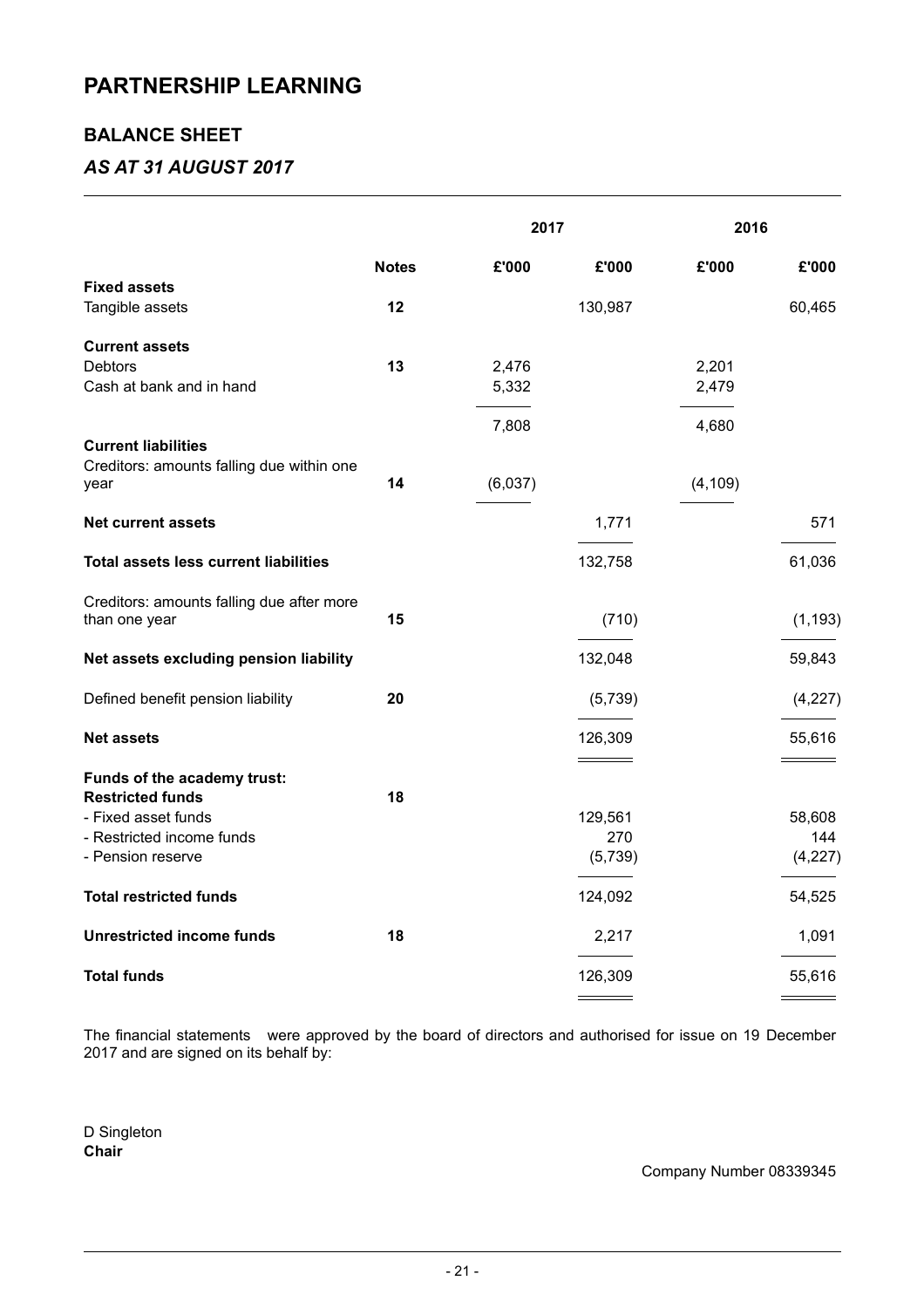# PARTNERSHIP LEARNING

## BALANCE SHEET

### *AS AT 31 AUGUST 2017*

| | | 2017 | | 2016 | |
|---|---|---|---|---|---|
| | **Notes** | **£'000** | **£'000** | **£'000** | **£'000** |
| **Fixed assets** | | | | | |
| Tangible assets | **12** | | 130,987 | | 60,465 |
| **Current assets** | | | | | |
| Debtors | **13** | 2,476 | | 2,201 | |
| Cash at bank and in hand | | 5,332 | | 2,479 | |
| | | 7,808 | | 4,680 | |
| **Current liabilities** | | | | | |
| Creditors: amounts falling due within one year | **14** | (6,037) | | (4,109) | |
| **Net current assets** | | | 1,771 | | 571 |
| **Total assets less current liabilities** | | | 132,758 | | 61,036 |
| Creditors: amounts falling due after more than one year | **15** | | (710) | | (1,193) |
| **Net assets excluding pension liability** | | | 132,048 | | 59,843 |
| Defined benefit pension liability | **20** | | (5,739) | | (4,227) |
| **Net assets** | | | 126,309 | | 55,616 |
| **Funds of the academy trust:** | | | | | |
| **Restricted funds** | **18** | | | | |
| - Fixed asset funds | | | 129,561 | | 58,608 |
| - Restricted income funds | | | 270 | | 144 |
| - Pension reserve | | | (5,739) | | (4,227) |
| **Total restricted funds** | | | 124,092 | | 54,525 |
| **Unrestricted income funds** | **18** | | 2,217 | | 1,091 |
| **Total funds** | | | 126,309 | | 55,616 |

The financial statements were approved by the board of directors and authorised for issue on 19 December 2017 and are signed on its behalf by:

D Singleton
**Chair**

Company Number 08339345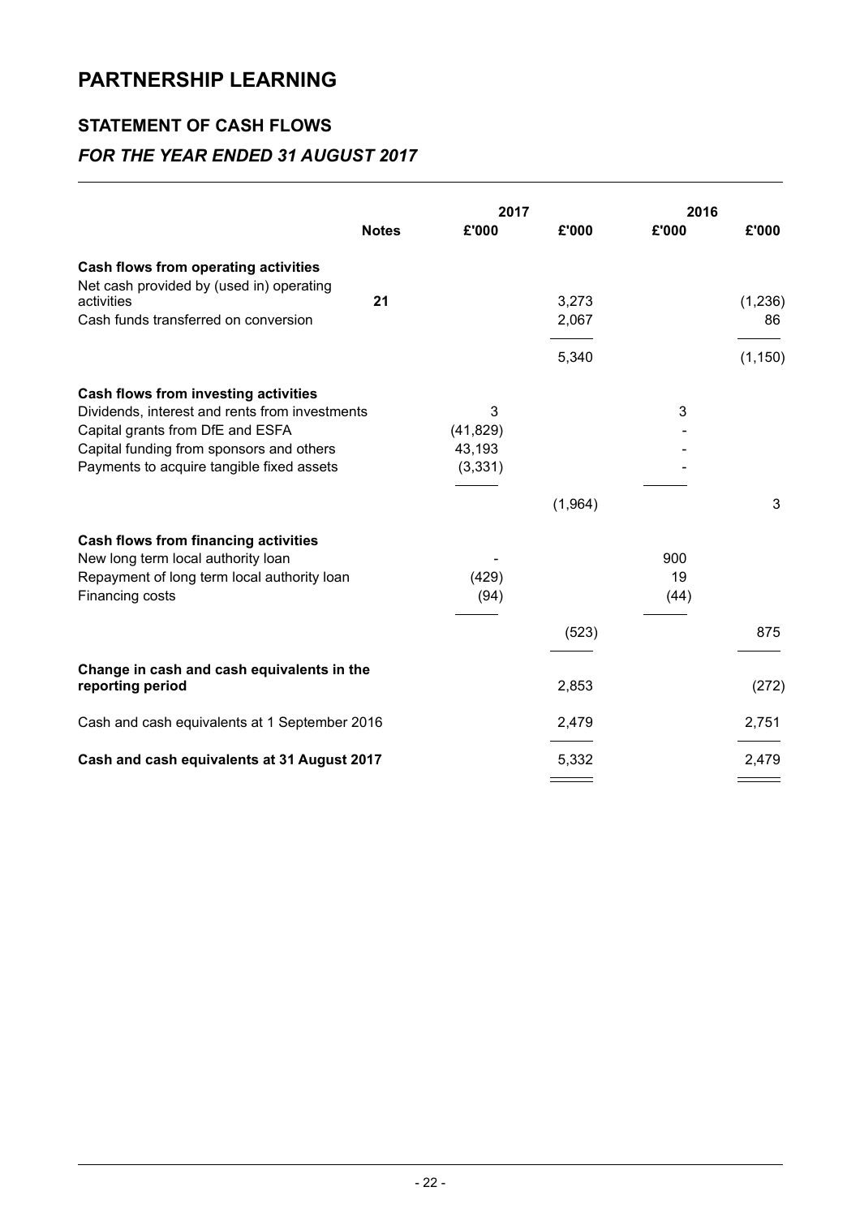# PARTNERSHIP LEARNING

## STATEMENT OF CASH FLOWS

### *FOR THE YEAR ENDED 31 AUGUST 2017*

| | Notes | 2017 £'000 | 2017 £'000 | 2016 £'000 | 2016 £'000 |
|---|---|---|---|---|---|
| **Cash flows from operating activities** | | | | | |
| Net cash provided by (used in) operating activities | 21 | | 3,273 | | (1,236) |
| Cash funds transferred on conversion | | | 2,067 | | 86 |
| | | | 5,340 | | (1,150) |
| **Cash flows from investing activities** | | | | | |
| Dividends, interest and rents from investments | | 3 | | 3 | |
| Capital grants from DfE and ESFA | | (41,829) | | - | |
| Capital funding from sponsors and others | | 43,193 | | - | |
| Payments to acquire tangible fixed assets | | (3,331) | | - | |
| | | | (1,964) | | 3 |
| **Cash flows from financing activities** | | | | | |
| New long term local authority loan | | - | | 900 | |
| Repayment of long term local authority loan | | (429) | | 19 | |
| Financing costs | | (94) | | (44) | |
| | | | (523) | | 875 |
| **Change in cash and cash equivalents in the reporting period** | | | 2,853 | | (272) |
| Cash and cash equivalents at 1 September 2016 | | | 2,479 | | 2,751 |
| **Cash and cash equivalents at 31 August 2017** | | | 5,332 | | 2,479 |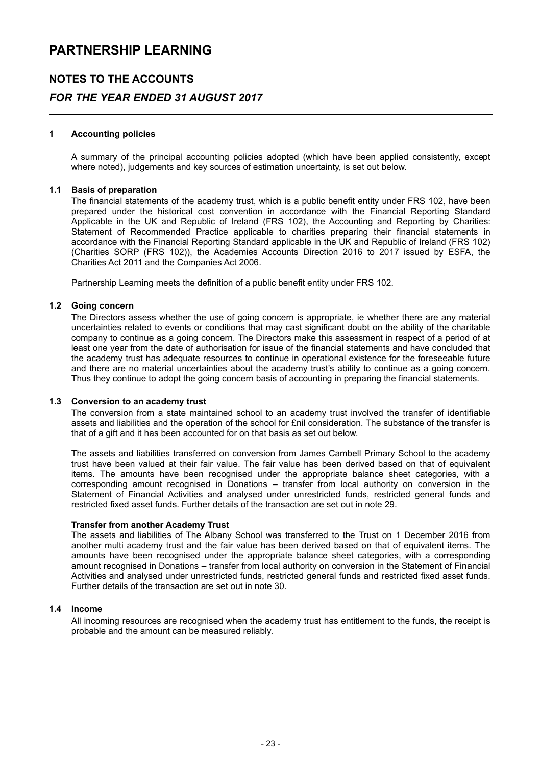# PARTNERSHIP LEARNING

## NOTES TO THE ACCOUNTS

## *FOR THE YEAR ENDED 31 AUGUST 2017*

### 1 Accounting policies

A summary of the principal accounting policies adopted (which have been applied consistently, except where noted), judgements and key sources of estimation uncertainty, is set out below.

### 1.1 Basis of preparation

The financial statements of the academy trust, which is a public benefit entity under FRS 102, have been prepared under the historical cost convention in accordance with the Financial Reporting Standard Applicable in the UK and Republic of Ireland (FRS 102), the Accounting and Reporting by Charities: Statement of Recommended Practice applicable to charities preparing their financial statements in accordance with the Financial Reporting Standard applicable in the UK and Republic of Ireland (FRS 102) (Charities SORP (FRS 102)), the Academies Accounts Direction 2016 to 2017 issued by ESFA, the Charities Act 2011 and the Companies Act 2006.

Partnership Learning meets the definition of a public benefit entity under FRS 102.

### 1.2 Going concern

The Directors assess whether the use of going concern is appropriate, ie whether there are any material uncertainties related to events or conditions that may cast significant doubt on the ability of the charitable company to continue as a going concern. The Directors make this assessment in respect of a period of at least one year from the date of authorisation for issue of the financial statements and have concluded that the academy trust has adequate resources to continue in operational existence for the foreseeable future and there are no material uncertainties about the academy trust's ability to continue as a going concern. Thus they continue to adopt the going concern basis of accounting in preparing the financial statements.

### 1.3 Conversion to an academy trust

The conversion from a state maintained school to an academy trust involved the transfer of identifiable assets and liabilities and the operation of the school for £nil consideration. The substance of the transfer is that of a gift and it has been accounted for on that basis as set out below.

The assets and liabilities transferred on conversion from James Cambell Primary School to the academy trust have been valued at their fair value. The fair value has been derived based on that of equivalent items. The amounts have been recognised under the appropriate balance sheet categories, with a corresponding amount recognised in Donations – transfer from local authority on conversion in the Statement of Financial Activities and analysed under unrestricted funds, restricted general funds and restricted fixed asset funds. Further details of the transaction are set out in note 29.

**Transfer from another Academy Trust**

The assets and liabilities of The Albany School was transferred to the Trust on 1 December 2016 from another multi academy trust and the fair value has been derived based on that of equivalent items. The amounts have been recognised under the appropriate balance sheet categories, with a corresponding amount recognised in Donations – transfer from local authority on conversion in the Statement of Financial Activities and analysed under unrestricted funds, restricted general funds and restricted fixed asset funds. Further details of the transaction are set out in note 30.

### 1.4 Income

All incoming resources are recognised when the academy trust has entitlement to the funds, the receipt is probable and the amount can be measured reliably.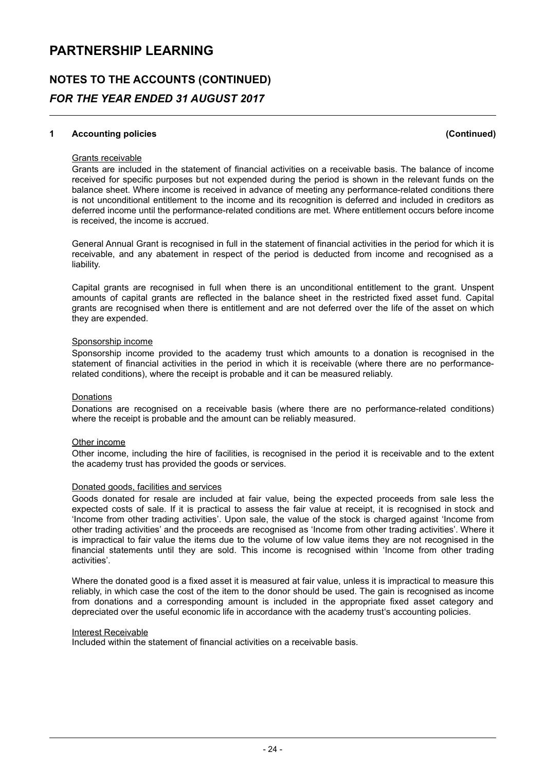# PARTNERSHIP LEARNING

## NOTES TO THE ACCOUNTS (CONTINUED)

### *FOR THE YEAR ENDED 31 AUGUST 2017*

**1 Accounting policies (Continued)**

Grants receivable

Grants are included in the statement of financial activities on a receivable basis. The balance of income received for specific purposes but not expended during the period is shown in the relevant funds on the balance sheet. Where income is received in advance of meeting any performance-related conditions there is not unconditional entitlement to the income and its recognition is deferred and included in creditors as deferred income until the performance-related conditions are met. Where entitlement occurs before income is received, the income is accrued.

General Annual Grant is recognised in full in the statement of financial activities in the period for which it is receivable, and any abatement in respect of the period is deducted from income and recognised as a liability.

Capital grants are recognised in full when there is an unconditional entitlement to the grant. Unspent amounts of capital grants are reflected in the balance sheet in the restricted fixed asset fund. Capital grants are recognised when there is entitlement and are not deferred over the life of the asset on which they are expended.

Sponsorship income

Sponsorship income provided to the academy trust which amounts to a donation is recognised in the statement of financial activities in the period in which it is receivable (where there are no performance-related conditions), where the receipt is probable and it can be measured reliably.

Donations

Donations are recognised on a receivable basis (where there are no performance-related conditions) where the receipt is probable and the amount can be reliably measured.

Other income

Other income, including the hire of facilities, is recognised in the period it is receivable and to the extent the academy trust has provided the goods or services.

Donated goods, facilities and services

Goods donated for resale are included at fair value, being the expected proceeds from sale less the expected costs of sale. If it is practical to assess the fair value at receipt, it is recognised in stock and 'Income from other trading activities'. Upon sale, the value of the stock is charged against 'Income from other trading activities' and the proceeds are recognised as 'Income from other trading activities'. Where it is impractical to fair value the items due to the volume of low value items they are not recognised in the financial statements until they are sold. This income is recognised within 'Income from other trading activities'.

Where the donated good is a fixed asset it is measured at fair value, unless it is impractical to measure this reliably, in which case the cost of the item to the donor should be used. The gain is recognised as income from donations and a corresponding amount is included in the appropriate fixed asset category and depreciated over the useful economic life in accordance with the academy trust's accounting policies.

Interest Receivable

Included within the statement of financial activities on a receivable basis.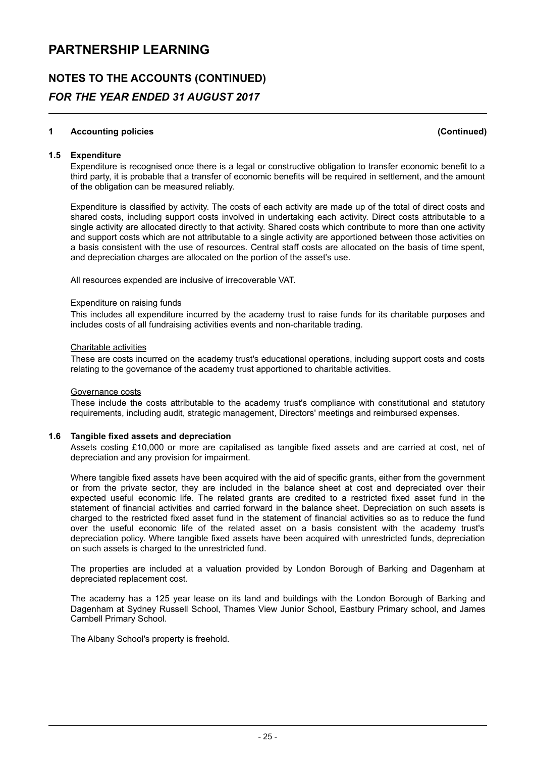# PARTNERSHIP LEARNING

## NOTES TO THE ACCOUNTS (CONTINUED)

## *FOR THE YEAR ENDED 31 AUGUST 2017*

### 1 Accounting policies (Continued)

#### 1.5 Expenditure

Expenditure is recognised once there is a legal or constructive obligation to transfer economic benefit to a third party, it is probable that a transfer of economic benefits will be required in settlement, and the amount of the obligation can be measured reliably.

Expenditure is classified by activity. The costs of each activity are made up of the total of direct costs and shared costs, including support costs involved in undertaking each activity. Direct costs attributable to a single activity are allocated directly to that activity. Shared costs which contribute to more than one activity and support costs which are not attributable to a single activity are apportioned between those activities on a basis consistent with the use of resources. Central staff costs are allocated on the basis of time spent, and depreciation charges are allocated on the portion of the asset's use.

All resources expended are inclusive of irrecoverable VAT.

Expenditure on raising funds

This includes all expenditure incurred by the academy trust to raise funds for its charitable purposes and includes costs of all fundraising activities events and non-charitable trading.

Charitable activities

These are costs incurred on the academy trust's educational operations, including support costs and costs relating to the governance of the academy trust apportioned to charitable activities.

Governance costs

These include the costs attributable to the academy trust's compliance with constitutional and statutory requirements, including audit, strategic management, Directors' meetings and reimbursed expenses.

#### 1.6 Tangible fixed assets and depreciation

Assets costing £10,000 or more are capitalised as tangible fixed assets and are carried at cost, net of depreciation and any provision for impairment.

Where tangible fixed assets have been acquired with the aid of specific grants, either from the government or from the private sector, they are included in the balance sheet at cost and depreciated over their expected useful economic life. The related grants are credited to a restricted fixed asset fund in the statement of financial activities and carried forward in the balance sheet. Depreciation on such assets is charged to the restricted fixed asset fund in the statement of financial activities so as to reduce the fund over the useful economic life of the related asset on a basis consistent with the academy trust's depreciation policy. Where tangible fixed assets have been acquired with unrestricted funds, depreciation on such assets is charged to the unrestricted fund.

The properties are included at a valuation provided by London Borough of Barking and Dagenham at depreciated replacement cost.

The academy has a 125 year lease on its land and buildings with the London Borough of Barking and Dagenham at Sydney Russell School, Thames View Junior School, Eastbury Primary school, and James Cambell Primary School.

The Albany School's property is freehold.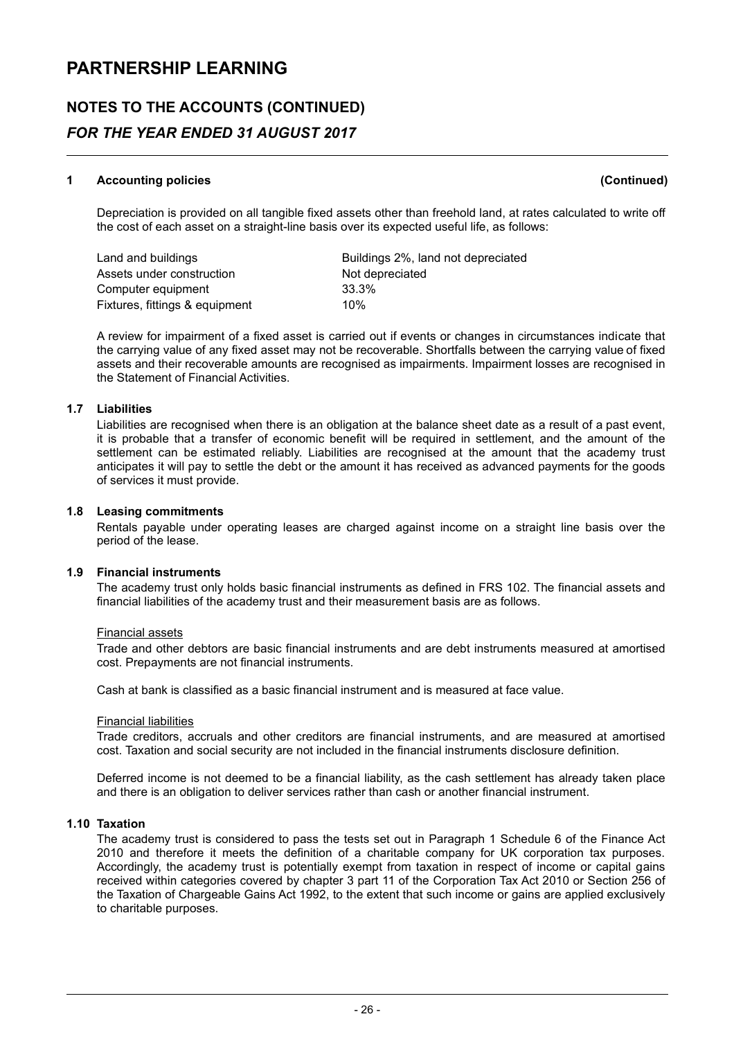## 1 Accounting policies (Continued)

Depreciation is provided on all tangible fixed assets other than freehold land, at rates calculated to write off the cost of each asset on a straight-line basis over its expected useful life, as follows:

| | |
|---|---|
| Land and buildings | Buildings 2%, land not depreciated |
| Assets under construction | Not depreciated |
| Computer equipment | 33.3% |
| Fixtures, fittings & equipment | 10% |

A review for impairment of a fixed asset is carried out if events or changes in circumstances indicate that the carrying value of any fixed asset may not be recoverable. Shortfalls between the carrying value of fixed assets and their recoverable amounts are recognised as impairments. Impairment losses are recognised in the Statement of Financial Activities.

### 1.7 Liabilities

Liabilities are recognised when there is an obligation at the balance sheet date as a result of a past event, it is probable that a transfer of economic benefit will be required in settlement, and the amount of the settlement can be estimated reliably. Liabilities are recognised at the amount that the academy trust anticipates it will pay to settle the debt or the amount it has received as advanced payments for the goods of services it must provide.

### 1.8 Leasing commitments

Rentals payable under operating leases are charged against income on a straight line basis over the period of the lease.

### 1.9 Financial instruments

The academy trust only holds basic financial instruments as defined in FRS 102. The financial assets and financial liabilities of the academy trust and their measurement basis are as follows.

Financial assets

Trade and other debtors are basic financial instruments and are debt instruments measured at amortised cost. Prepayments are not financial instruments.

Cash at bank is classified as a basic financial instrument and is measured at face value.

Financial liabilities

Trade creditors, accruals and other creditors are financial instruments, and are measured at amortised cost. Taxation and social security are not included in the financial instruments disclosure definition.

Deferred income is not deemed to be a financial liability, as the cash settlement has already taken place and there is an obligation to deliver services rather than cash or another financial instrument.

### 1.10 Taxation

The academy trust is considered to pass the tests set out in Paragraph 1 Schedule 6 of the Finance Act 2010 and therefore it meets the definition of a charitable company for UK corporation tax purposes. Accordingly, the academy trust is potentially exempt from taxation in respect of income or capital gains received within categories covered by chapter 3 part 11 of the Corporation Tax Act 2010 or Section 256 of the Taxation of Chargeable Gains Act 1992, to the extent that such income or gains are applied exclusively to charitable purposes.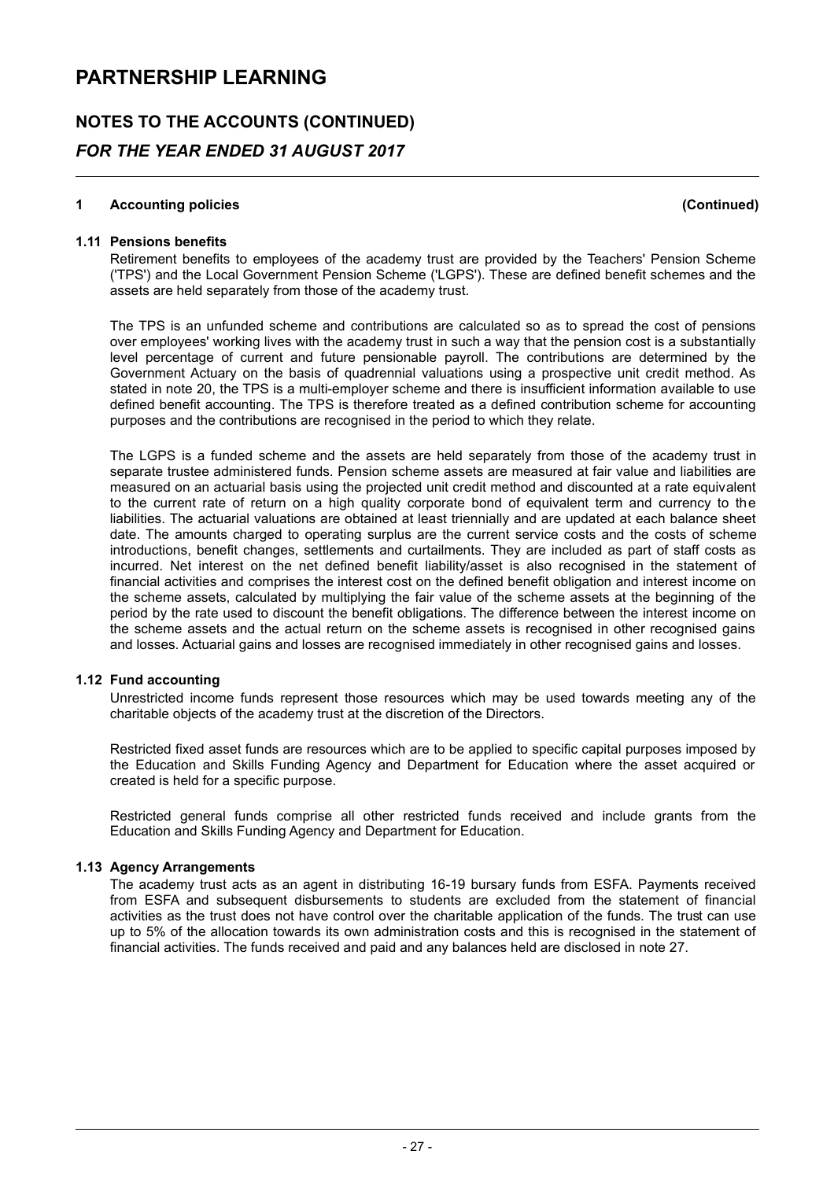# PARTNERSHIP LEARNING

## NOTES TO THE ACCOUNTS (CONTINUED)

### *FOR THE YEAR ENDED 31 AUGUST 2017*

**1 Accounting policies (Continued)**

**1.11 Pensions benefits**

Retirement benefits to employees of the academy trust are provided by the Teachers' Pension Scheme ('TPS') and the Local Government Pension Scheme ('LGPS'). These are defined benefit schemes and the assets are held separately from those of the academy trust.

The TPS is an unfunded scheme and contributions are calculated so as to spread the cost of pensions over employees' working lives with the academy trust in such a way that the pension cost is a substantially level percentage of current and future pensionable payroll. The contributions are determined by the Government Actuary on the basis of quadrennial valuations using a prospective unit credit method. As stated in note 20, the TPS is a multi-employer scheme and there is insufficient information available to use defined benefit accounting. The TPS is therefore treated as a defined contribution scheme for accounting purposes and the contributions are recognised in the period to which they relate.

The LGPS is a funded scheme and the assets are held separately from those of the academy trust in separate trustee administered funds. Pension scheme assets are measured at fair value and liabilities are measured on an actuarial basis using the projected unit credit method and discounted at a rate equivalent to the current rate of return on a high quality corporate bond of equivalent term and currency to the liabilities. The actuarial valuations are obtained at least triennially and are updated at each balance sheet date. The amounts charged to operating surplus are the current service costs and the costs of scheme introductions, benefit changes, settlements and curtailments. They are included as part of staff costs as incurred. Net interest on the net defined benefit liability/asset is also recognised in the statement of financial activities and comprises the interest cost on the defined benefit obligation and interest income on the scheme assets, calculated by multiplying the fair value of the scheme assets at the beginning of the period by the rate used to discount the benefit obligations. The difference between the interest income on the scheme assets and the actual return on the scheme assets is recognised in other recognised gains and losses. Actuarial gains and losses are recognised immediately in other recognised gains and losses.

**1.12 Fund accounting**

Unrestricted income funds represent those resources which may be used towards meeting any of the charitable objects of the academy trust at the discretion of the Directors.

Restricted fixed asset funds are resources which are to be applied to specific capital purposes imposed by the Education and Skills Funding Agency and Department for Education where the asset acquired or created is held for a specific purpose.

Restricted general funds comprise all other restricted funds received and include grants from the Education and Skills Funding Agency and Department for Education.

**1.13 Agency Arrangements**

The academy trust acts as an agent in distributing 16-19 bursary funds from ESFA. Payments received from ESFA and subsequent disbursements to students are excluded from the statement of financial activities as the trust does not have control over the charitable application of the funds. The trust can use up to 5% of the allocation towards its own administration costs and this is recognised in the statement of financial activities. The funds received and paid and any balances held are disclosed in note 27.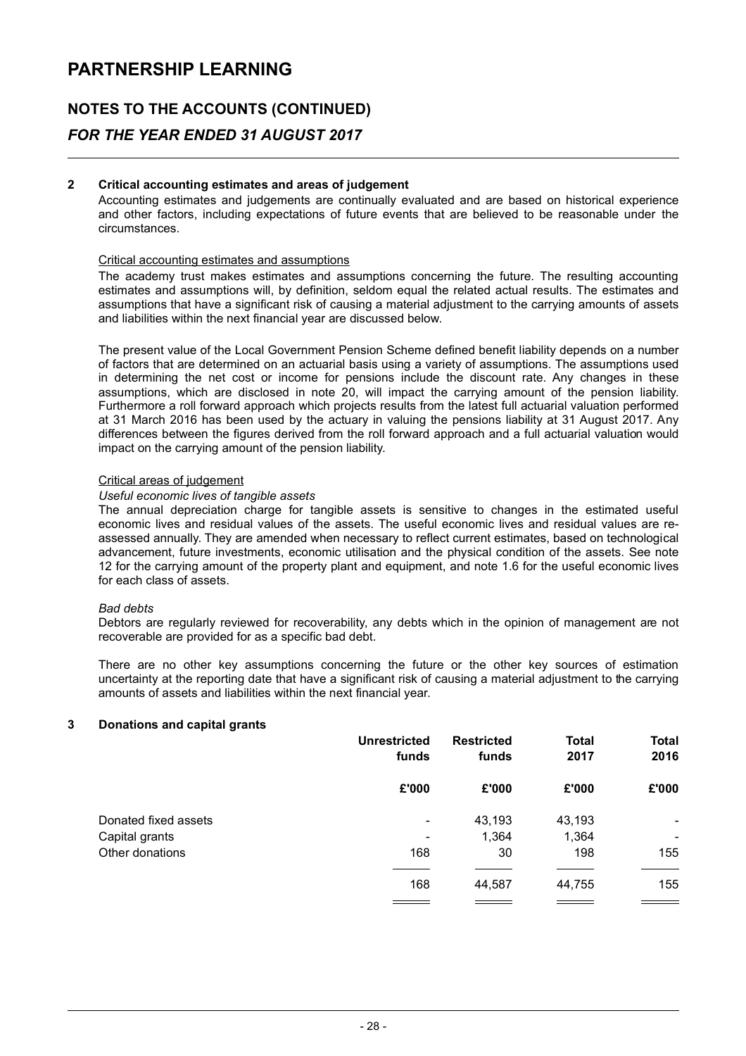## 2 Critical accounting estimates and areas of judgement

Accounting estimates and judgements are continually evaluated and are based on historical experience and other factors, including expectations of future events that are believed to be reasonable under the circumstances.

Critical accounting estimates and assumptions

The academy trust makes estimates and assumptions concerning the future. The resulting accounting estimates and assumptions will, by definition, seldom equal the related actual results. The estimates and assumptions that have a significant risk of causing a material adjustment to the carrying amounts of assets and liabilities within the next financial year are discussed below.

The present value of the Local Government Pension Scheme defined benefit liability depends on a number of factors that are determined on an actuarial basis using a variety of assumptions. The assumptions used in determining the net cost or income for pensions include the discount rate. Any changes in these assumptions, which are disclosed in note 20, will impact the carrying amount of the pension liability. Furthermore a roll forward approach which projects results from the latest full actuarial valuation performed at 31 March 2016 has been used by the actuary in valuing the pensions liability at 31 August 2017. Any differences between the figures derived from the roll forward approach and a full actuarial valuation would impact on the carrying amount of the pension liability.

Critical areas of judgement

*Useful economic lives of tangible assets*

The annual depreciation charge for tangible assets is sensitive to changes in the estimated useful economic lives and residual values of the assets. The useful economic lives and residual values are re-assessed annually. They are amended when necessary to reflect current estimates, based on technological advancement, future investments, economic utilisation and the physical condition of the assets. See note 12 for the carrying amount of the property plant and equipment, and note 1.6 for the useful economic lives for each class of assets.

*Bad debts*

Debtors are regularly reviewed for recoverability, any debts which in the opinion of management are not recoverable are provided for as a specific bad debt.

There are no other key assumptions concerning the future or the other key sources of estimation uncertainty at the reporting date that have a significant risk of causing a material adjustment to the carrying amounts of assets and liabilities within the next financial year.

## 3 Donations and capital grants

| | Unrestricted funds | Restricted funds | Total 2017 | Total 2016 |
|---|---|---|---|---|
| | £'000 | £'000 | £'000 | £'000 |
| Donated fixed assets | - | 43,193 | 43,193 | - |
| Capital grants | - | 1,364 | 1,364 | - |
| Other donations | 168 | 30 | 198 | 155 |
| | 168 | 44,587 | 44,755 | 155 |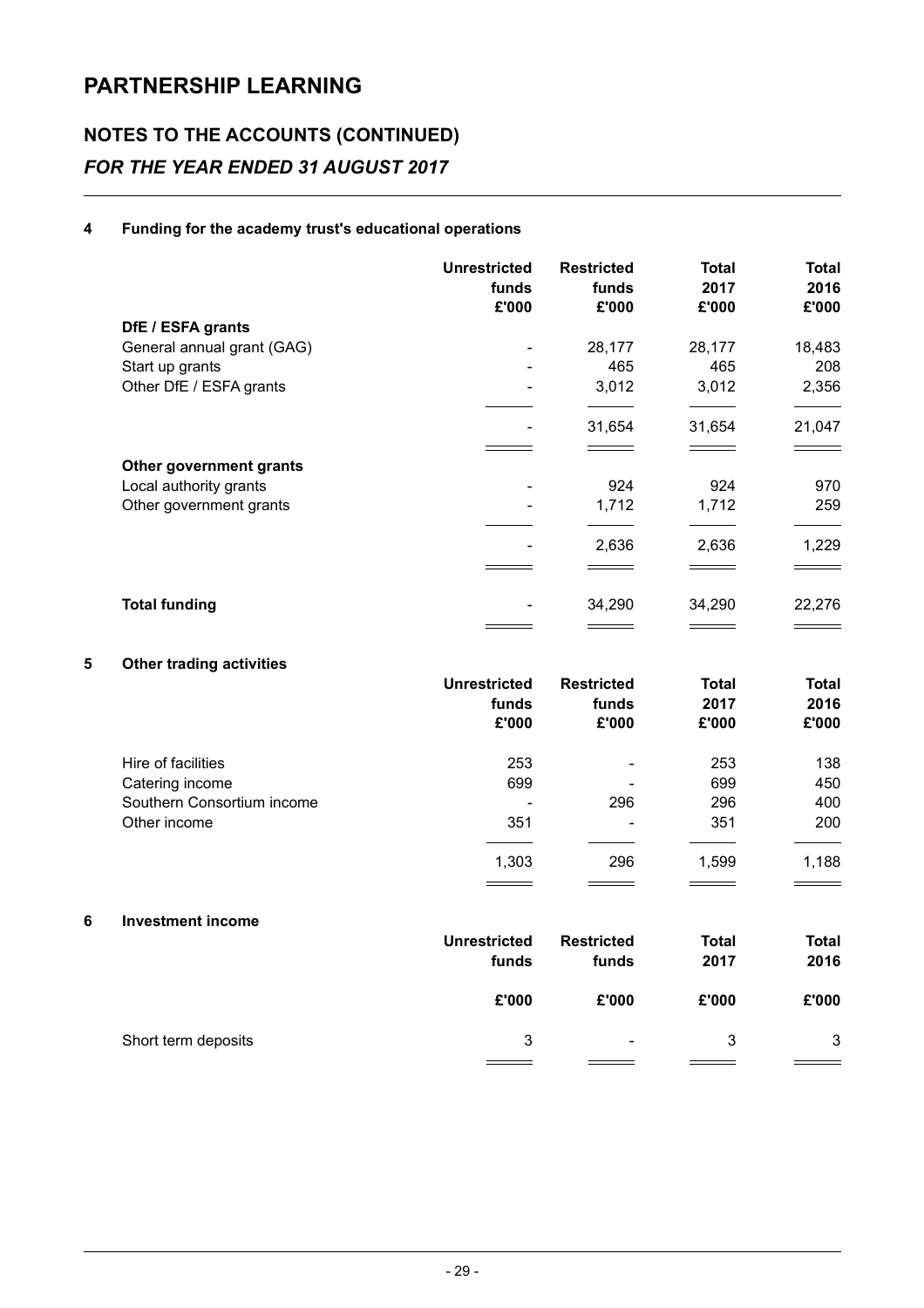# PARTNERSHIP LEARNING

## NOTES TO THE ACCOUNTS (CONTINUED)

### *FOR THE YEAR ENDED 31 AUGUST 2017*

#### 4 Funding for the academy trust's educational operations

| | Unrestricted funds £'000 | Restricted funds £'000 | Total 2017 £'000 | Total 2016 £'000 |
|---|---|---|---|---|
| **DfE / ESFA grants** | | | | |
| General annual grant (GAG) | - | 28,177 | 28,177 | 18,483 |
| Start up grants | - | 465 | 465 | 208 |
| Other DfE / ESFA grants | - | 3,012 | 3,012 | 2,356 |
| | - | 31,654 | 31,654 | 21,047 |
| **Other government grants** | | | | |
| Local authority grants | - | 924 | 924 | 970 |
| Other government grants | - | 1,712 | 1,712 | 259 |
| | - | 2,636 | 2,636 | 1,229 |
| **Total funding** | - | 34,290 | 34,290 | 22,276 |

#### 5 Other trading activities

| | Unrestricted funds £'000 | Restricted funds £'000 | Total 2017 £'000 | Total 2016 £'000 |
|---|---|---|---|---|
| Hire of facilities | 253 | - | 253 | 138 |
| Catering income | 699 | - | 699 | 450 |
| Southern Consortium income | - | 296 | 296 | 400 |
| Other income | 351 | - | 351 | 200 |
| | 1,303 | 296 | 1,599 | 1,188 |

#### 6 Investment income

| | Unrestricted funds £'000 | Restricted funds £'000 | Total 2017 £'000 | Total 2016 £'000 |
|---|---|---|---|---|
| Short term deposits | 3 | - | 3 | 3 |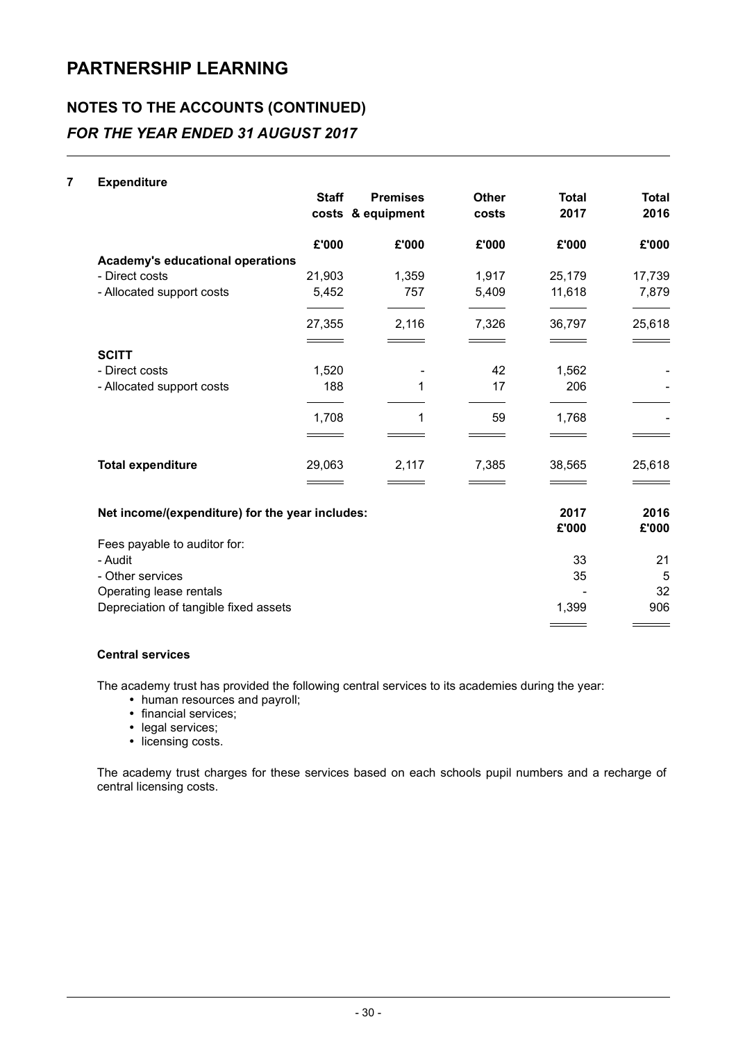# PARTNERSHIP LEARNING

## NOTES TO THE ACCOUNTS (CONTINUED)

### *FOR THE YEAR ENDED 31 AUGUST 2017*

**7 Expenditure**

| | Staff costs | Premises & equipment | Other costs | Total 2017 | Total 2016 |
|---|---|---|---|---|---|
| | £'000 | £'000 | £'000 | £'000 | £'000 |
| **Academy's educational operations** | | | | | |
| - Direct costs | 21,903 | 1,359 | 1,917 | 25,179 | 17,739 |
| - Allocated support costs | 5,452 | 757 | 5,409 | 11,618 | 7,879 |
| | 27,355 | 2,116 | 7,326 | 36,797 | 25,618 |
| **SCITT** | | | | | |
| - Direct costs | 1,520 | - | 42 | 1,562 | - |
| - Allocated support costs | 188 | 1 | 17 | 206 | - |
| | 1,708 | 1 | 59 | 1,768 | - |
| **Total expenditure** | 29,063 | 2,117 | 7,385 | 38,565 | 25,618 |

| Net income/(expenditure) for the year includes: | 2017 £'000 | 2016 £'000 |
|---|---|---|
| Fees payable to auditor for: | | |
| - Audit | 33 | 21 |
| - Other services | 35 | 5 |
| Operating lease rentals | - | 32 |
| Depreciation of tangible fixed assets | 1,399 | 906 |

**Central services**

The academy trust has provided the following central services to its academies during the year:

- human resources and payroll;
- financial services;
- legal services;
- licensing costs.

The academy trust charges for these services based on each schools pupil numbers and a recharge of central licensing costs.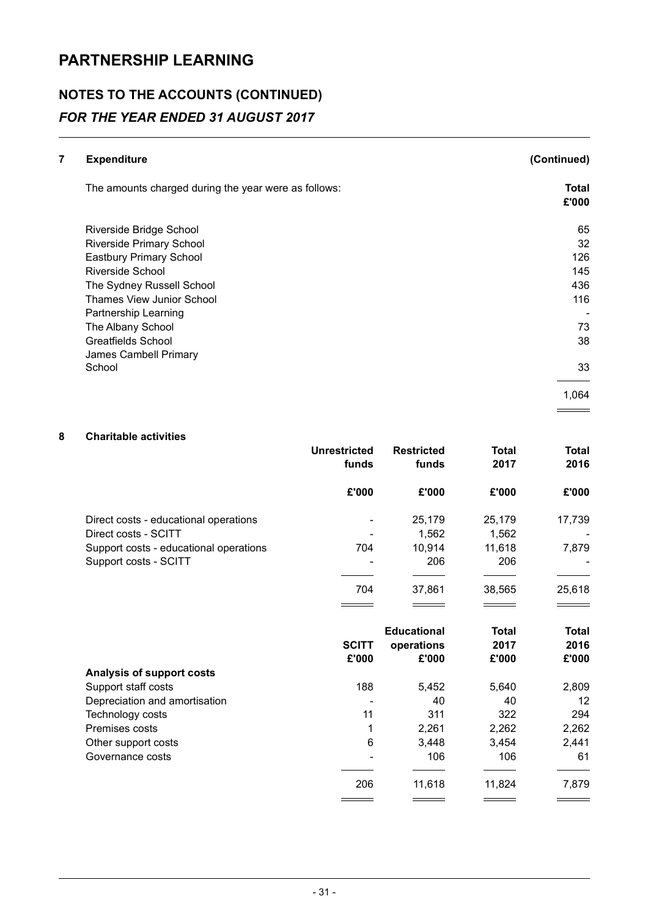# PARTNERSHIP LEARNING

## NOTES TO THE ACCOUNTS (CONTINUED)

### *FOR THE YEAR ENDED 31 AUGUST 2017*

**7 Expenditure** **(Continued)**

| The amounts charged during the year were as follows: | **Total £'000** |
|---|---|
| Riverside Bridge School | 65 |
| Riverside Primary School | 32 |
| Eastbury Primary School | 126 |
| Riverside School | 145 |
| The Sydney Russell School | 436 |
| Thames View Junior School | 116 |
| Partnership Learning | - |
| The Albany School | 73 |
| Greatfields School | 38 |
| James Campbell Primary School | 33 |
| | 1,064 |

**8 Charitable activities**

| | **Unrestricted funds** | **Restricted funds** | **Total 2017** | **Total 2016** |
|---|---|---|---|---|
| | **£'000** | **£'000** | **£'000** | **£'000** |
| Direct costs - educational operations | - | 25,179 | 25,179 | 17,739 |
| Direct costs - SCITT | - | 1,562 | 1,562 | - |
| Support costs - educational operations | 704 | 10,914 | 11,618 | 7,879 |
| Support costs - SCITT | - | 206 | 206 | - |
| | 704 | 37,861 | 38,565 | 25,618 |

| | **SCITT £'000** | **Educational operations £'000** | **Total 2017 £'000** | **Total 2016 £'000** |
|---|---|---|---|---|
| **Analysis of support costs** | | | | |
| Support staff costs | 188 | 5,452 | 5,640 | 2,809 |
| Depreciation and amortisation | - | 40 | 40 | 12 |
| Technology costs | 11 | 311 | 322 | 294 |
| Premises costs | 1 | 2,261 | 2,262 | 2,262 |
| Other support costs | 6 | 3,448 | 3,454 | 2,441 |
| Governance costs | - | 106 | 106 | 61 |
| | 206 | 11,618 | 11,824 | 7,879 |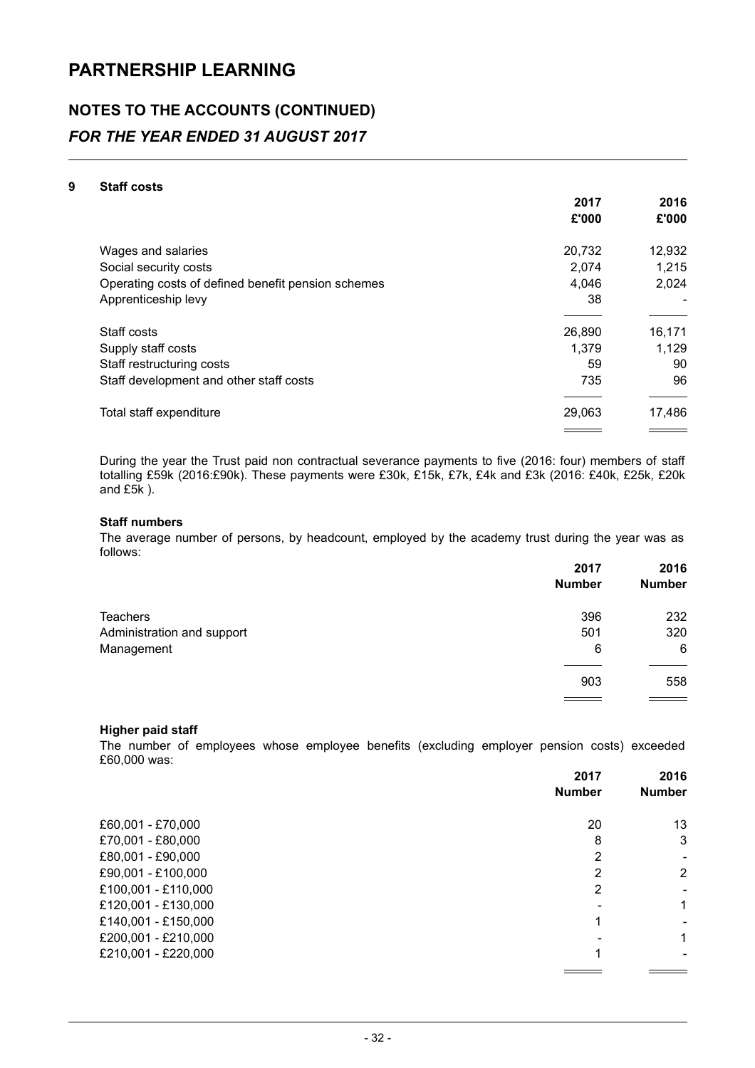# PARTNERSHIP LEARNING

## NOTES TO THE ACCOUNTS (CONTINUED)

### *FOR THE YEAR ENDED 31 AUGUST 2017*

**9 Staff costs**

| | 2017 £'000 | 2016 £'000 |
|---|---|---|
| Wages and salaries | 20,732 | 12,932 |
| Social security costs | 2,074 | 1,215 |
| Operating costs of defined benefit pension schemes | 4,046 | 2,024 |
| Apprenticeship levy | 38 | - |
| Staff costs | 26,890 | 16,171 |
| Supply staff costs | 1,379 | 1,129 |
| Staff restructuring costs | 59 | 90 |
| Staff development and other staff costs | 735 | 96 |
| Total staff expenditure | 29,063 | 17,486 |

During the year the Trust paid non contractual severance payments to five (2016: four) members of staff totalling £59k (2016:£90k). These payments were £30k, £15k, £7k, £4k and £3k (2016: £40k, £25k, £20k and £5k ).

**Staff numbers**

The average number of persons, by headcount, employed by the academy trust during the year was as follows:

| | 2017 Number | 2016 Number |
|---|---|---|
| Teachers | 396 | 232 |
| Administration and support | 501 | 320 |
| Management | 6 | 6 |
| | 903 | 558 |

**Higher paid staff**

The number of employees whose employee benefits (excluding employer pension costs) exceeded £60,000 was:

| | 2017 Number | 2016 Number |
|---|---|---|
| £60,001 - £70,000 | 20 | 13 |
| £70,001 - £80,000 | 8 | 3 |
| £80,001 - £90,000 | 2 | - |
| £90,001 - £100,000 | 2 | 2 |
| £100,001 - £110,000 | 2 | - |
| £120,001 - £130,000 | - | 1 |
| £140,001 - £150,000 | 1 | - |
| £200,001 - £210,000 | - | 1 |
| £210,001 - £220,000 | 1 | - |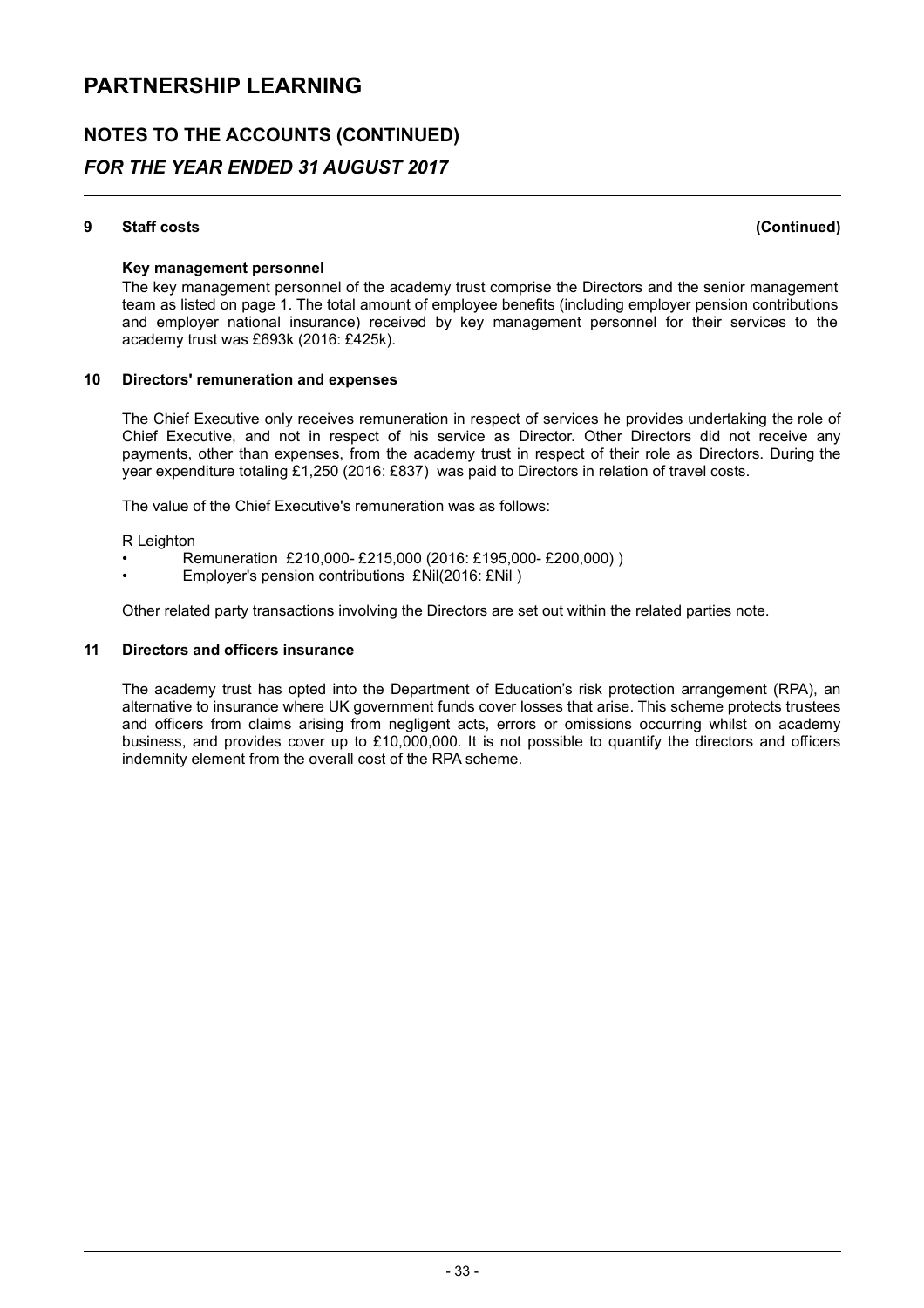# PARTNERSHIP LEARNING

## NOTES TO THE ACCOUNTS (CONTINUED)

### *FOR THE YEAR ENDED 31 AUGUST 2017*

**9 Staff costs (Continued)**

**Key management personnel**

The key management personnel of the academy trust comprise the Directors and the senior management team as listed on page 1. The total amount of employee benefits (including employer pension contributions and employer national insurance) received by key management personnel for their services to the academy trust was £693k (2016: £425k).

**10 Directors' remuneration and expenses**

The Chief Executive only receives remuneration in respect of services he provides undertaking the role of Chief Executive, and not in respect of his service as Director. Other Directors did not receive any payments, other than expenses, from the academy trust in respect of their role as Directors. During the year expenditure totaling £1,250 (2016: £837) was paid to Directors in relation of travel costs.

The value of the Chief Executive's remuneration was as follows:

R Leighton

- Remuneration £210,000- £215,000 (2016: £195,000- £200,000) )
- Employer's pension contributions £Nil(2016: £Nil )

Other related party transactions involving the Directors are set out within the related parties note.

**11 Directors and officers insurance**

The academy trust has opted into the Department of Education's risk protection arrangement (RPA), an alternative to insurance where UK government funds cover losses that arise. This scheme protects trustees and officers from claims arising from negligent acts, errors or omissions occurring whilst on academy business, and provides cover up to £10,000,000. It is not possible to quantify the directors and officers indemnity element from the overall cost of the RPA scheme.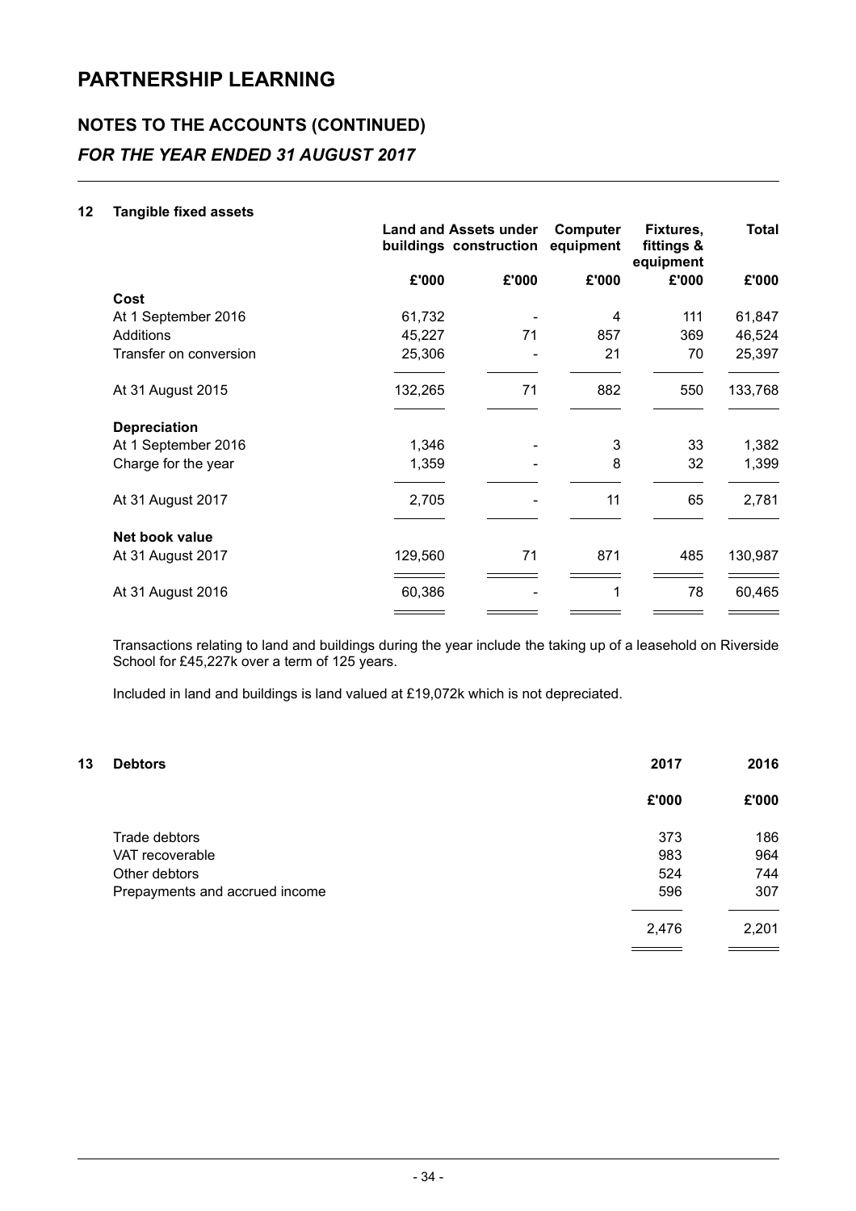# PARTNERSHIP LEARNING

## NOTES TO THE ACCOUNTS (CONTINUED)

### *FOR THE YEAR ENDED 31 AUGUST 2017*

**12 Tangible fixed assets**

| | Land and buildings | Assets under construction | Computer equipment | Fixtures, fittings & equipment | Total |
|---|---|---|---|---|---|
| | £'000 | £'000 | £'000 | £'000 | £'000 |
| **Cost** | | | | | |
| At 1 September 2016 | 61,732 | - | 4 | 111 | 61,847 |
| Additions | 45,227 | 71 | 857 | 369 | 46,524 |
| Transfer on conversion | 25,306 | - | 21 | 70 | 25,397 |
| At 31 August 2015 | 132,265 | 71 | 882 | 550 | 133,768 |
| **Depreciation** | | | | | |
| At 1 September 2016 | 1,346 | - | 3 | 33 | 1,382 |
| Charge for the year | 1,359 | - | 8 | 32 | 1,399 |
| At 31 August 2017 | 2,705 | - | 11 | 65 | 2,781 |
| **Net book value** | | | | | |
| At 31 August 2017 | 129,560 | 71 | 871 | 485 | 130,987 |
| At 31 August 2016 | 60,386 | - | 1 | 78 | 60,465 |

Transactions relating to land and buildings during the year include the taking up of a leasehold on Riverside School for £45,227k over a term of 125 years.

Included in land and buildings is land valued at £19,072k which is not depreciated.

**13 Debtors**

| | 2017 | 2016 |
|---|---|---|
| | £'000 | £'000 |
| Trade debtors | 373 | 186 |
| VAT recoverable | 983 | 964 |
| Other debtors | 524 | 744 |
| Prepayments and accrued income | 596 | 307 |
| | 2,476 | 2,201 |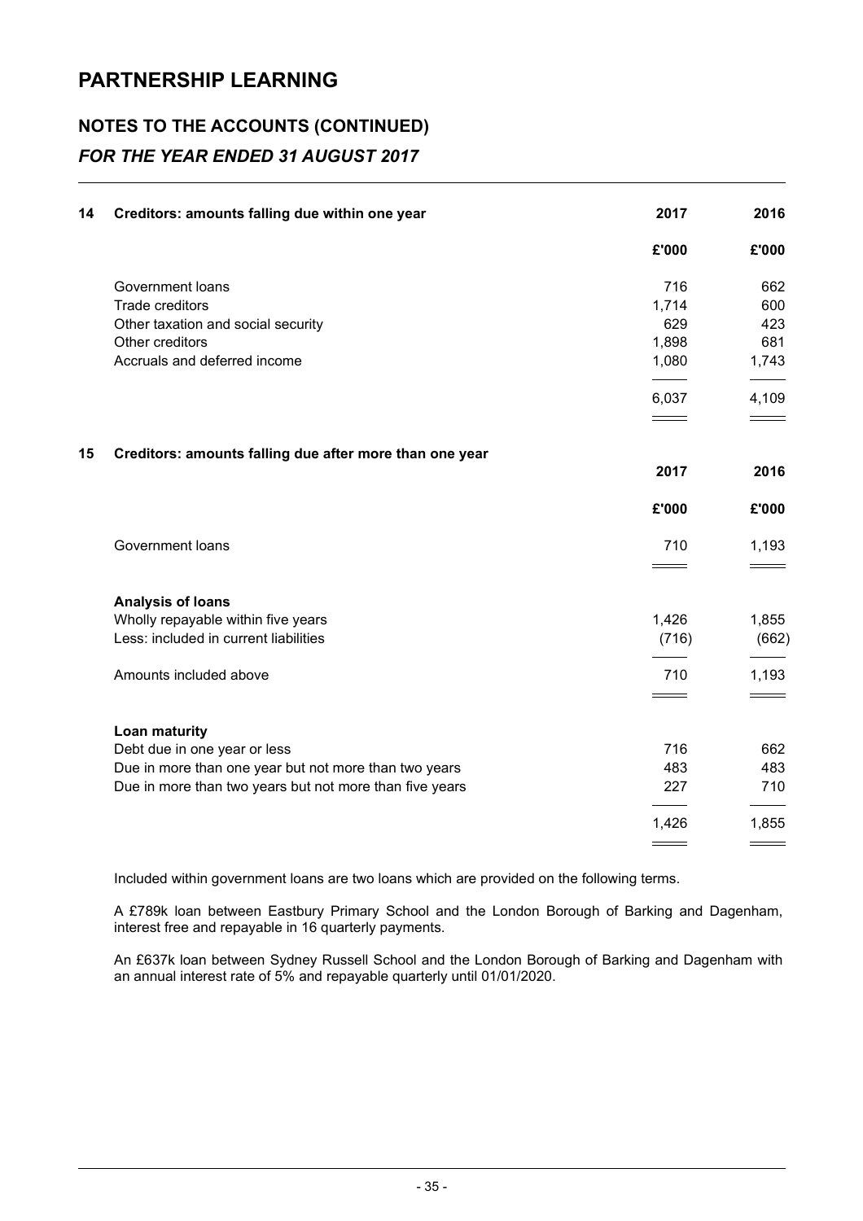# PARTNERSHIP LEARNING

## NOTES TO THE ACCOUNTS (CONTINUED)

### *FOR THE YEAR ENDED 31 AUGUST 2017*

| 14 | Creditors: amounts falling due within one year | 2017 | 2016 |
|---|---|---|---|
| | | £'000 | £'000 |
| | Government loans | 716 | 662 |
| | Trade creditors | 1,714 | 600 |
| | Other taxation and social security | 629 | 423 |
| | Other creditors | 1,898 | 681 |
| | Accruals and deferred income | 1,080 | 1,743 |
| | | 6,037 | 4,109 |

| 15 | Creditors: amounts falling due after more than one year | 2017 | 2016 |
|---|---|---|---|
| | | £'000 | £'000 |
| | Government loans | 710 | 1,193 |
| | **Analysis of loans** | | |
| | Wholly repayable within five years | 1,426 | 1,855 |
| | Less: included in current liabilities | (716) | (662) |
| | Amounts included above | 710 | 1,193 |
| | **Loan maturity** | | |
| | Debt due in one year or less | 716 | 662 |
| | Due in more than one year but not more than two years | 483 | 483 |
| | Due in more than two years but not more than five years | 227 | 710 |
| | | 1,426 | 1,855 |

Included within government loans are two loans which are provided on the following terms.

A £789k loan between Eastbury Primary School and the London Borough of Barking and Dagenham, interest free and repayable in 16 quarterly payments.

An £637k loan between Sydney Russell School and the London Borough of Barking and Dagenham with an annual interest rate of 5% and repayable quarterly until 01/01/2020.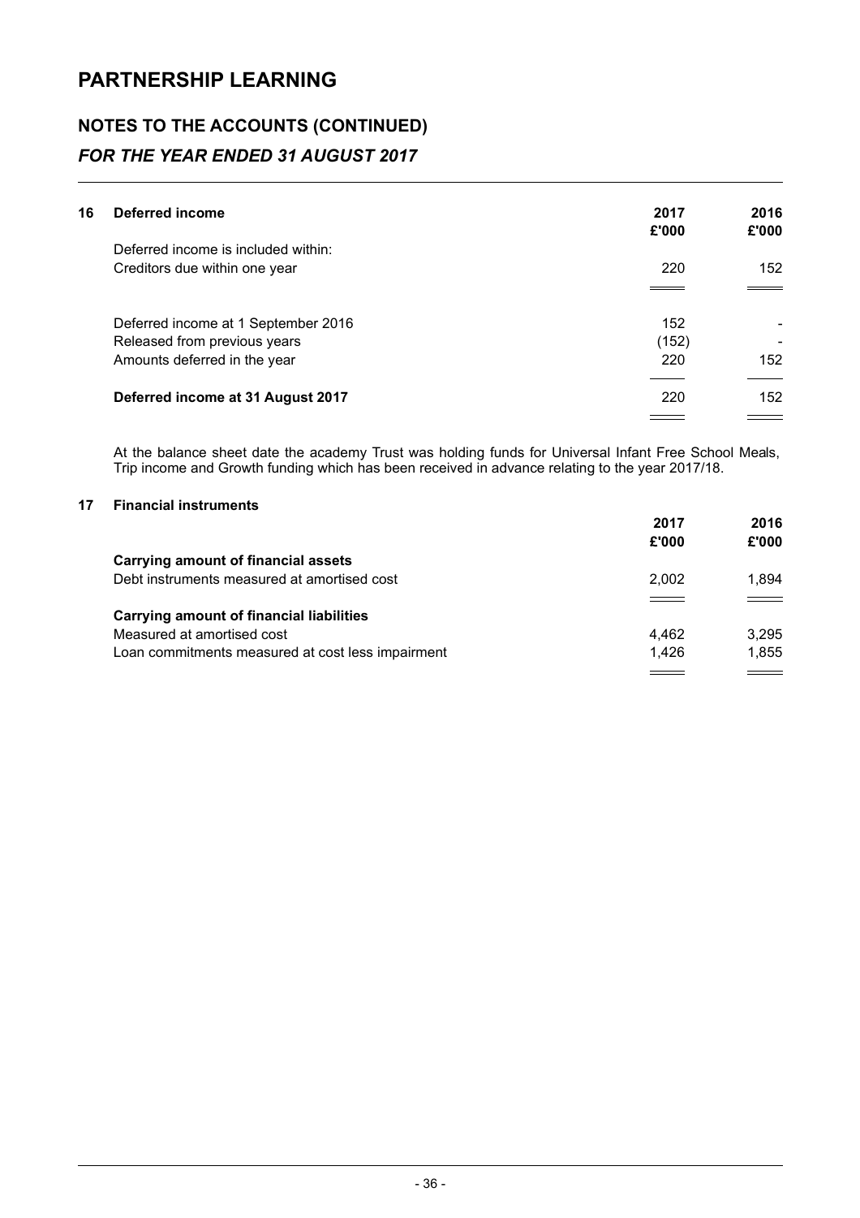# PARTNERSHIP LEARNING

## NOTES TO THE ACCOUNTS (CONTINUED)

### *FOR THE YEAR ENDED 31 AUGUST 2017*

| **16 Deferred income** | **2017 £'000** | **2016 £'000** |
|---|---|---|
| Deferred income is included within: | | |
| Creditors due within one year | 220 | 152 |
| | | |
| Deferred income at 1 September 2016 | 152 | - |
| Released from previous years | (152) | - |
| Amounts deferred in the year | 220 | 152 |
| **Deferred income at 31 August 2017** | 220 | 152 |

At the balance sheet date the academy Trust was holding funds for Universal Infant Free School Meals, Trip income and Growth funding which has been received in advance relating to the year 2017/18.

| **17 Financial instruments** | **2017 £'000** | **2016 £'000** |
|---|---|---|
| **Carrying amount of financial assets** | | |
| Debt instruments measured at amortised cost | 2,002 | 1,894 |
| **Carrying amount of financial liabilities** | | |
| Measured at amortised cost | 4,462 | 3,295 |
| Loan commitments measured at cost less impairment | 1,426 | 1,855 |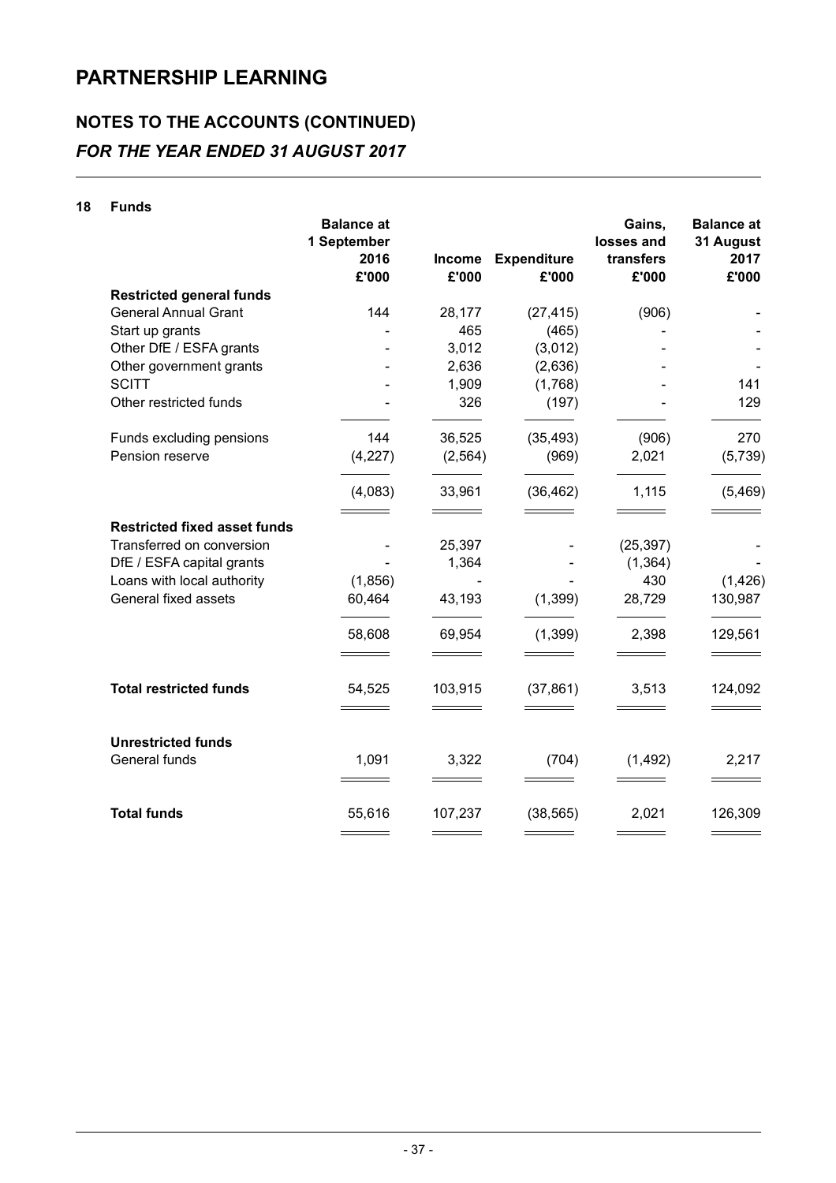# PARTNERSHIP LEARNING

## NOTES TO THE ACCOUNTS (CONTINUED)

### *FOR THE YEAR ENDED 31 AUGUST 2017*

**18 Funds**

| | Balance at 1 September 2016 £'000 | Income £'000 | Expenditure £'000 | Gains, losses and transfers £'000 | Balance at 31 August 2017 £'000 |
|---|---|---|---|---|---|
| **Restricted general funds** | | | | | |
| General Annual Grant | 144 | 28,177 | (27,415) | (906) | - |
| Start up grants | - | 465 | (465) | - | - |
| Other DfE / ESFA grants | - | 3,012 | (3,012) | - | - |
| Other government grants | - | 2,636 | (2,636) | - | - |
| SCITT | - | 1,909 | (1,768) | - | 141 |
| Other restricted funds | - | 326 | (197) | - | 129 |
| Funds excluding pensions | 144 | 36,525 | (35,493) | (906) | 270 |
| Pension reserve | (4,227) | (2,564) | (969) | 2,021 | (5,739) |
| | (4,083) | 33,961 | (36,462) | 1,115 | (5,469) |
| **Restricted fixed asset funds** | | | | | |
| Transferred on conversion | - | 25,397 | - | (25,397) | - |
| DfE / ESFA capital grants | - | 1,364 | - | (1,364) | - |
| Loans with local authority | (1,856) | - | - | 430 | (1,426) |
| General fixed assets | 60,464 | 43,193 | (1,399) | 28,729 | 130,987 |
| | 58,608 | 69,954 | (1,399) | 2,398 | 129,561 |
| **Total restricted funds** | 54,525 | 103,915 | (37,861) | 3,513 | 124,092 |
| **Unrestricted funds** | | | | | |
| General funds | 1,091 | 3,322 | (704) | (1,492) | 2,217 |
| **Total funds** | 55,616 | 107,237 | (38,565) | 2,021 | 126,309 |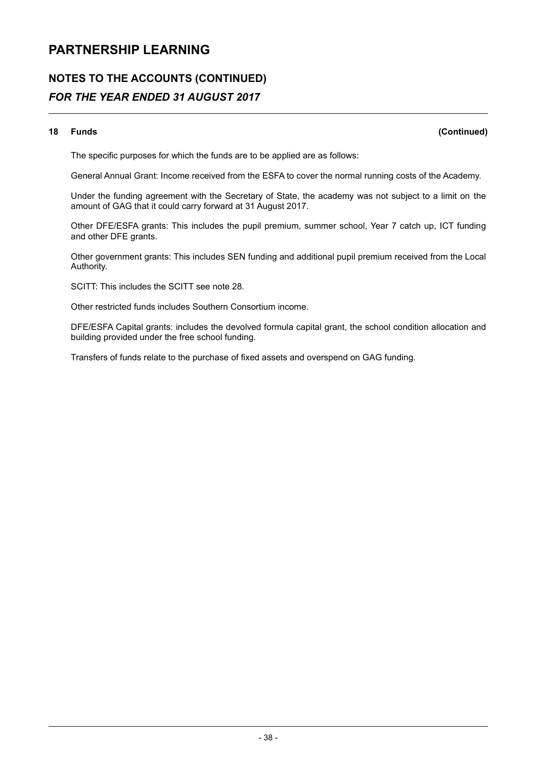## 18 Funds (Continued)

The specific purposes for which the funds are to be applied are as follows:

General Annual Grant: Income received from the ESFA to cover the normal running costs of the Academy.

Under the funding agreement with the Secretary of State, the academy was not subject to a limit on the amount of GAG that it could carry forward at 31 August 2017.

Other DFE/ESFA grants: This includes the pupil premium, summer school, Year 7 catch up, ICT funding and other DFE grants.

Other government grants: This includes SEN funding and additional pupil premium received from the Local Authority.

SCITT: This includes the SCITT see note 28.

Other restricted funds includes Southern Consortium income.

DFE/ESFA Capital grants: includes the devolved formula capital grant, the school condition allocation and building provided under the free school funding.

Transfers of funds relate to the purchase of fixed assets and overspend on GAG funding.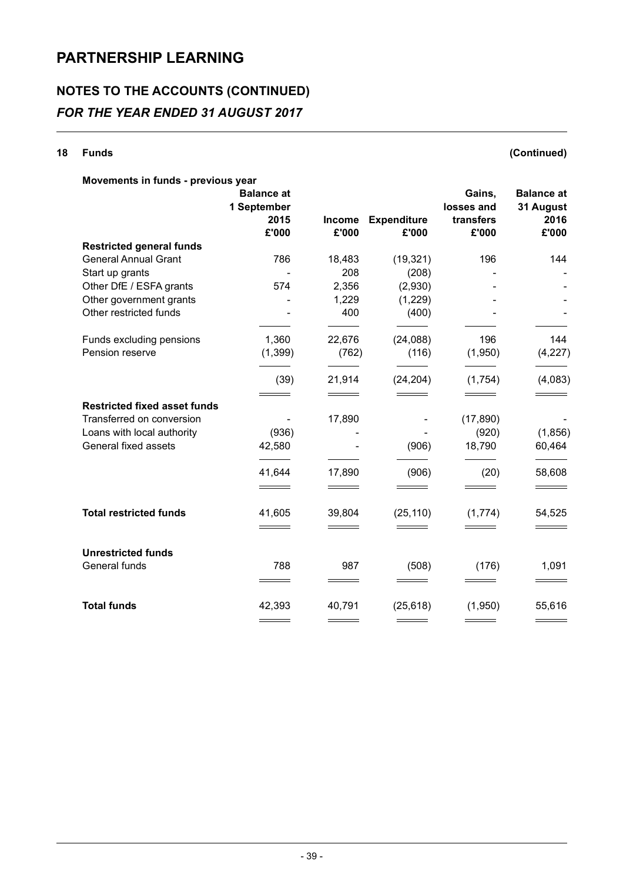# PARTNERSHIP LEARNING

## NOTES TO THE ACCOUNTS (CONTINUED)

### *FOR THE YEAR ENDED 31 AUGUST 2017*

**18 Funds** **(Continued)**

**Movements in funds - previous year**

| | Balance at 1 September 2015 £'000 | Income £'000 | Expenditure £'000 | Gains, losses and transfers £'000 | Balance at 31 August 2016 £'000 |
|---|---|---|---|---|---|
| **Restricted general funds** | | | | | |
| General Annual Grant | 786 | 18,483 | (19,321) | 196 | 144 |
| Start up grants | - | 208 | (208) | - | - |
| Other DfE / ESFA grants | 574 | 2,356 | (2,930) | - | - |
| Other government grants | - | 1,229 | (1,229) | - | - |
| Other restricted funds | - | 400 | (400) | - | - |
| Funds excluding pensions | 1,360 | 22,676 | (24,088) | 196 | 144 |
| Pension reserve | (1,399) | (762) | (116) | (1,950) | (4,227) |
| | (39) | 21,914 | (24,204) | (1,754) | (4,083) |
| **Restricted fixed asset funds** | | | | | |
| Transferred on conversion | - | 17,890 | - | (17,890) | - |
| Loans with local authority | (936) | - | - | (920) | (1,856) |
| General fixed assets | 42,580 | - | (906) | 18,790 | 60,464 |
| | 41,644 | 17,890 | (906) | (20) | 58,608 |
| **Total restricted funds** | 41,605 | 39,804 | (25,110) | (1,774) | 54,525 |
| **Unrestricted funds** | | | | | |
| General funds | 788 | 987 | (508) | (176) | 1,091 |
| **Total funds** | 42,393 | 40,791 | (25,618) | (1,950) | 55,616 |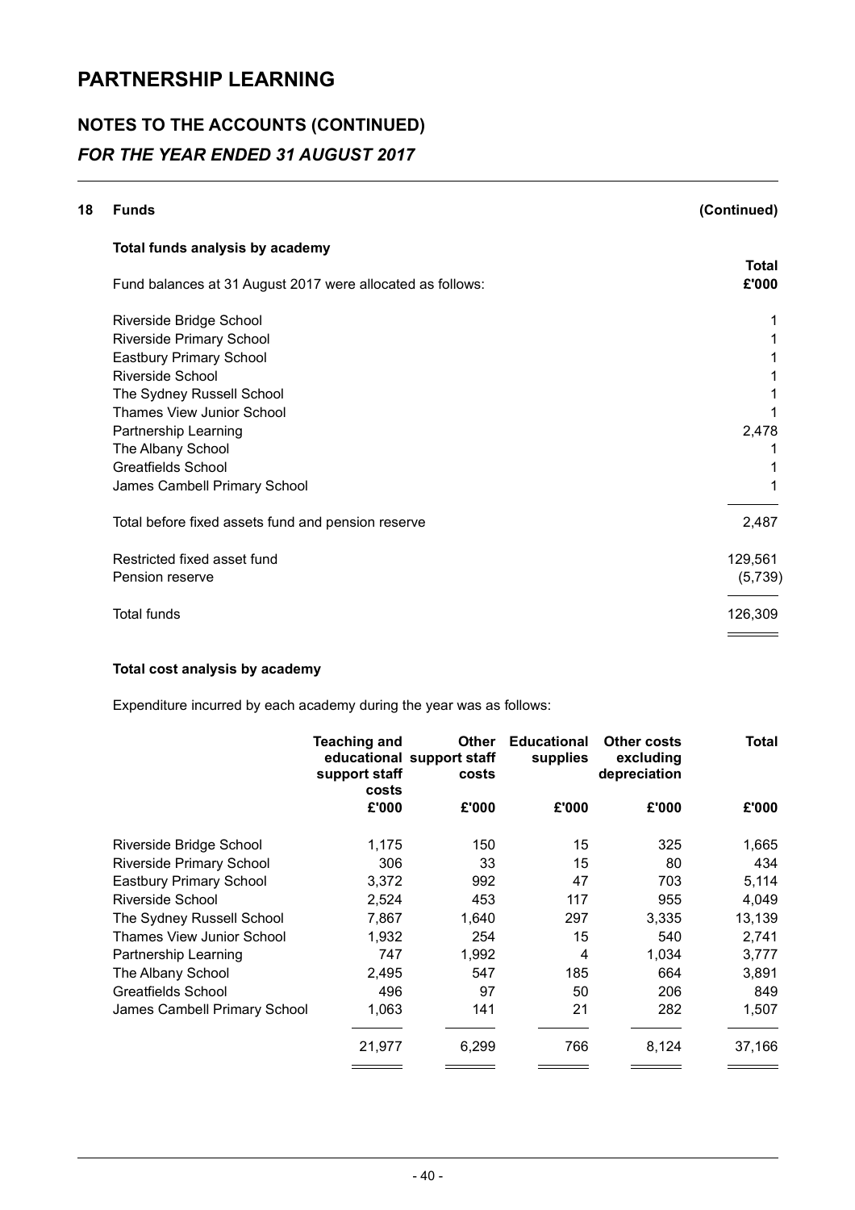# PARTNERSHIP LEARNING

## NOTES TO THE ACCOUNTS (CONTINUED)

### *FOR THE YEAR ENDED 31 AUGUST 2017*

**18 Funds** **(Continued)**

**Total funds analysis by academy**

| Fund balances at 31 August 2017 were allocated as follows: | Total £'000 |
|---|---|
| Riverside Bridge School | 1 |
| Riverside Primary School | 1 |
| Eastbury Primary School | 1 |
| Riverside School | 1 |
| The Sydney Russell School | 1 |
| Thames View Junior School | 1 |
| Partnership Learning | 2,478 |
| The Albany School | 1 |
| Greatfields School | 1 |
| James Cambell Primary School | 1 |
| Total before fixed assets fund and pension reserve | 2,487 |
| Restricted fixed asset fund | 129,561 |
| Pension reserve | (5,739) |
| Total funds | 126,309 |

**Total cost analysis by academy**

Expenditure incurred by each academy during the year was as follows:

| | Teaching and educational support staff costs | Other support staff costs | Educational supplies | Other costs excluding depreciation | Total |
|---|---|---|---|---|---|
| | £'000 | £'000 | £'000 | £'000 | £'000 |
| Riverside Bridge School | 1,175 | 150 | 15 | 325 | 1,665 |
| Riverside Primary School | 306 | 33 | 15 | 80 | 434 |
| Eastbury Primary School | 3,372 | 992 | 47 | 703 | 5,114 |
| Riverside School | 2,524 | 453 | 117 | 955 | 4,049 |
| The Sydney Russell School | 7,867 | 1,640 | 297 | 3,335 | 13,139 |
| Thames View Junior School | 1,932 | 254 | 15 | 540 | 2,741 |
| Partnership Learning | 747 | 1,992 | 4 | 1,034 | 3,777 |
| The Albany School | 2,495 | 547 | 185 | 664 | 3,891 |
| Greatfields School | 496 | 97 | 50 | 206 | 849 |
| James Cambell Primary School | 1,063 | 141 | 21 | 282 | 1,507 |
| | 21,977 | 6,299 | 766 | 8,124 | 37,166 |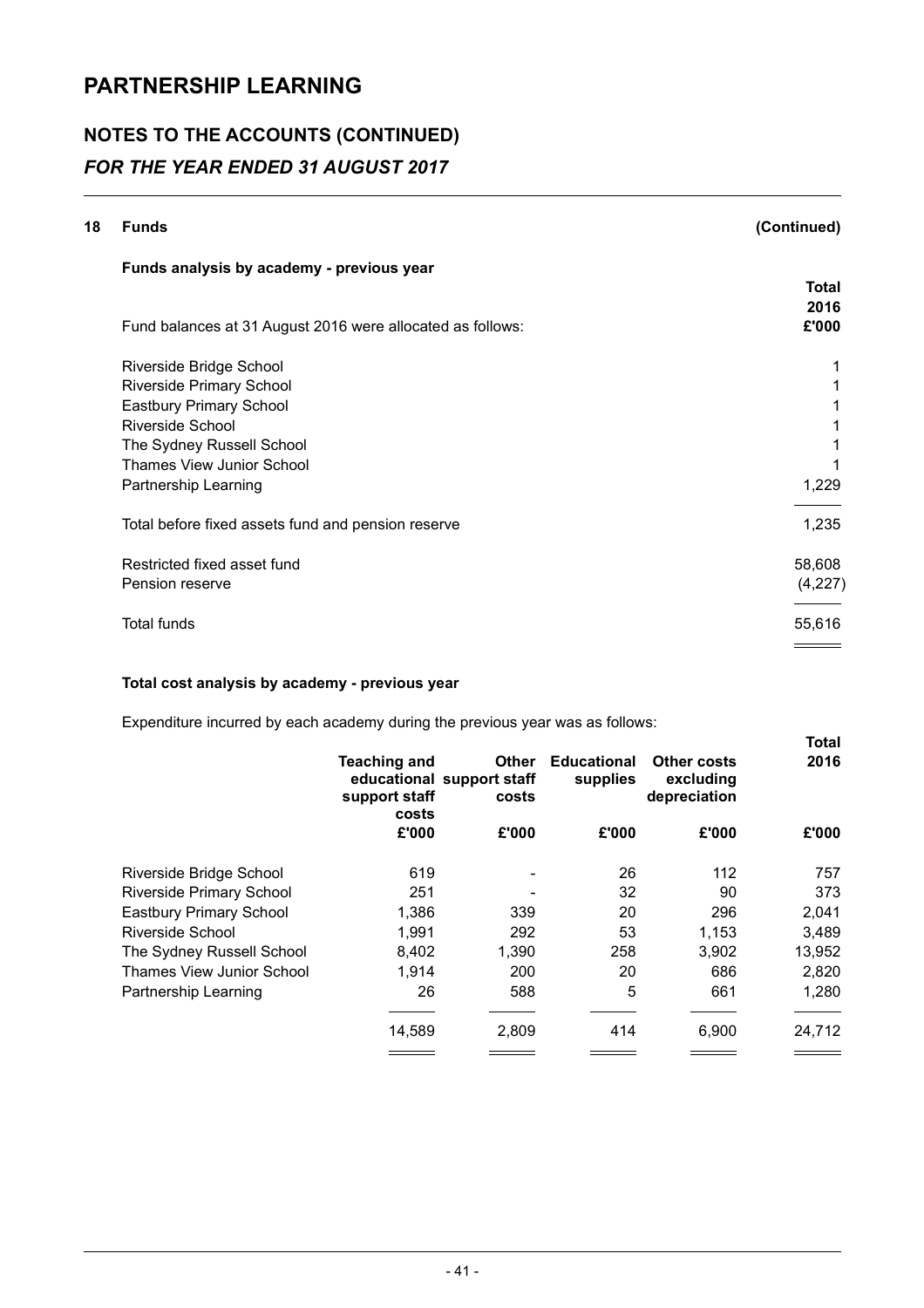# PARTNERSHIP LEARNING

## NOTES TO THE ACCOUNTS (CONTINUED)

### *FOR THE YEAR ENDED 31 AUGUST 2017*

**18 Funds** **(Continued)**

**Funds analysis by academy - previous year**

| Fund balances at 31 August 2016 were allocated as follows: | **Total 2016 £'000** |
|---|---|
| Riverside Bridge School | 1 |
| Riverside Primary School | 1 |
| Eastbury Primary School | 1 |
| Riverside School | 1 |
| The Sydney Russell School | 1 |
| Thames View Junior School | 1 |
| Partnership Learning | 1,229 |
| Total before fixed assets fund and pension reserve | 1,235 |
| Restricted fixed asset fund | 58,608 |
| Pension reserve | (4,227) |
| Total funds | 55,616 |

**Total cost analysis by academy - previous year**

Expenditure incurred by each academy during the previous year was as follows:

| | **Teaching and educational support staff costs** | **Other support staff costs** | **Educational supplies** | **Other costs excluding depreciation** | **Total 2016** |
|---|---|---|---|---|---|
| | **£'000** | **£'000** | **£'000** | **£'000** | **£'000** |
| Riverside Bridge School | 619 | - | 26 | 112 | 757 |
| Riverside Primary School | 251 | - | 32 | 90 | 373 |
| Eastbury Primary School | 1,386 | 339 | 20 | 296 | 2,041 |
| Riverside School | 1,991 | 292 | 53 | 1,153 | 3,489 |
| The Sydney Russell School | 8,402 | 1,390 | 258 | 3,902 | 13,952 |
| Thames View Junior School | 1,914 | 200 | 20 | 686 | 2,820 |
| Partnership Learning | 26 | 588 | 5 | 661 | 1,280 |
| | 14,589 | 2,809 | 414 | 6,900 | 24,712 |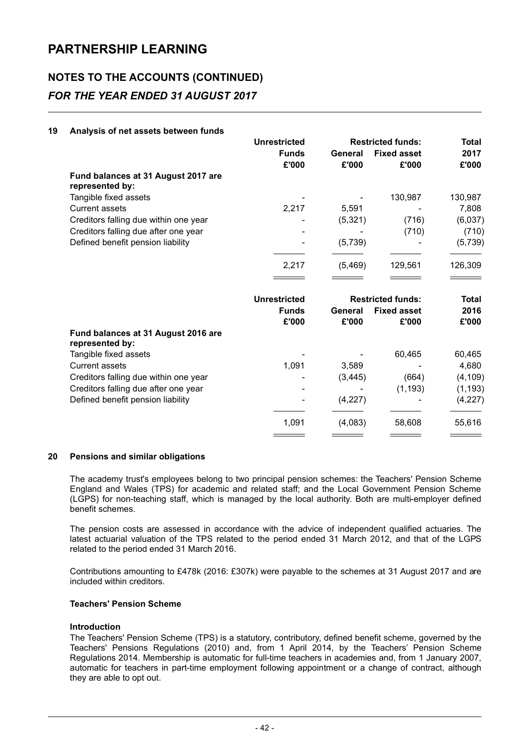# PARTNERSHIP LEARNING

## NOTES TO THE ACCOUNTS (CONTINUED)

## *FOR THE YEAR ENDED 31 AUGUST 2017*

### 19 Analysis of net assets between funds

| | Unrestricted Funds | Restricted funds: General | Restricted funds: Fixed asset | Total 2017 |
|---|---|---|---|---|
| | £'000 | £'000 | £'000 | £'000 |
| **Fund balances at 31 August 2017 are represented by:** | | | | |
| Tangible fixed assets | - | - | 130,987 | 130,987 |
| Current assets | 2,217 | 5,591 | - | 7,808 |
| Creditors falling due within one year | - | (5,321) | (716) | (6,037) |
| Creditors falling due after one year | - | - | (710) | (710) |
| Defined benefit pension liability | - | (5,739) | - | (5,739) |
| | 2,217 | (5,469) | 129,561 | 126,309 |

| | Unrestricted Funds | Restricted funds: General | Restricted funds: Fixed asset | Total 2016 |
|---|---|---|---|---|
| | £'000 | £'000 | £'000 | £'000 |
| **Fund balances at 31 August 2016 are represented by:** | | | | |
| Tangible fixed assets | - | - | 60,465 | 60,465 |
| Current assets | 1,091 | 3,589 | - | 4,680 |
| Creditors falling due within one year | - | (3,445) | (664) | (4,109) |
| Creditors falling due after one year | - | - | (1,193) | (1,193) |
| Defined benefit pension liability | - | (4,227) | - | (4,227) |
| | 1,091 | (4,083) | 58,608 | 55,616 |

### 20 Pensions and similar obligations

The academy trust's employees belong to two principal pension schemes: the Teachers' Pension Scheme England and Wales (TPS) for academic and related staff; and the Local Government Pension Scheme (LGPS) for non-teaching staff, which is managed by the local authority. Both are multi-employer defined benefit schemes.

The pension costs are assessed in accordance with the advice of independent qualified actuaries. The latest actuarial valuation of the TPS related to the period ended 31 March 2012, and that of the LGPS related to the period ended 31 March 2016.

Contributions amounting to £478k (2016: £307k) were payable to the schemes at 31 August 2017 and are included within creditors.

**Teachers' Pension Scheme**

**Introduction**

The Teachers' Pension Scheme (TPS) is a statutory, contributory, defined benefit scheme, governed by the Teachers' Pensions Regulations (2010) and, from 1 April 2014, by the Teachers' Pension Scheme Regulations 2014. Membership is automatic for full-time teachers in academies and, from 1 January 2007, automatic for teachers in part-time employment following appointment or a change of contract, although they are able to opt out.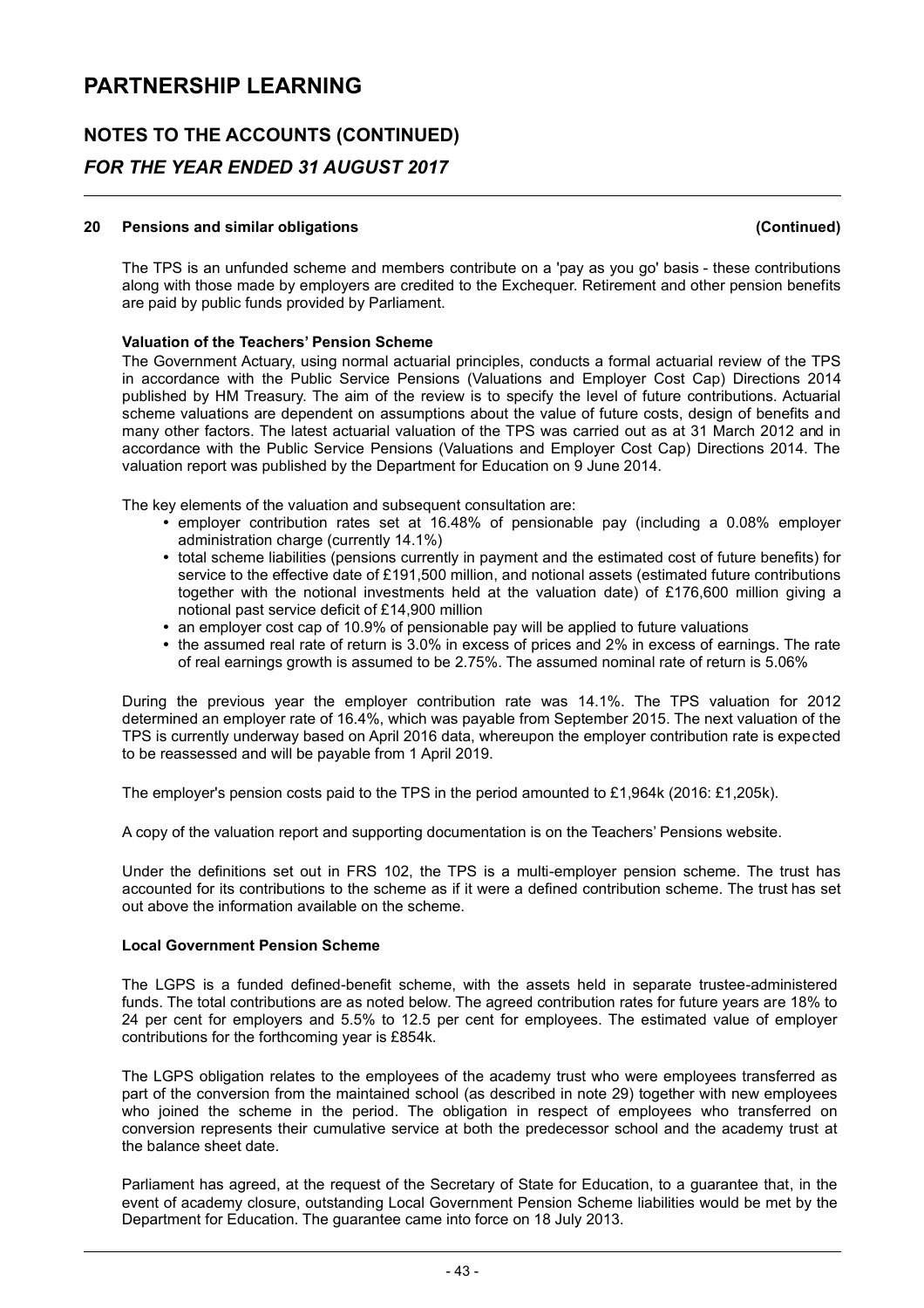# PARTNERSHIP LEARNING

## NOTES TO THE ACCOUNTS (CONTINUED)

### *FOR THE YEAR ENDED 31 AUGUST 2017*

**20 Pensions and similar obligations (Continued)**

The TPS is an unfunded scheme and members contribute on a 'pay as you go' basis - these contributions along with those made by employers are credited to the Exchequer. Retirement and other pension benefits are paid by public funds provided by Parliament.

**Valuation of the Teachers' Pension Scheme**

The Government Actuary, using normal actuarial principles, conducts a formal actuarial review of the TPS in accordance with the Public Service Pensions (Valuations and Employer Cost Cap) Directions 2014 published by HM Treasury. The aim of the review is to specify the level of future contributions. Actuarial scheme valuations are dependent on assumptions about the value of future costs, design of benefits and many other factors. The latest actuarial valuation of the TPS was carried out as at 31 March 2012 and in accordance with the Public Service Pensions (Valuations and Employer Cost Cap) Directions 2014. The valuation report was published by the Department for Education on 9 June 2014.

The key elements of the valuation and subsequent consultation are:

- employer contribution rates set at 16.48% of pensionable pay (including a 0.08% employer administration charge (currently 14.1%)
- total scheme liabilities (pensions currently in payment and the estimated cost of future benefits) for service to the effective date of £191,500 million, and notional assets (estimated future contributions together with the notional investments held at the valuation date) of £176,600 million giving a notional past service deficit of £14,900 million
- an employer cost cap of 10.9% of pensionable pay will be applied to future valuations
- the assumed real rate of return is 3.0% in excess of prices and 2% in excess of earnings. The rate of real earnings growth is assumed to be 2.75%. The assumed nominal rate of return is 5.06%

During the previous year the employer contribution rate was 14.1%. The TPS valuation for 2012 determined an employer rate of 16.4%, which was payable from September 2015. The next valuation of the TPS is currently underway based on April 2016 data, whereupon the employer contribution rate is expected to be reassessed and will be payable from 1 April 2019.

The employer's pension costs paid to the TPS in the period amounted to £1,964k (2016: £1,205k).

A copy of the valuation report and supporting documentation is on the Teachers' Pensions website.

Under the definitions set out in FRS 102, the TPS is a multi-employer pension scheme. The trust has accounted for its contributions to the scheme as if it were a defined contribution scheme. The trust has set out above the information available on the scheme.

**Local Government Pension Scheme**

The LGPS is a funded defined-benefit scheme, with the assets held in separate trustee-administered funds. The total contributions are as noted below. The agreed contribution rates for future years are 18% to 24 per cent for employers and 5.5% to 12.5 per cent for employees. The estimated value of employer contributions for the forthcoming year is £854k.

The LGPS obligation relates to the employees of the academy trust who were employees transferred as part of the conversion from the maintained school (as described in note 29) together with new employees who joined the scheme in the period. The obligation in respect of employees who transferred on conversion represents their cumulative service at both the predecessor school and the academy trust at the balance sheet date.

Parliament has agreed, at the request of the Secretary of State for Education, to a guarantee that, in the event of academy closure, outstanding Local Government Pension Scheme liabilities would be met by the Department for Education. The guarantee came into force on 18 July 2013.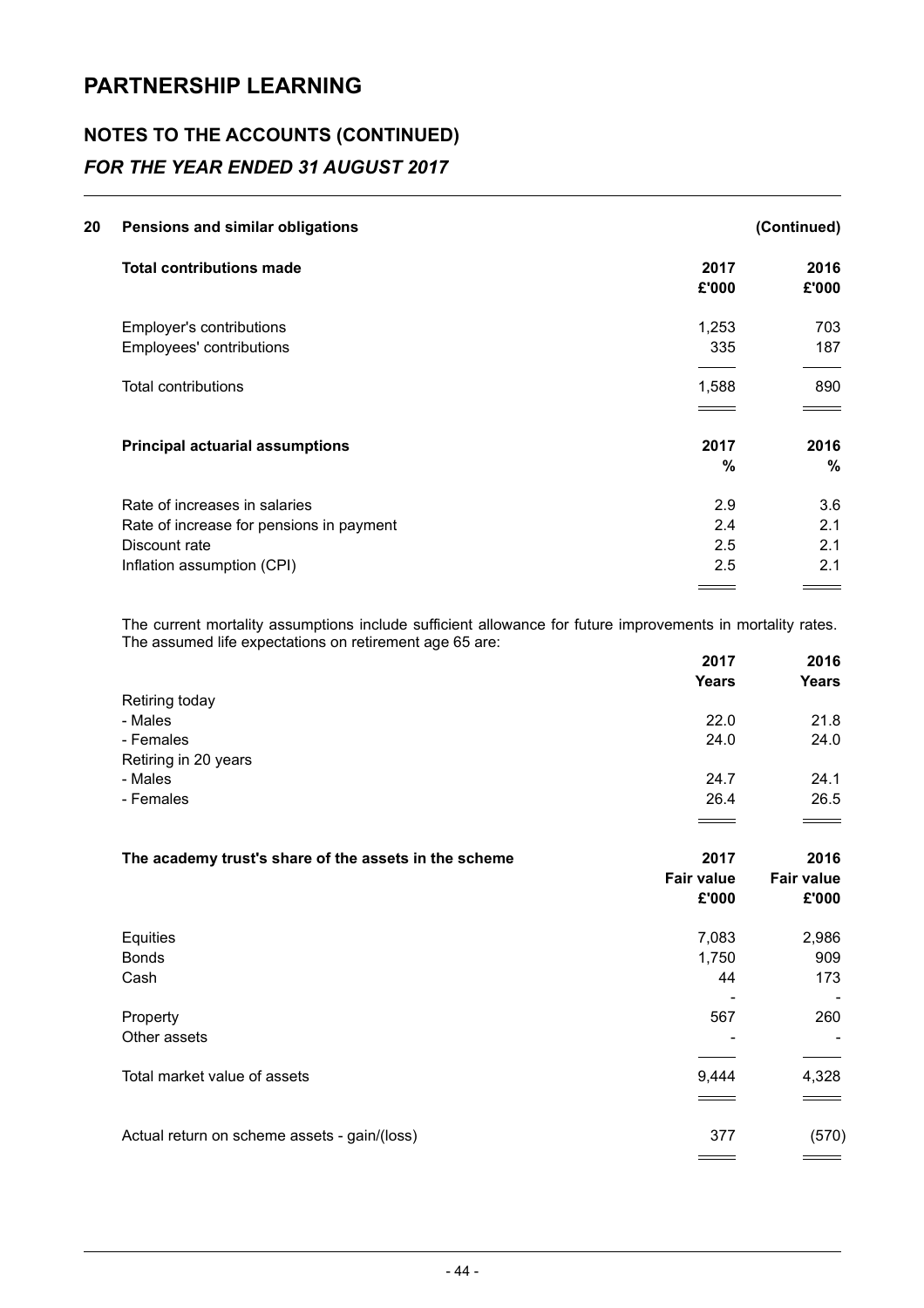# PARTNERSHIP LEARNING

## NOTES TO THE ACCOUNTS (CONTINUED)

### *FOR THE YEAR ENDED 31 AUGUST 2017*

**20 Pensions and similar obligations** **(Continued)**

| **Total contributions made** | **2017 £'000** | **2016 £'000** |
|---|---|---|
| Employer's contributions | 1,253 | 703 |
| Employees' contributions | 335 | 187 |
| Total contributions | 1,588 | 890 |

| **Principal actuarial assumptions** | **2017 %** | **2016 %** |
|---|---|---|
| Rate of increases in salaries | 2.9 | 3.6 |
| Rate of increase for pensions in payment | 2.4 | 2.1 |
| Discount rate | 2.5 | 2.1 |
| Inflation assumption (CPI) | 2.5 | 2.1 |

The current mortality assumptions include sufficient allowance for future improvements in mortality rates. The assumed life expectations on retirement age 65 are:

| | **2017 Years** | **2016 Years** |
|---|---|---|
| Retiring today | | |
| - Males | 22.0 | 21.8 |
| - Females | 24.0 | 24.0 |
| Retiring in 20 years | | |
| - Males | 24.7 | 24.1 |
| - Females | 26.4 | 26.5 |

| **The academy trust's share of the assets in the scheme** | **2017 Fair value £'000** | **2016 Fair value £'000** |
|---|---|---|
| Equities | 7,083 | 2,986 |
| Bonds | 1,750 | 909 |
| Cash | 44 | 173 |
| | - | - |
| Property | 567 | 260 |
| Other assets | - | - |
| Total market value of assets | 9,444 | 4,328 |
| | | |
| Actual return on scheme assets - gain/(loss) | 377 | (570) |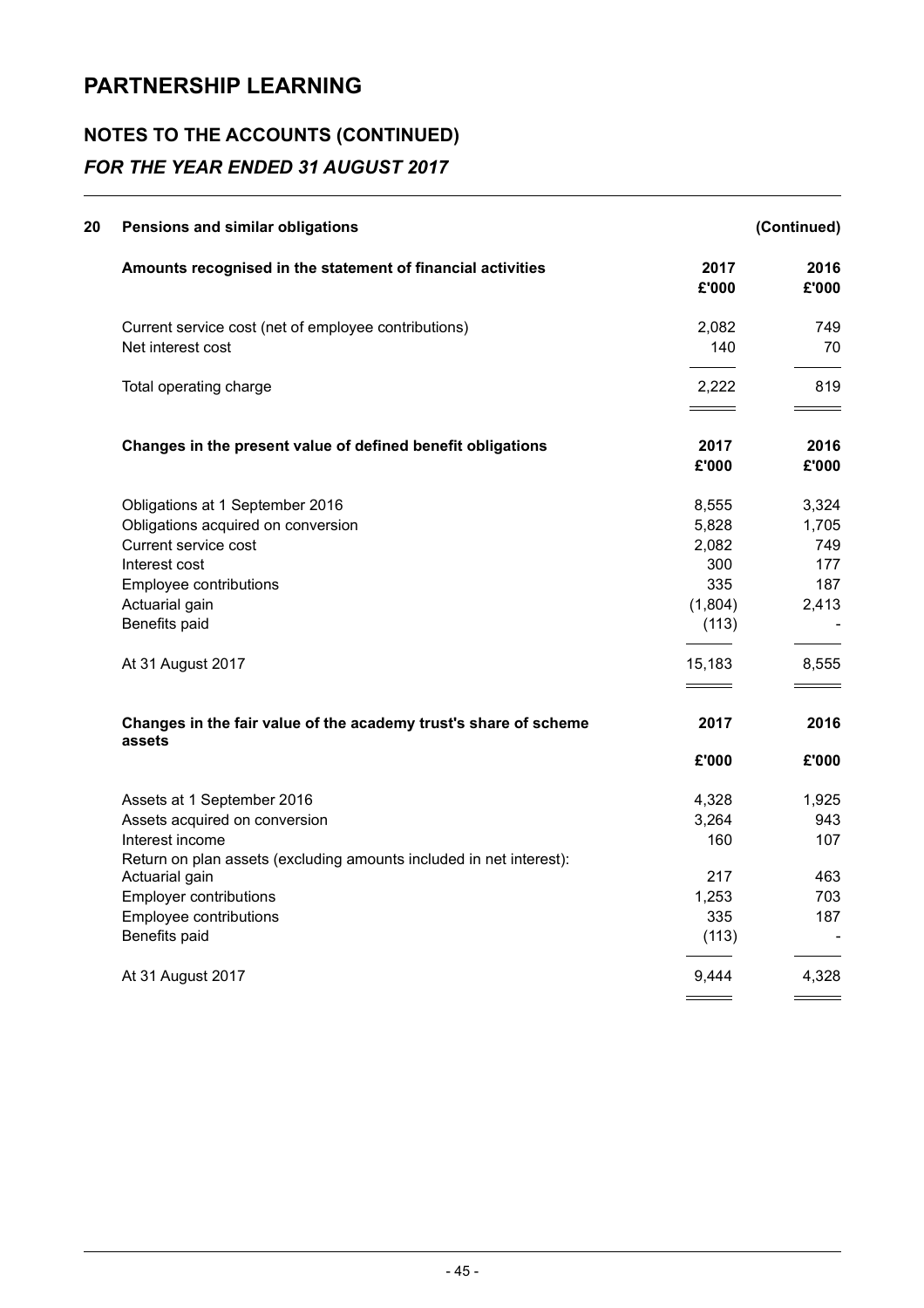# PARTNERSHIP LEARNING

## NOTES TO THE ACCOUNTS (CONTINUED)

### *FOR THE YEAR ENDED 31 AUGUST 2017*

**20 Pensions and similar obligations** **(Continued)**

| **Amounts recognised in the statement of financial activities** | **2017 £'000** | **2016 £'000** |
|---|---|---|
| Current service cost (net of employee contributions) | 2,082 | 749 |
| Net interest cost | 140 | 70 |
| Total operating charge | 2,222 | 819 |

| **Changes in the present value of defined benefit obligations** | **2017 £'000** | **2016 £'000** |
|---|---|---|
| Obligations at 1 September 2016 | 8,555 | 3,324 |
| Obligations acquired on conversion | 5,828 | 1,705 |
| Current service cost | 2,082 | 749 |
| Interest cost | 300 | 177 |
| Employee contributions | 335 | 187 |
| Actuarial gain | (1,804) | 2,413 |
| Benefits paid | (113) | - |
| At 31 August 2017 | 15,183 | 8,555 |

| **Changes in the fair value of the academy trust's share of scheme assets** | **2017 £'000** | **2016 £'000** |
|---|---|---|
| Assets at 1 September 2016 | 4,328 | 1,925 |
| Assets acquired on conversion | 3,264 | 943 |
| Interest income | 160 | 107 |
| Return on plan assets (excluding amounts included in net interest): | | |
| Actuarial gain | 217 | 463 |
| Employer contributions | 1,253 | 703 |
| Employee contributions | 335 | 187 |
| Benefits paid | (113) | - |
| At 31 August 2017 | 9,444 | 4,328 |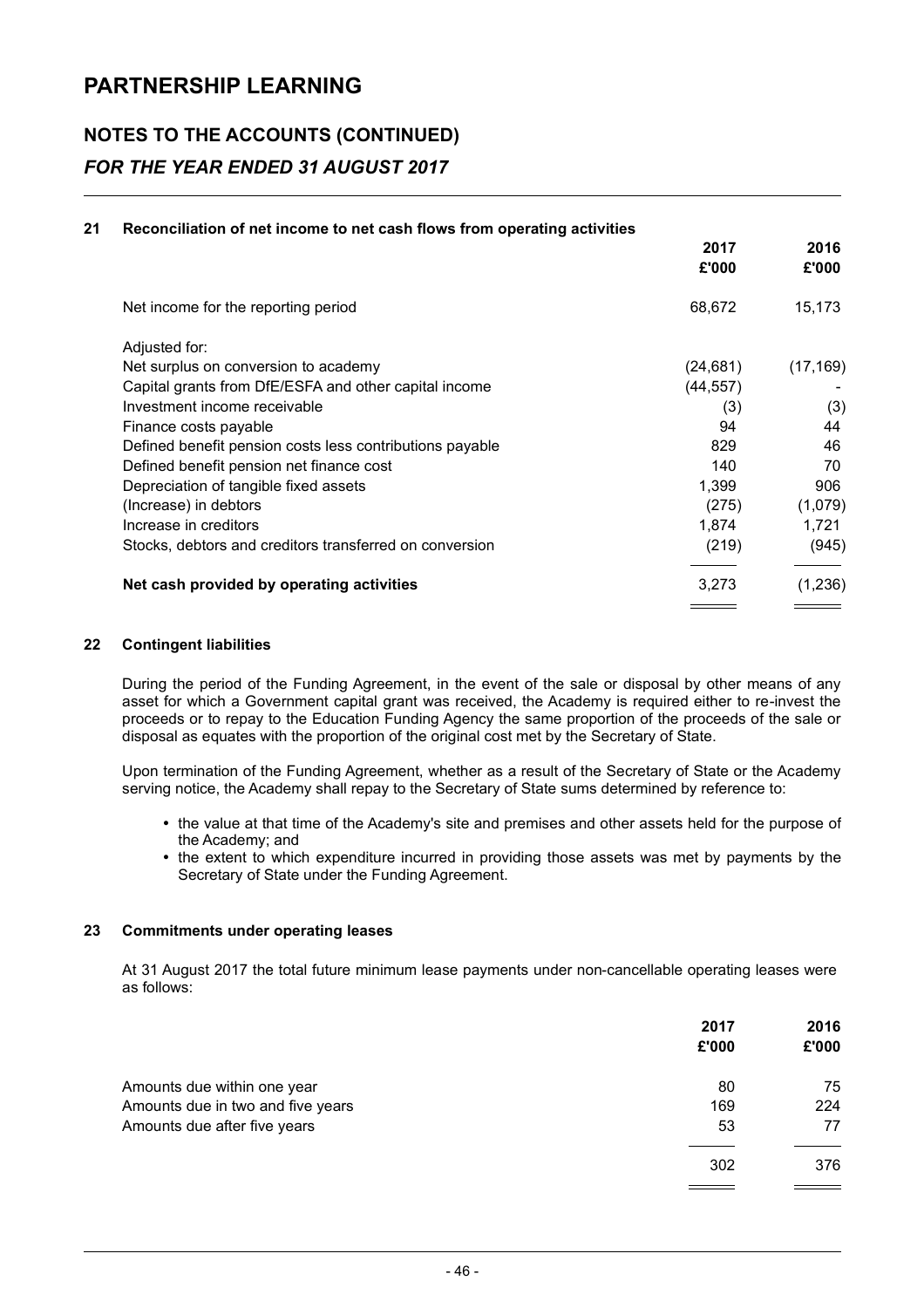# PARTNERSHIP LEARNING

## NOTES TO THE ACCOUNTS (CONTINUED)

## *FOR THE YEAR ENDED 31 AUGUST 2017*

### 21 Reconciliation of net income to net cash flows from operating activities

| | 2017 £'000 | 2016 £'000 |
|---|---|---|
| Net income for the reporting period | 68,672 | 15,173 |
| Adjusted for: | | |
| Net surplus on conversion to academy | (24,681) | (17,169) |
| Capital grants from DfE/ESFA and other capital income | (44,557) | - |
| Investment income receivable | (3) | (3) |
| Finance costs payable | 94 | 44 |
| Defined benefit pension costs less contributions payable | 829 | 46 |
| Defined benefit pension net finance cost | 140 | 70 |
| Depreciation of tangible fixed assets | 1,399 | 906 |
| (Increase) in debtors | (275) | (1,079) |
| Increase in creditors | 1,874 | 1,721 |
| Stocks, debtors and creditors transferred on conversion | (219) | (945) |
| **Net cash provided by operating activities** | 3,273 | (1,236) |

### 22 Contingent liabilities

During the period of the Funding Agreement, in the event of the sale or disposal by other means of any asset for which a Government capital grant was received, the Academy is required either to re-invest the proceeds or to repay to the Education Funding Agency the same proportion of the proceeds of the sale or disposal as equates with the proportion of the original cost met by the Secretary of State.

Upon termination of the Funding Agreement, whether as a result of the Secretary of State or the Academy serving notice, the Academy shall repay to the Secretary of State sums determined by reference to:

- the value at that time of the Academy's site and premises and other assets held for the purpose of the Academy; and
- the extent to which expenditure incurred in providing those assets was met by payments by the Secretary of State under the Funding Agreement.

### 23 Commitments under operating leases

At 31 August 2017 the total future minimum lease payments under non-cancellable operating leases were as follows:

| | 2017 £'000 | 2016 £'000 |
|---|---|---|
| Amounts due within one year | 80 | 75 |
| Amounts due in two and five years | 169 | 224 |
| Amounts due after five years | 53 | 77 |
| | 302 | 376 |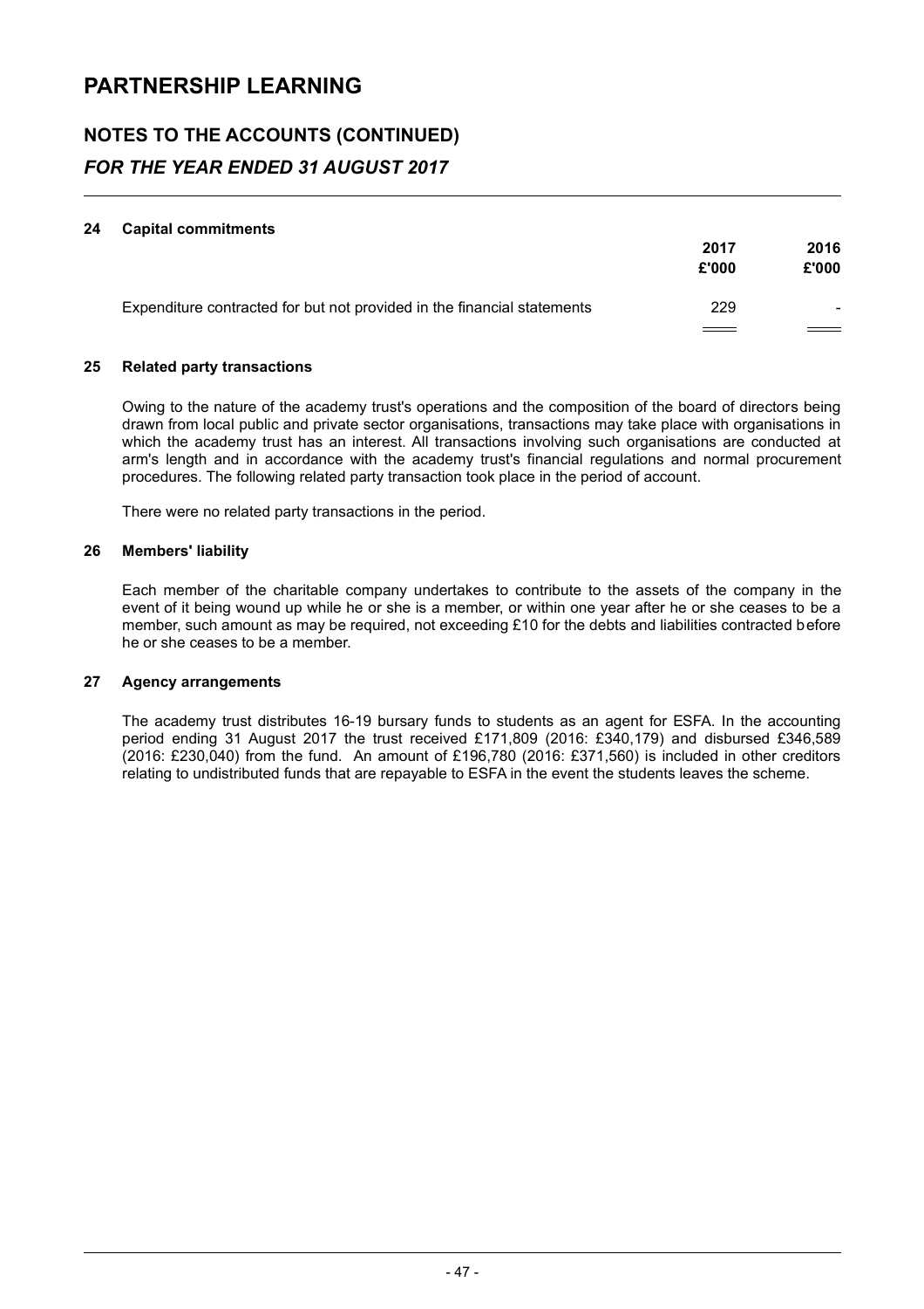# PARTNERSHIP LEARNING

## NOTES TO THE ACCOUNTS (CONTINUED)

### *FOR THE YEAR ENDED 31 AUGUST 2017*

**24 Capital commitments**

| | 2017 | 2016 |
|---|---|---|
| | £'000 | £'000 |
| Expenditure contracted for but not provided in the financial statements | 229 | - |

**25 Related party transactions**

Owing to the nature of the academy trust's operations and the composition of the board of directors being drawn from local public and private sector organisations, transactions may take place with organisations in which the academy trust has an interest. All transactions involving such organisations are conducted at arm's length and in accordance with the academy trust's financial regulations and normal procurement procedures. The following related party transaction took place in the period of account.

There were no related party transactions in the period.

**26 Members' liability**

Each member of the charitable company undertakes to contribute to the assets of the company in the event of it being wound up while he or she is a member, or within one year after he or she ceases to be a member, such amount as may be required, not exceeding £10 for the debts and liabilities contracted before he or she ceases to be a member.

**27 Agency arrangements**

The academy trust distributes 16-19 bursary funds to students as an agent for ESFA. In the accounting period ending 31 August 2017 the trust received £171,809 (2016: £340,179) and disbursed £346,589 (2016: £230,040) from the fund. An amount of £196,780 (2016: £371,560) is included in other creditors relating to undistributed funds that are repayable to ESFA in the event the students leaves the scheme.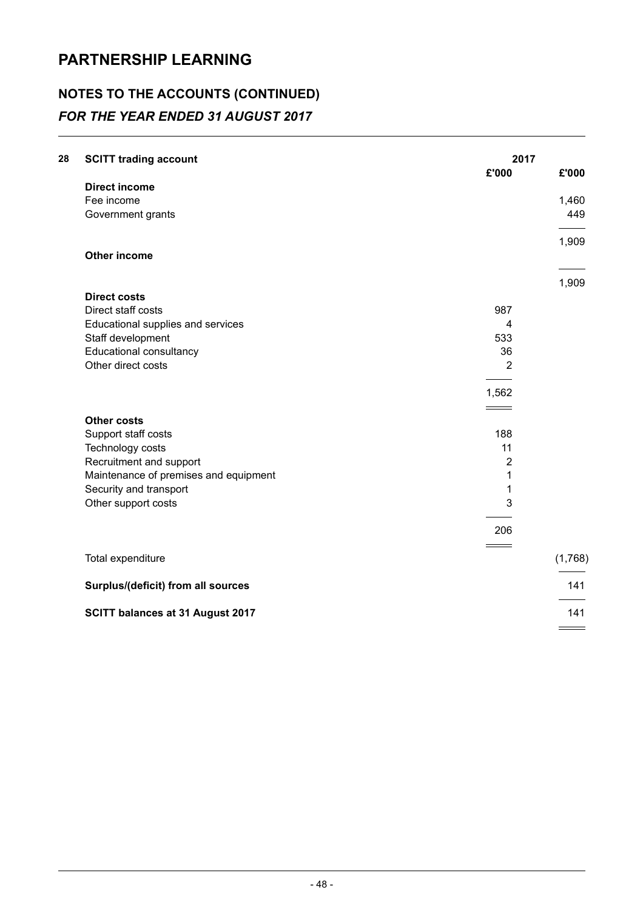# PARTNERSHIP LEARNING

## NOTES TO THE ACCOUNTS (CONTINUED)

### *FOR THE YEAR ENDED 31 AUGUST 2017*

**28 SCITT trading account**

| | 2017 | |
|---|---|---|
| | £'000 | £'000 |
| **Direct income** | | |
| Fee income | | 1,460 |
| Government grants | | 449 |
| | | 1,909 |
| **Other income** | | |
| | | 1,909 |
| **Direct costs** | | |
| Direct staff costs | 987 | |
| Educational supplies and services | 4 | |
| Staff development | 533 | |
| Educational consultancy | 36 | |
| Other direct costs | 2 | |
| | 1,562 | |
| **Other costs** | | |
| Support staff costs | 188 | |
| Technology costs | 11 | |
| Recruitment and support | 2 | |
| Maintenance of premises and equipment | 1 | |
| Security and transport | 1 | |
| Other support costs | 3 | |
| | 206 | |
| Total expenditure | | (1,768) |
| **Surplus/(deficit) from all sources** | | 141 |
| **SCITT balances at 31 August 2017** | | 141 |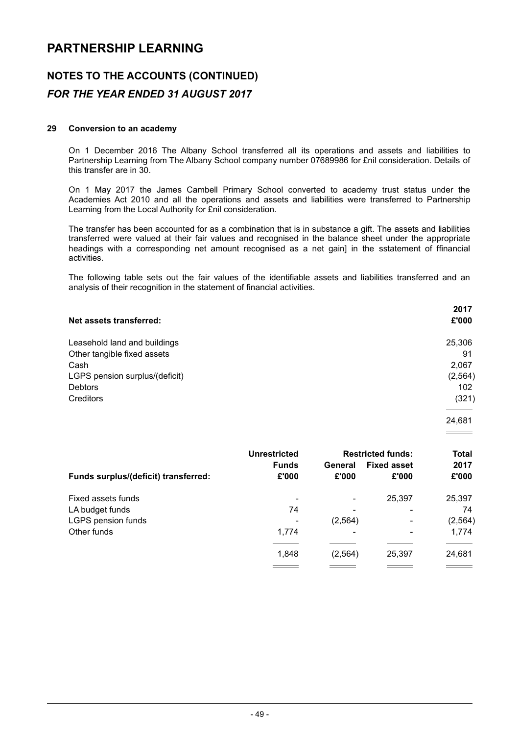# PARTNERSHIP LEARNING

## NOTES TO THE ACCOUNTS (CONTINUED)

### *FOR THE YEAR ENDED 31 AUGUST 2017*

**29 Conversion to an academy**

On 1 December 2016 The Albany School transferred all its operations and assets and liabilities to Partnership Learning from The Albany School company number 07689986 for £nil consideration. Details of this transfer are in 30.

On 1 May 2017 the James Cambell Primary School converted to academy trust status under the Academies Act 2010 and all the operations and assets and liabilities were transferred to Partnership Learning from the Local Authority for £nil consideration.

The transfer has been accounted for as a combination that is in substance a gift. The assets and liabilities transferred were valued at their fair values and recognised in the balance sheet under the appropriate headings with a corresponding net amount recognised as a net gain] in the sstatement of ffinancial activities.

The following table sets out the fair values of the identifiable assets and liabilities transferred and an analysis of their recognition in the statement of financial activities.

| **Net assets transferred:** | **2017 £'000** |
|---|---|
| Leasehold land and buildings | 25,306 |
| Other tangible fixed assets | 91 |
| Cash | 2,067 |
| LGPS pension surplus/(deficit) | (2,564) |
| Debtors | 102 |
| Creditors | (321) |
| | 24,681 |

| | **Unrestricted** | **Restricted funds:** | | **Total** |
|---|---|---|---|---|
| | **Funds** | **General** | **Fixed asset** | **2017** |
| **Funds surplus/(deficit) transferred:** | **£'000** | **£'000** | **£'000** | **£'000** |
| Fixed assets funds | - | - | 25,397 | 25,397 |
| LA budget funds | 74 | - | - | 74 |
| LGPS pension funds | - | (2,564) | - | (2,564) |
| Other funds | 1,774 | - | - | 1,774 |
| | 1,848 | (2,564) | 25,397 | 24,681 |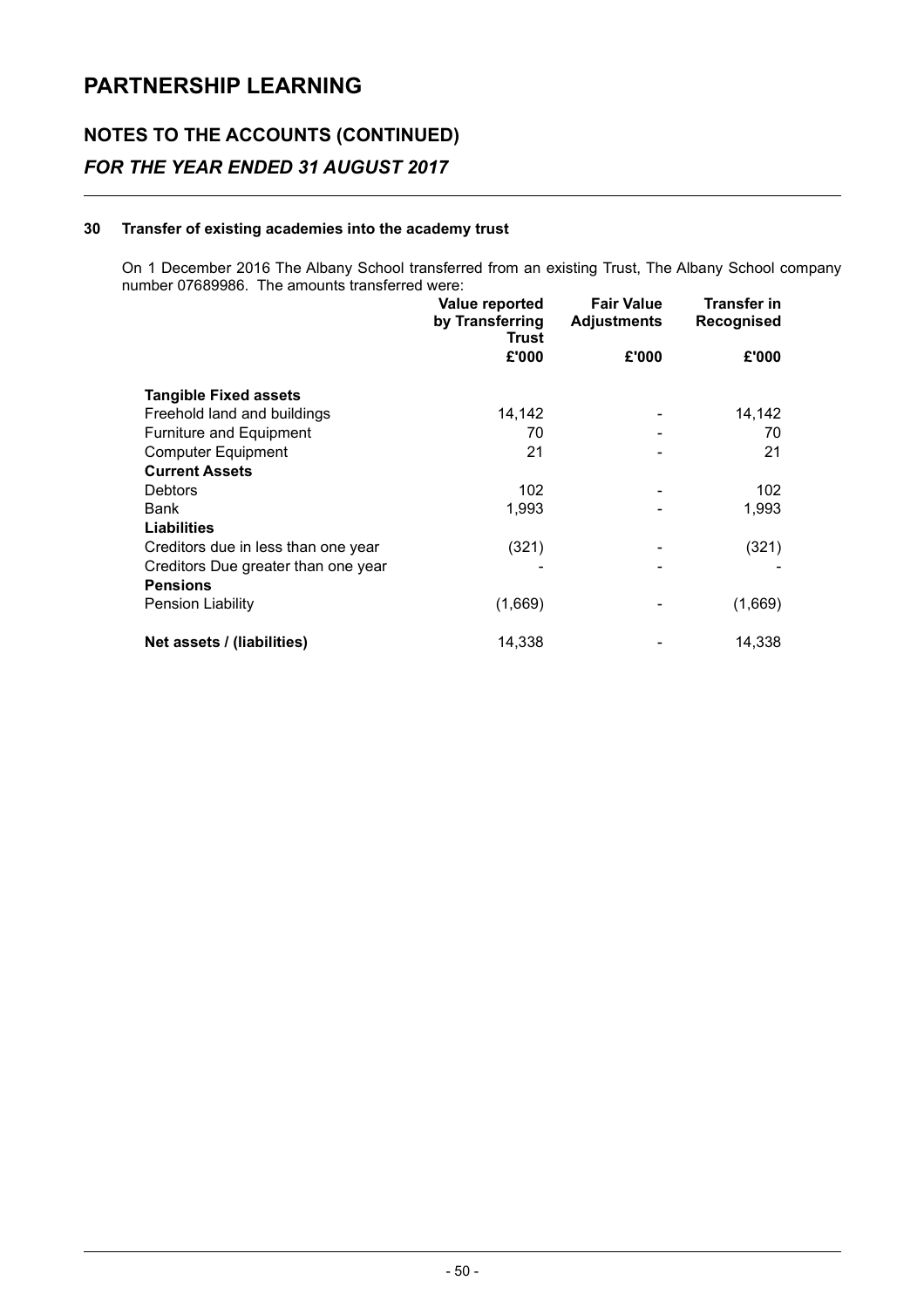# PARTNERSHIP LEARNING

## NOTES TO THE ACCOUNTS (CONTINUED)

### *FOR THE YEAR ENDED 31 AUGUST 2017*

#### 30 Transfer of existing academies into the academy trust

On 1 December 2016 The Albany School transferred from an existing Trust, The Albany School company number 07689986. The amounts transferred were:

| | Value reported by Transferring Trust | Fair Value Adjustments | Transfer in Recognised |
|---|---|---|---|
| | £'000 | £'000 | £'000 |
| **Tangible Fixed assets** | | | |
| Freehold land and buildings | 14,142 | - | 14,142 |
| Furniture and Equipment | 70 | - | 70 |
| Computer Equipment | 21 | - | 21 |
| **Current Assets** | | | |
| Debtors | 102 | - | 102 |
| Bank | 1,993 | - | 1,993 |
| **Liabilities** | | | |
| Creditors due in less than one year | (321) | - | (321) |
| Creditors Due greater than one year | - | - | - |
| **Pensions** | | | |
| Pension Liability | (1,669) | - | (1,669) |
| **Net assets / (liabilities)** | 14,338 | - | 14,338 |